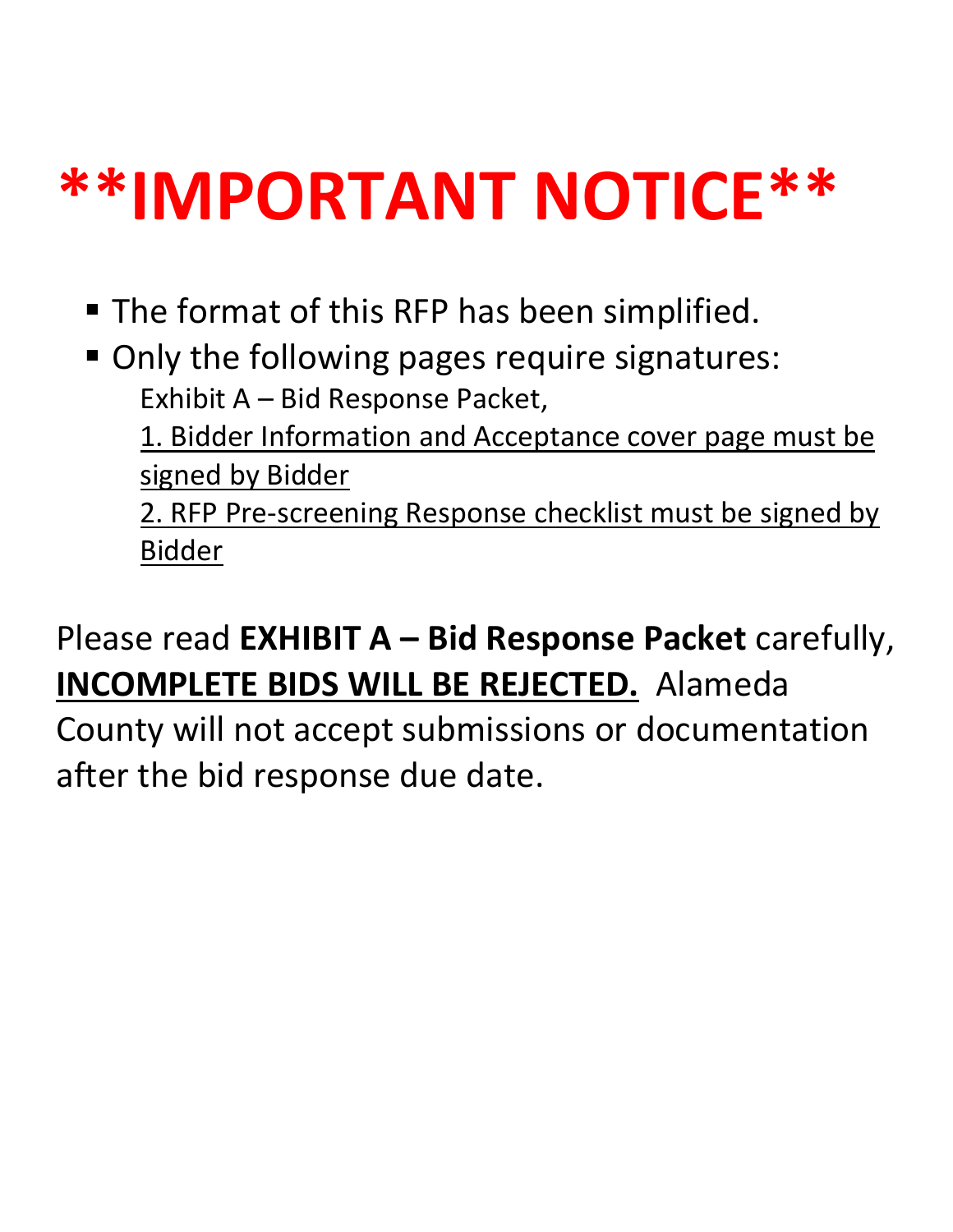# **IMPORTANT NOTICE**

- The format of this RFP has been simplified.
- Only the following pages require signatures:

  Exhibit A – Bid Response Packet,

  1. Bidder Information and Acceptance cover page must be signed by Bidder

  2. RFP Pre-screening Response checklist must be signed by Bidder

Please read **EXHIBIT A – Bid Response Packet** carefully, **INCOMPLETE BIDS WILL BE REJECTED.** Alameda County will not accept submissions or documentation after the bid response due date.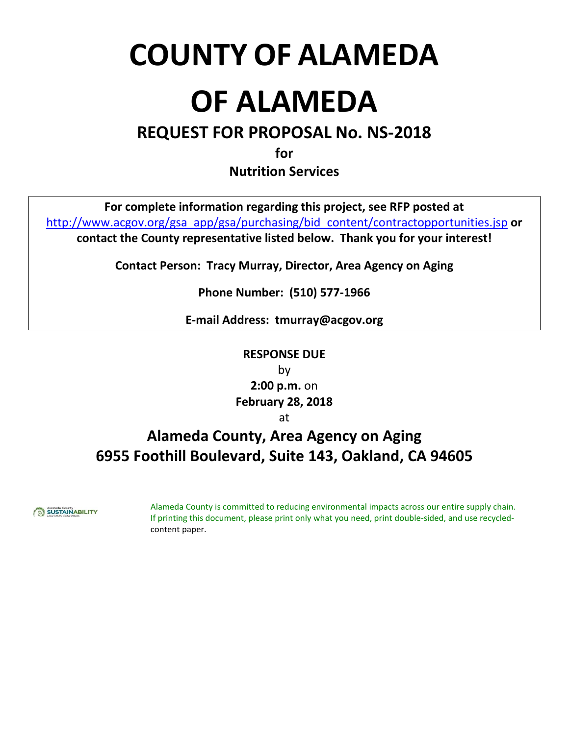# COUNTY OF ALAMEDA

# OF ALAMEDA

## REQUEST FOR PROPOSAL No. NS-2018

**for**

**Nutrition Services**

**For complete information regarding this project, see RFP posted at** http://www.acgov.org/gsa_app/gsa/purchasing/bid_content/contractopportunities.jsp **or contact the County representative listed below. Thank you for your interest!**

**Contact Person: Tracy Murray, Director, Area Agency on Aging**

**Phone Number: (510) 577-1966**

**E-mail Address: tmurray@acgov.org**

**RESPONSE DUE**

by

**2:00 p.m.** on

**February 28, 2018**

at

### Alameda County, Area Agency on Aging
### 6955 Foothill Boulevard, Suite 143, Oakland, CA 94605

Alameda County is committed to reducing environmental impacts across our entire supply chain. If printing this document, please print only what you need, print double-sided, and use recycled-content paper.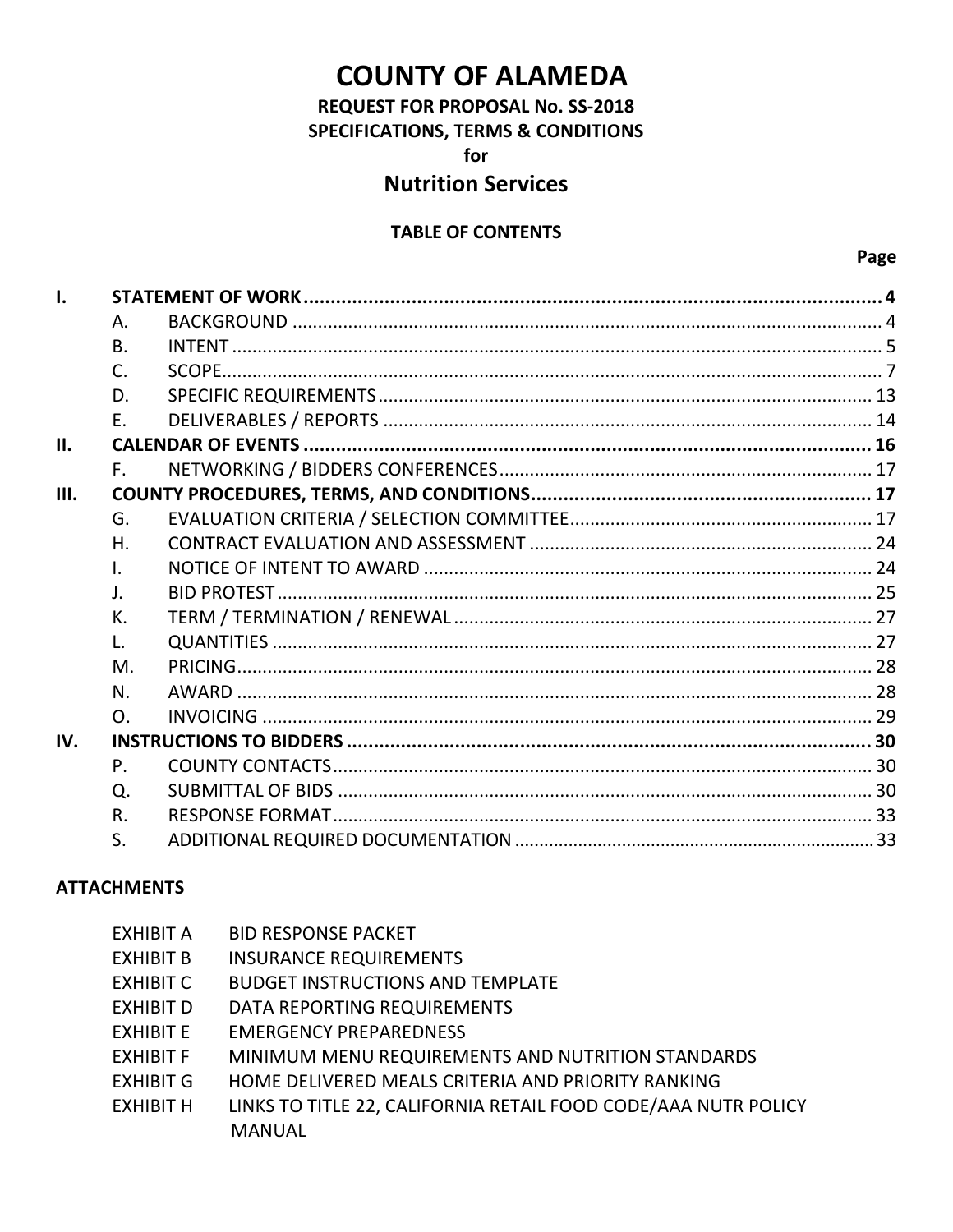# COUNTY OF ALAMEDA

## REQUEST FOR PROPOSAL No. SS-2018
## SPECIFICATIONS, TERMS & CONDITIONS
## for
## Nutrition Services

### TABLE OF CONTENTS

| | | | Page |
|---|---|---|---|
| **I.** | **STATEMENT OF WORK** | | **4** |
| | A. | BACKGROUND | 4 |
| | B. | INTENT | 5 |
| | C. | SCOPE | 7 |
| | D. | SPECIFIC REQUIREMENTS | 13 |
| | E. | DELIVERABLES / REPORTS | 14 |
| **II.** | **CALENDAR OF EVENTS** | | **16** |
| | F. | NETWORKING / BIDDERS CONFERENCES | 17 |
| **III.** | **COUNTY PROCEDURES, TERMS, AND CONDITIONS** | | **17** |
| | G. | EVALUATION CRITERIA / SELECTION COMMITTEE | 17 |
| | H. | CONTRACT EVALUATION AND ASSESSMENT | 24 |
| | I. | NOTICE OF INTENT TO AWARD | 24 |
| | J. | BID PROTEST | 25 |
| | K. | TERM / TERMINATION / RENEWAL | 27 |
| | L. | QUANTITIES | 27 |
| | M. | PRICING | 28 |
| | N. | AWARD | 28 |
| | O. | INVOICING | 29 |
| **IV.** | **INSTRUCTIONS TO BIDDERS** | | **30** |
| | P. | COUNTY CONTACTS | 30 |
| | Q. | SUBMITTAL OF BIDS | 30 |
| | R. | RESPONSE FORMAT | 33 |
| | S. | ADDITIONAL REQUIRED DOCUMENTATION | 33 |

**ATTACHMENTS**

EXHIBIT A BID RESPONSE PACKET
EXHIBIT B INSURANCE REQUIREMENTS
EXHIBIT C BUDGET INSTRUCTIONS AND TEMPLATE
EXHIBIT D DATA REPORTING REQUIREMENTS
EXHIBIT E EMERGENCY PREPAREDNESS
EXHIBIT F MINIMUM MENU REQUIREMENTS AND NUTRITION STANDARDS
EXHIBIT G HOME DELIVERED MEALS CRITERIA AND PRIORITY RANKING
EXHIBIT H LINKS TO TITLE 22, CALIFORNIA RETAIL FOOD CODE/AAA NUTR POLICY MANUAL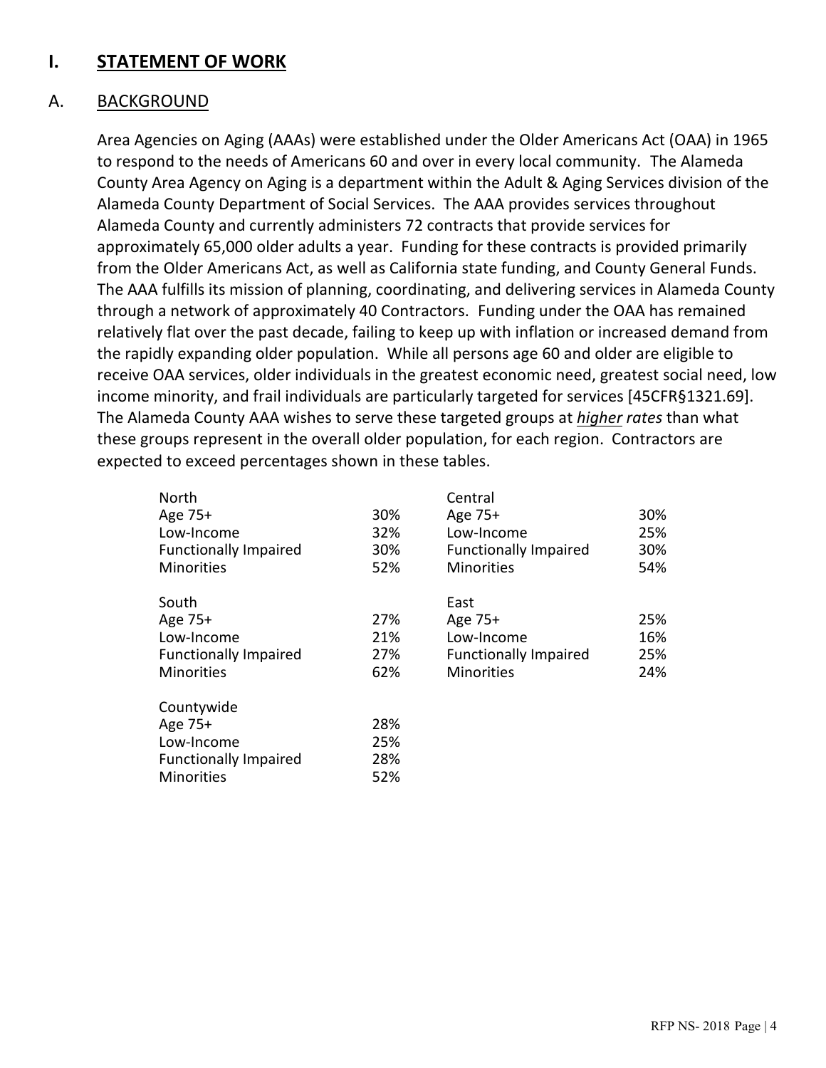# I. STATEMENT OF WORK

## A. BACKGROUND

Area Agencies on Aging (AAAs) were established under the Older Americans Act (OAA) in 1965 to respond to the needs of Americans 60 and over in every local community. The Alameda County Area Agency on Aging is a department within the Adult & Aging Services division of the Alameda County Department of Social Services. The AAA provides services throughout Alameda County and currently administers 72 contracts that provide services for approximately 65,000 older adults a year. Funding for these contracts is provided primarily from the Older Americans Act, as well as California state funding, and County General Funds. The AAA fulfills its mission of planning, coordinating, and delivering services in Alameda County through a network of approximately 40 Contractors. Funding under the OAA has remained relatively flat over the past decade, failing to keep up with inflation or increased demand from the rapidly expanding older population. While all persons age 60 and older are eligible to receive OAA services, older individuals in the greatest economic need, greatest social need, low income minority, and frail individuals are particularly targeted for services [45CFR§1321.69]. The Alameda County AAA wishes to serve these targeted groups at ***higher** rates* than what these groups represent in the overall older population, for each region. Contractors are expected to exceed percentages shown in these tables.

| North | |
|---|---|
| Age 75+ | 30% |
| Low-Income | 32% |
| Functionally Impaired | 30% |
| Minorities | 52% |

| Central | |
|---|---|
| Age 75+ | 30% |
| Low-Income | 25% |
| Functionally Impaired | 30% |
| Minorities | 54% |

| South | |
|---|---|
| Age 75+ | 27% |
| Low-Income | 21% |
| Functionally Impaired | 27% |
| Minorities | 62% |

| East | |
|---|---|
| Age 75+ | 25% |
| Low-Income | 16% |
| Functionally Impaired | 25% |
| Minorities | 24% |

| Countywide | |
|---|---|
| Age 75+ | 28% |
| Low-Income | 25% |
| Functionally Impaired | 28% |
| Minorities | 52% |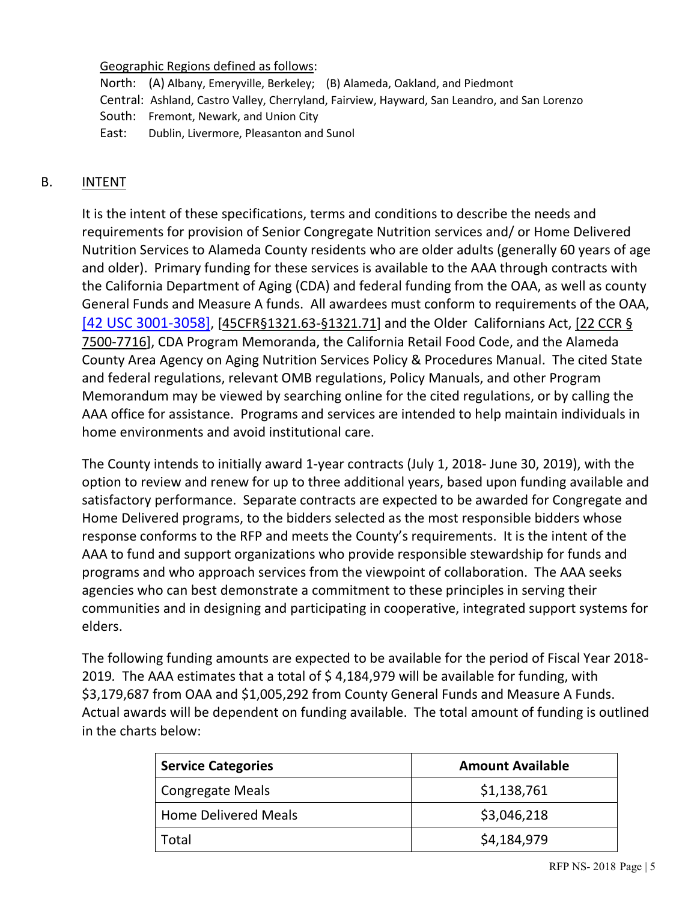Geographic Regions defined as follows:

North: (A) Albany, Emeryville, Berkeley; (B) Alameda, Oakland, and Piedmont
Central: Ashland, Castro Valley, Cherryland, Fairview, Hayward, San Leandro, and San Lorenzo
South: Fremont, Newark, and Union City
East: Dublin, Livermore, Pleasanton and Sunol

## B. INTENT

It is the intent of these specifications, terms and conditions to describe the needs and requirements for provision of Senior Congregate Nutrition services and/ or Home Delivered Nutrition Services to Alameda County residents who are older adults (generally 60 years of age and older). Primary funding for these services is available to the AAA through contracts with the California Department of Aging (CDA) and federal funding from the OAA, as well as county General Funds and Measure A funds. All awardees must conform to requirements of the OAA, [42 USC 3001-3058], [45CFR§1321.63-§1321.71] and the Older Californians Act, [22 CCR § 7500-7716], CDA Program Memoranda, the California Retail Food Code, and the Alameda County Area Agency on Aging Nutrition Services Policy & Procedures Manual. The cited State and federal regulations, relevant OMB regulations, Policy Manuals, and other Program Memorandum may be viewed by searching online for the cited regulations, or by calling the AAA office for assistance. Programs and services are intended to help maintain individuals in home environments and avoid institutional care.

The County intends to initially award 1-year contracts (July 1, 2018- June 30, 2019), with the option to review and renew for up to three additional years, based upon funding available and satisfactory performance. Separate contracts are expected to be awarded for Congregate and Home Delivered programs, to the bidders selected as the most responsible bidders whose response conforms to the RFP and meets the County's requirements. It is the intent of the AAA to fund and support organizations who provide responsible stewardship for funds and programs and who approach services from the viewpoint of collaboration. The AAA seeks agencies who can best demonstrate a commitment to these principles in serving their communities and in designing and participating in cooperative, integrated support systems for elders.

The following funding amounts are expected to be available for the period of Fiscal Year 2018-2019. The AAA estimates that a total of $ 4,184,979 will be available for funding, with $3,179,687 from OAA and $1,005,292 from County General Funds and Measure A Funds. Actual awards will be dependent on funding available. The total amount of funding is outlined in the charts below:

| Service Categories | Amount Available |
|---|---|
| Congregate Meals | $1,138,761 |
| Home Delivered Meals | $3,046,218 |
| Total | $4,184,979 |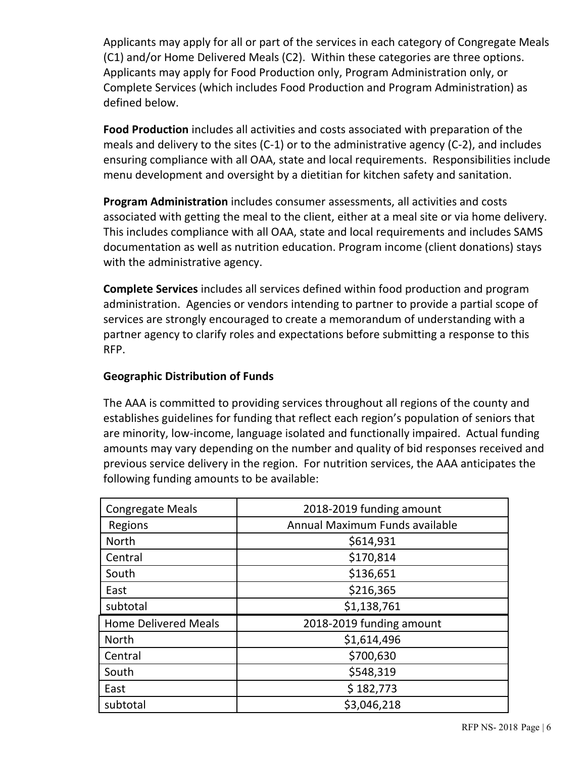Applicants may apply for all or part of the services in each category of Congregate Meals (C1) and/or Home Delivered Meals (C2). Within these categories are three options. Applicants may apply for Food Production only, Program Administration only, or Complete Services (which includes Food Production and Program Administration) as defined below.

**Food Production** includes all activities and costs associated with preparation of the meals and delivery to the sites (C-1) or to the administrative agency (C-2), and includes ensuring compliance with all OAA, state and local requirements. Responsibilities include menu development and oversight by a dietitian for kitchen safety and sanitation.

**Program Administration** includes consumer assessments, all activities and costs associated with getting the meal to the client, either at a meal site or via home delivery. This includes compliance with all OAA, state and local requirements and includes SAMS documentation as well as nutrition education. Program income (client donations) stays with the administrative agency.

**Complete Services** includes all services defined within food production and program administration. Agencies or vendors intending to partner to provide a partial scope of services are strongly encouraged to create a memorandum of understanding with a partner agency to clarify roles and expectations before submitting a response to this RFP.

**Geographic Distribution of Funds**

The AAA is committed to providing services throughout all regions of the county and establishes guidelines for funding that reflect each region's population of seniors that are minority, low-income, language isolated and functionally impaired. Actual funding amounts may vary depending on the number and quality of bid responses received and previous service delivery in the region. For nutrition services, the AAA anticipates the following funding amounts to be available:

| Congregate Meals | 2018-2019 funding amount |
|---|---|
| Regions | Annual Maximum Funds available |
| North | $614,931 |
| Central | $170,814 |
| South | $136,651 |
| East | $216,365 |
| subtotal | $1,138,761 |
| Home Delivered Meals | 2018-2019 funding amount |
| North | $1,614,496 |
| Central | $700,630 |
| South | $548,319 |
| East | $ 182,773 |
| subtotal | $3,046,218 |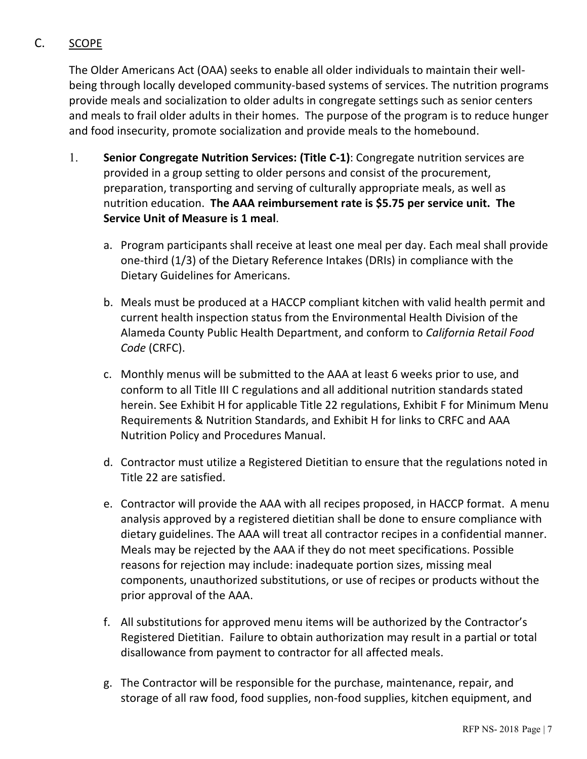## C. SCOPE

The Older Americans Act (OAA) seeks to enable all older individuals to maintain their well-being through locally developed community-based systems of services. The nutrition programs provide meals and socialization to older adults in congregate settings such as senior centers and meals to frail older adults in their homes. The purpose of the program is to reduce hunger and food insecurity, promote socialization and provide meals to the homebound.

1. **Senior Congregate Nutrition Services: (Title C-1)**: Congregate nutrition services are provided in a group setting to older persons and consist of the procurement, preparation, transporting and serving of culturally appropriate meals, as well as nutrition education. **The AAA reimbursement rate is $5.75 per service unit. The Service Unit of Measure is 1 meal**.

   a. Program participants shall receive at least one meal per day. Each meal shall provide one-third (1/3) of the Dietary Reference Intakes (DRIs) in compliance with the Dietary Guidelines for Americans.

   b. Meals must be produced at a HACCP compliant kitchen with valid health permit and current health inspection status from the Environmental Health Division of the Alameda County Public Health Department, and conform to *California Retail Food Code* (CRFC).

   c. Monthly menus will be submitted to the AAA at least 6 weeks prior to use, and conform to all Title III C regulations and all additional nutrition standards stated herein. See Exhibit H for applicable Title 22 regulations, Exhibit F for Minimum Menu Requirements & Nutrition Standards, and Exhibit H for links to CRFC and AAA Nutrition Policy and Procedures Manual.

   d. Contractor must utilize a Registered Dietitian to ensure that the regulations noted in Title 22 are satisfied.

   e. Contractor will provide the AAA with all recipes proposed, in HACCP format. A menu analysis approved by a registered dietitian shall be done to ensure compliance with dietary guidelines. The AAA will treat all contractor recipes in a confidential manner. Meals may be rejected by the AAA if they do not meet specifications. Possible reasons for rejection may include: inadequate portion sizes, missing meal components, unauthorized substitutions, or use of recipes or products without the prior approval of the AAA.

   f. All substitutions for approved menu items will be authorized by the Contractor's Registered Dietitian. Failure to obtain authorization may result in a partial or total disallowance from payment to contractor for all affected meals.

   g. The Contractor will be responsible for the purchase, maintenance, repair, and storage of all raw food, food supplies, non-food supplies, kitchen equipment, and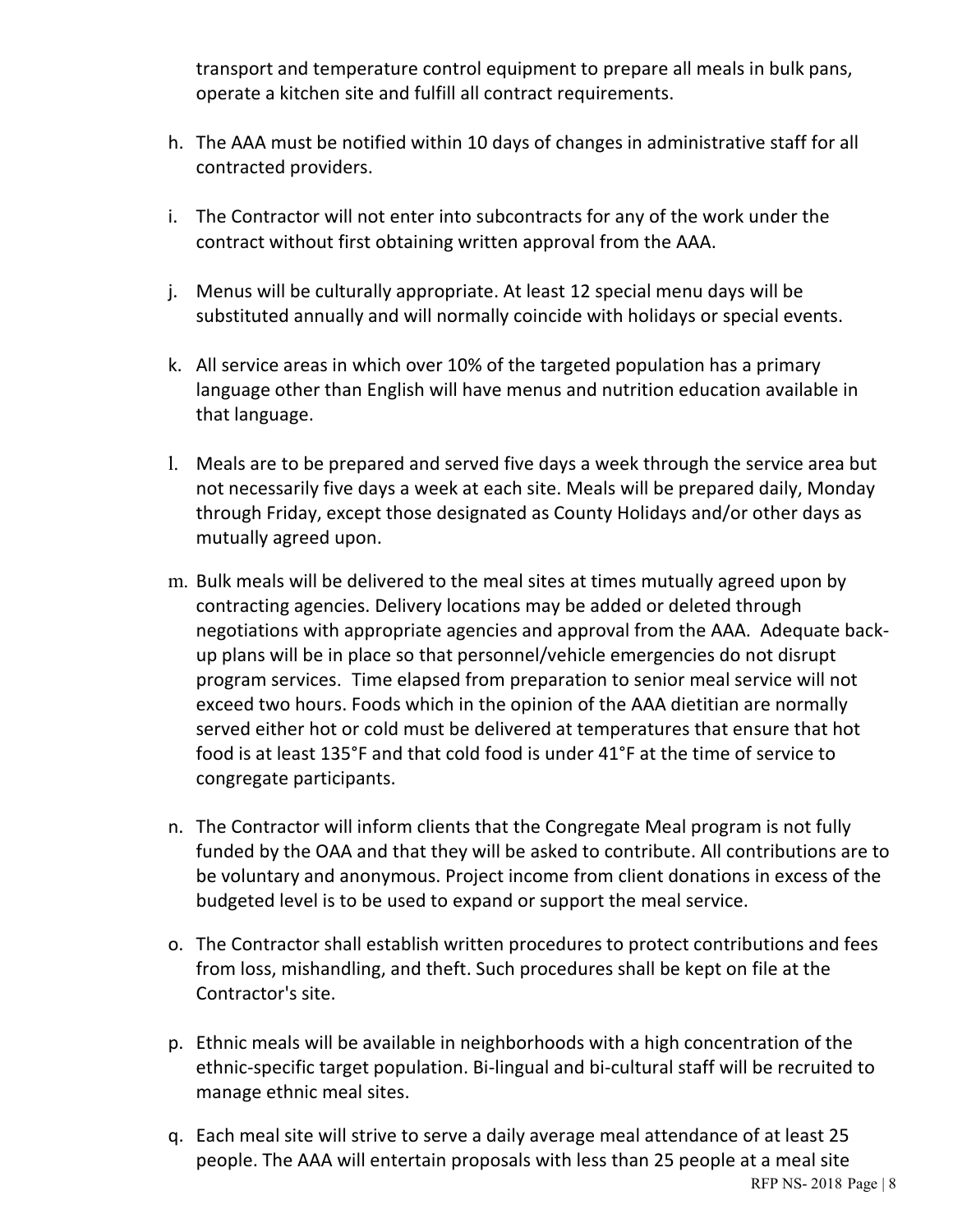transport and temperature control equipment to prepare all meals in bulk pans, operate a kitchen site and fulfill all contract requirements.

h. The AAA must be notified within 10 days of changes in administrative staff for all contracted providers.

i. The Contractor will not enter into subcontracts for any of the work under the contract without first obtaining written approval from the AAA.

j. Menus will be culturally appropriate. At least 12 special menu days will be substituted annually and will normally coincide with holidays or special events.

k. All service areas in which over 10% of the targeted population has a primary language other than English will have menus and nutrition education available in that language.

l. Meals are to be prepared and served five days a week through the service area but not necessarily five days a week at each site. Meals will be prepared daily, Monday through Friday, except those designated as County Holidays and/or other days as mutually agreed upon.

m. Bulk meals will be delivered to the meal sites at times mutually agreed upon by contracting agencies. Delivery locations may be added or deleted through negotiations with appropriate agencies and approval from the AAA. Adequate back-up plans will be in place so that personnel/vehicle emergencies do not disrupt program services. Time elapsed from preparation to senior meal service will not exceed two hours. Foods which in the opinion of the AAA dietitian are normally served either hot or cold must be delivered at temperatures that ensure that hot food is at least 135°F and that cold food is under 41°F at the time of service to congregate participants.

n. The Contractor will inform clients that the Congregate Meal program is not fully funded by the OAA and that they will be asked to contribute. All contributions are to be voluntary and anonymous. Project income from client donations in excess of the budgeted level is to be used to expand or support the meal service.

o. The Contractor shall establish written procedures to protect contributions and fees from loss, mishandling, and theft. Such procedures shall be kept on file at the Contractor's site.

p. Ethnic meals will be available in neighborhoods with a high concentration of the ethnic-specific target population. Bi-lingual and bi-cultural staff will be recruited to manage ethnic meal sites.

q. Each meal site will strive to serve a daily average meal attendance of at least 25 people. The AAA will entertain proposals with less than 25 people at a meal site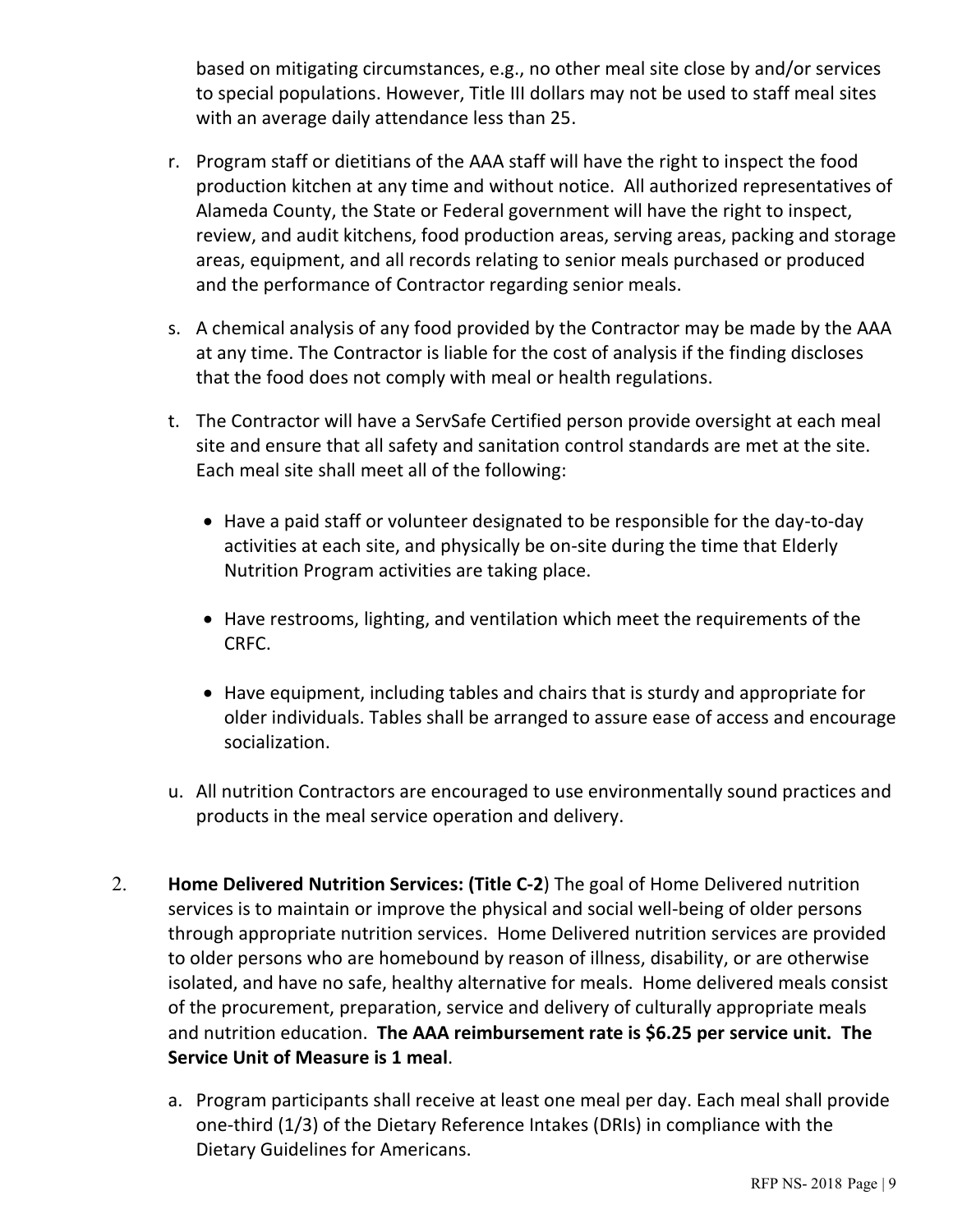based on mitigating circumstances, e.g., no other meal site close by and/or services to special populations. However, Title III dollars may not be used to staff meal sites with an average daily attendance less than 25.

r. Program staff or dietitians of the AAA staff will have the right to inspect the food production kitchen at any time and without notice. All authorized representatives of Alameda County, the State or Federal government will have the right to inspect, review, and audit kitchens, food production areas, serving areas, packing and storage areas, equipment, and all records relating to senior meals purchased or produced and the performance of Contractor regarding senior meals.

s. A chemical analysis of any food provided by the Contractor may be made by the AAA at any time. The Contractor is liable for the cost of analysis if the finding discloses that the food does not comply with meal or health regulations.

t. The Contractor will have a ServSafe Certified person provide oversight at each meal site and ensure that all safety and sanitation control standards are met at the site. Each meal site shall meet all of the following:

   - Have a paid staff or volunteer designated to be responsible for the day-to-day activities at each site, and physically be on-site during the time that Elderly Nutrition Program activities are taking place.
   - Have restrooms, lighting, and ventilation which meet the requirements of the CRFC.
   - Have equipment, including tables and chairs that is sturdy and appropriate for older individuals. Tables shall be arranged to assure ease of access and encourage socialization.

u. All nutrition Contractors are encouraged to use environmentally sound practices and products in the meal service operation and delivery.

2. **Home Delivered Nutrition Services: (Title C-2**) The goal of Home Delivered nutrition services is to maintain or improve the physical and social well-being of older persons through appropriate nutrition services. Home Delivered nutrition services are provided to older persons who are homebound by reason of illness, disability, or are otherwise isolated, and have no safe, healthy alternative for meals. Home delivered meals consist of the procurement, preparation, service and delivery of culturally appropriate meals and nutrition education. **The AAA reimbursement rate is $6.25 per service unit. The Service Unit of Measure is 1 meal**.

   a. Program participants shall receive at least one meal per day. Each meal shall provide one-third (1/3) of the Dietary Reference Intakes (DRIs) in compliance with the Dietary Guidelines for Americans.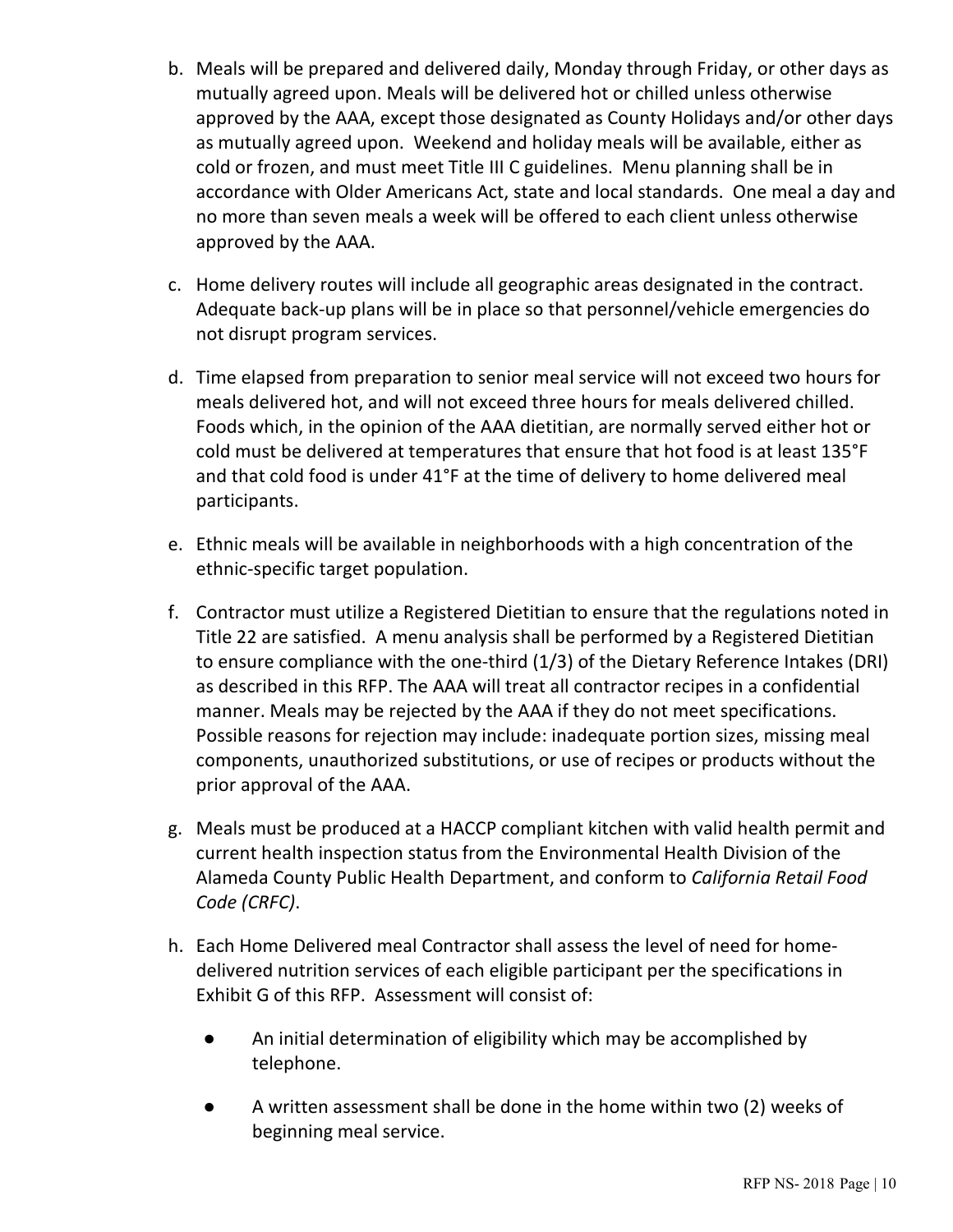b. Meals will be prepared and delivered daily, Monday through Friday, or other days as mutually agreed upon. Meals will be delivered hot or chilled unless otherwise approved by the AAA, except those designated as County Holidays and/or other days as mutually agreed upon. Weekend and holiday meals will be available, either as cold or frozen, and must meet Title III C guidelines. Menu planning shall be in accordance with Older Americans Act, state and local standards. One meal a day and no more than seven meals a week will be offered to each client unless otherwise approved by the AAA.

c. Home delivery routes will include all geographic areas designated in the contract. Adequate back-up plans will be in place so that personnel/vehicle emergencies do not disrupt program services.

d. Time elapsed from preparation to senior meal service will not exceed two hours for meals delivered hot, and will not exceed three hours for meals delivered chilled. Foods which, in the opinion of the AAA dietitian, are normally served either hot or cold must be delivered at temperatures that ensure that hot food is at least 135°F and that cold food is under 41°F at the time of delivery to home delivered meal participants.

e. Ethnic meals will be available in neighborhoods with a high concentration of the ethnic-specific target population.

f. Contractor must utilize a Registered Dietitian to ensure that the regulations noted in Title 22 are satisfied. A menu analysis shall be performed by a Registered Dietitian to ensure compliance with the one-third (1/3) of the Dietary Reference Intakes (DRI) as described in this RFP. The AAA will treat all contractor recipes in a confidential manner. Meals may be rejected by the AAA if they do not meet specifications. Possible reasons for rejection may include: inadequate portion sizes, missing meal components, unauthorized substitutions, or use of recipes or products without the prior approval of the AAA.

g. Meals must be produced at a HACCP compliant kitchen with valid health permit and current health inspection status from the Environmental Health Division of the Alameda County Public Health Department, and conform to *California Retail Food Code (CRFC)*.

h. Each Home Delivered meal Contractor shall assess the level of need for home-delivered nutrition services of each eligible participant per the specifications in Exhibit G of this RFP. Assessment will consist of:

   - An initial determination of eligibility which may be accomplished by telephone.
   - A written assessment shall be done in the home within two (2) weeks of beginning meal service.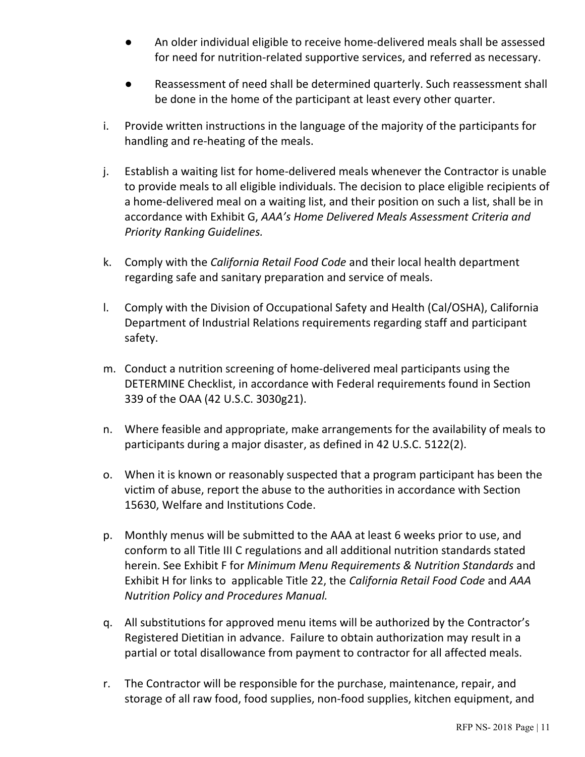- An older individual eligible to receive home-delivered meals shall be assessed for need for nutrition-related supportive services, and referred as necessary.
- Reassessment of need shall be determined quarterly. Such reassessment shall be done in the home of the participant at least every other quarter.

i. Provide written instructions in the language of the majority of the participants for handling and re-heating of the meals.

j. Establish a waiting list for home-delivered meals whenever the Contractor is unable to provide meals to all eligible individuals. The decision to place eligible recipients of a home-delivered meal on a waiting list, and their position on such a list, shall be in accordance with Exhibit G, *AAA's Home Delivered Meals Assessment Criteria and Priority Ranking Guidelines.*

k. Comply with the *California Retail Food Code* and their local health department regarding safe and sanitary preparation and service of meals.

l. Comply with the Division of Occupational Safety and Health (Cal/OSHA), California Department of Industrial Relations requirements regarding staff and participant safety.

m. Conduct a nutrition screening of home-delivered meal participants using the DETERMINE Checklist, in accordance with Federal requirements found in Section 339 of the OAA (42 U.S.C. 3030g21).

n. Where feasible and appropriate, make arrangements for the availability of meals to participants during a major disaster, as defined in 42 U.S.C. 5122(2).

o. When it is known or reasonably suspected that a program participant has been the victim of abuse, report the abuse to the authorities in accordance with Section 15630, Welfare and Institutions Code.

p. Monthly menus will be submitted to the AAA at least 6 weeks prior to use, and conform to all Title III C regulations and all additional nutrition standards stated herein. See Exhibit F for *Minimum Menu Requirements & Nutrition Standards* and Exhibit H for links to applicable Title 22, the *California Retail Food Code* and *AAA Nutrition Policy and Procedures Manual.*

q. All substitutions for approved menu items will be authorized by the Contractor's Registered Dietitian in advance. Failure to obtain authorization may result in a partial or total disallowance from payment to contractor for all affected meals.

r. The Contractor will be responsible for the purchase, maintenance, repair, and storage of all raw food, food supplies, non-food supplies, kitchen equipment, and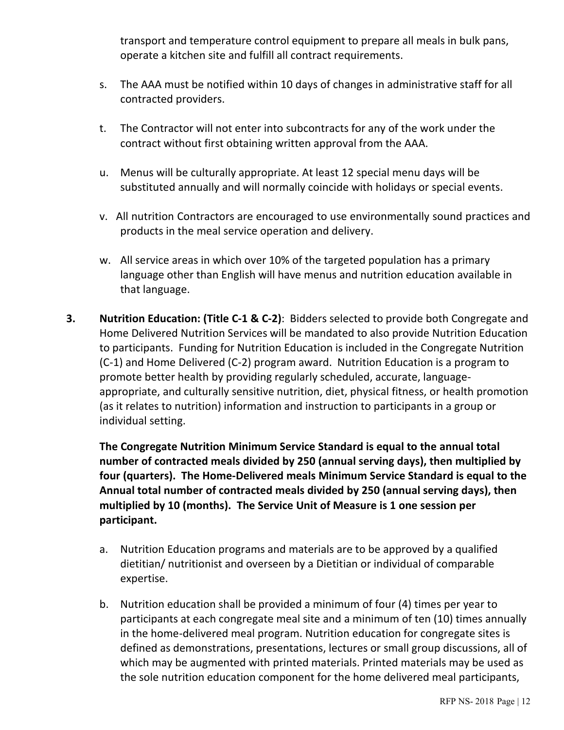transport and temperature control equipment to prepare all meals in bulk pans, operate a kitchen site and fulfill all contract requirements.

s. The AAA must be notified within 10 days of changes in administrative staff for all contracted providers.

t. The Contractor will not enter into subcontracts for any of the work under the contract without first obtaining written approval from the AAA.

u. Menus will be culturally appropriate. At least 12 special menu days will be substituted annually and will normally coincide with holidays or special events.

v. All nutrition Contractors are encouraged to use environmentally sound practices and products in the meal service operation and delivery.

w. All service areas in which over 10% of the targeted population has a primary language other than English will have menus and nutrition education available in that language.

**3. Nutrition Education: (Title C-1 & C-2)**: Bidders selected to provide both Congregate and Home Delivered Nutrition Services will be mandated to also provide Nutrition Education to participants. Funding for Nutrition Education is included in the Congregate Nutrition (C-1) and Home Delivered (C-2) program award. Nutrition Education is a program to promote better health by providing regularly scheduled, accurate, language-appropriate, and culturally sensitive nutrition, diet, physical fitness, or health promotion (as it relates to nutrition) information and instruction to participants in a group or individual setting.

**The Congregate Nutrition Minimum Service Standard is equal to the annual total number of contracted meals divided by 250 (annual serving days), then multiplied by four (quarters). The Home-Delivered meals Minimum Service Standard is equal to the Annual total number of contracted meals divided by 250 (annual serving days), then multiplied by 10 (months). The Service Unit of Measure is 1 one session per participant.**

a. Nutrition Education programs and materials are to be approved by a qualified dietitian/ nutritionist and overseen by a Dietitian or individual of comparable expertise.

b. Nutrition education shall be provided a minimum of four (4) times per year to participants at each congregate meal site and a minimum of ten (10) times annually in the home-delivered meal program. Nutrition education for congregate sites is defined as demonstrations, presentations, lectures or small group discussions, all of which may be augmented with printed materials. Printed materials may be used as the sole nutrition education component for the home delivered meal participants,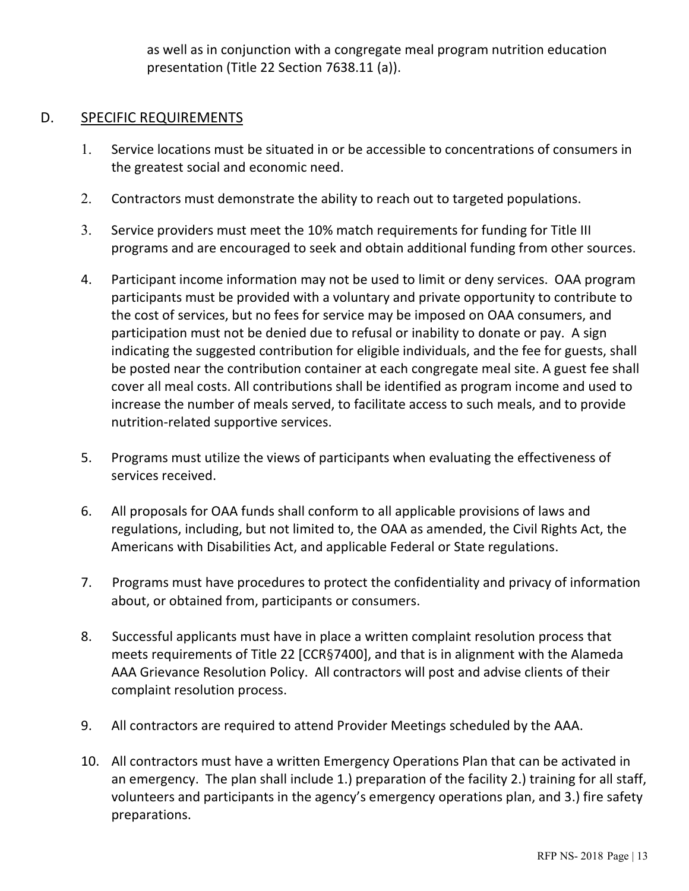as well as in conjunction with a congregate meal program nutrition education presentation (Title 22 Section 7638.11 (a)).

## D. SPECIFIC REQUIREMENTS

1. Service locations must be situated in or be accessible to concentrations of consumers in the greatest social and economic need.
2. Contractors must demonstrate the ability to reach out to targeted populations.
3. Service providers must meet the 10% match requirements for funding for Title III programs and are encouraged to seek and obtain additional funding from other sources.
4. Participant income information may not be used to limit or deny services. OAA program participants must be provided with a voluntary and private opportunity to contribute to the cost of services, but no fees for service may be imposed on OAA consumers, and participation must not be denied due to refusal or inability to donate or pay. A sign indicating the suggested contribution for eligible individuals, and the fee for guests, shall be posted near the contribution container at each congregate meal site. A guest fee shall cover all meal costs. All contributions shall be identified as program income and used to increase the number of meals served, to facilitate access to such meals, and to provide nutrition-related supportive services.
5. Programs must utilize the views of participants when evaluating the effectiveness of services received.
6. All proposals for OAA funds shall conform to all applicable provisions of laws and regulations, including, but not limited to, the OAA as amended, the Civil Rights Act, the Americans with Disabilities Act, and applicable Federal or State regulations.
7. Programs must have procedures to protect the confidentiality and privacy of information about, or obtained from, participants or consumers.
8. Successful applicants must have in place a written complaint resolution process that meets requirements of Title 22 [CCR§7400], and that is in alignment with the Alameda AAA Grievance Resolution Policy. All contractors will post and advise clients of their complaint resolution process.
9. All contractors are required to attend Provider Meetings scheduled by the AAA.
10. All contractors must have a written Emergency Operations Plan that can be activated in an emergency. The plan shall include 1.) preparation of the facility 2.) training for all staff, volunteers and participants in the agency's emergency operations plan, and 3.) fire safety preparations.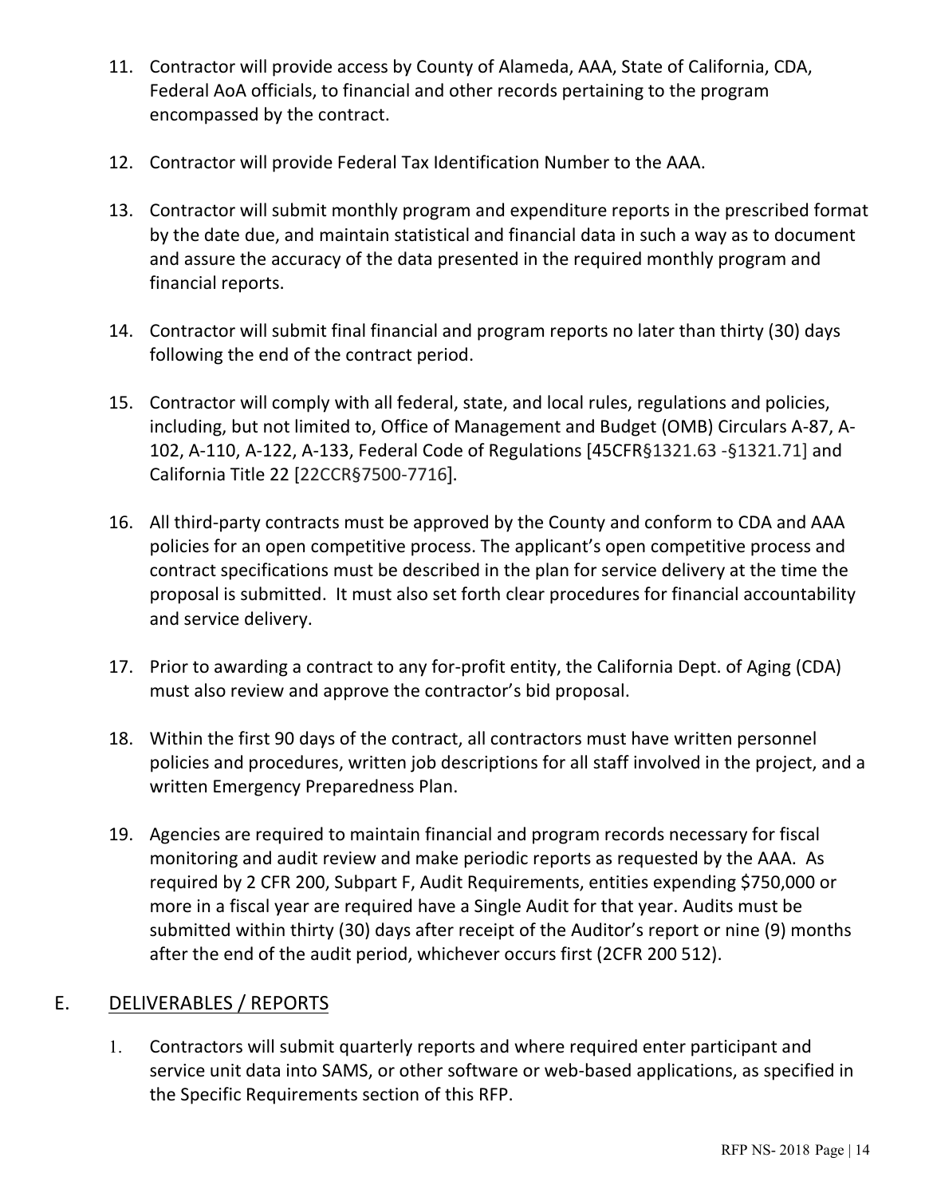11. Contractor will provide access by County of Alameda, AAA, State of California, CDA, Federal AoA officials, to financial and other records pertaining to the program encompassed by the contract.

12. Contractor will provide Federal Tax Identification Number to the AAA.

13. Contractor will submit monthly program and expenditure reports in the prescribed format by the date due, and maintain statistical and financial data in such a way as to document and assure the accuracy of the data presented in the required monthly program and financial reports.

14. Contractor will submit final financial and program reports no later than thirty (30) days following the end of the contract period.

15. Contractor will comply with all federal, state, and local rules, regulations and policies, including, but not limited to, Office of Management and Budget (OMB) Circulars A-87, A-102, A-110, A-122, A-133, Federal Code of Regulations [45CFR§1321.63 -§1321.71] and California Title 22 [22CCR§7500-7716].

16. All third-party contracts must be approved by the County and conform to CDA and AAA policies for an open competitive process. The applicant's open competitive process and contract specifications must be described in the plan for service delivery at the time the proposal is submitted. It must also set forth clear procedures for financial accountability and service delivery.

17. Prior to awarding a contract to any for-profit entity, the California Dept. of Aging (CDA) must also review and approve the contractor's bid proposal.

18. Within the first 90 days of the contract, all contractors must have written personnel policies and procedures, written job descriptions for all staff involved in the project, and a written Emergency Preparedness Plan.

19. Agencies are required to maintain financial and program records necessary for fiscal monitoring and audit review and make periodic reports as requested by the AAA. As required by 2 CFR 200, Subpart F, Audit Requirements, entities expending $750,000 or more in a fiscal year are required have a Single Audit for that year. Audits must be submitted within thirty (30) days after receipt of the Auditor's report or nine (9) months after the end of the audit period, whichever occurs first (2CFR 200 512).

## E. DELIVERABLES / REPORTS

1. Contractors will submit quarterly reports and where required enter participant and service unit data into SAMS, or other software or web-based applications, as specified in the Specific Requirements section of this RFP.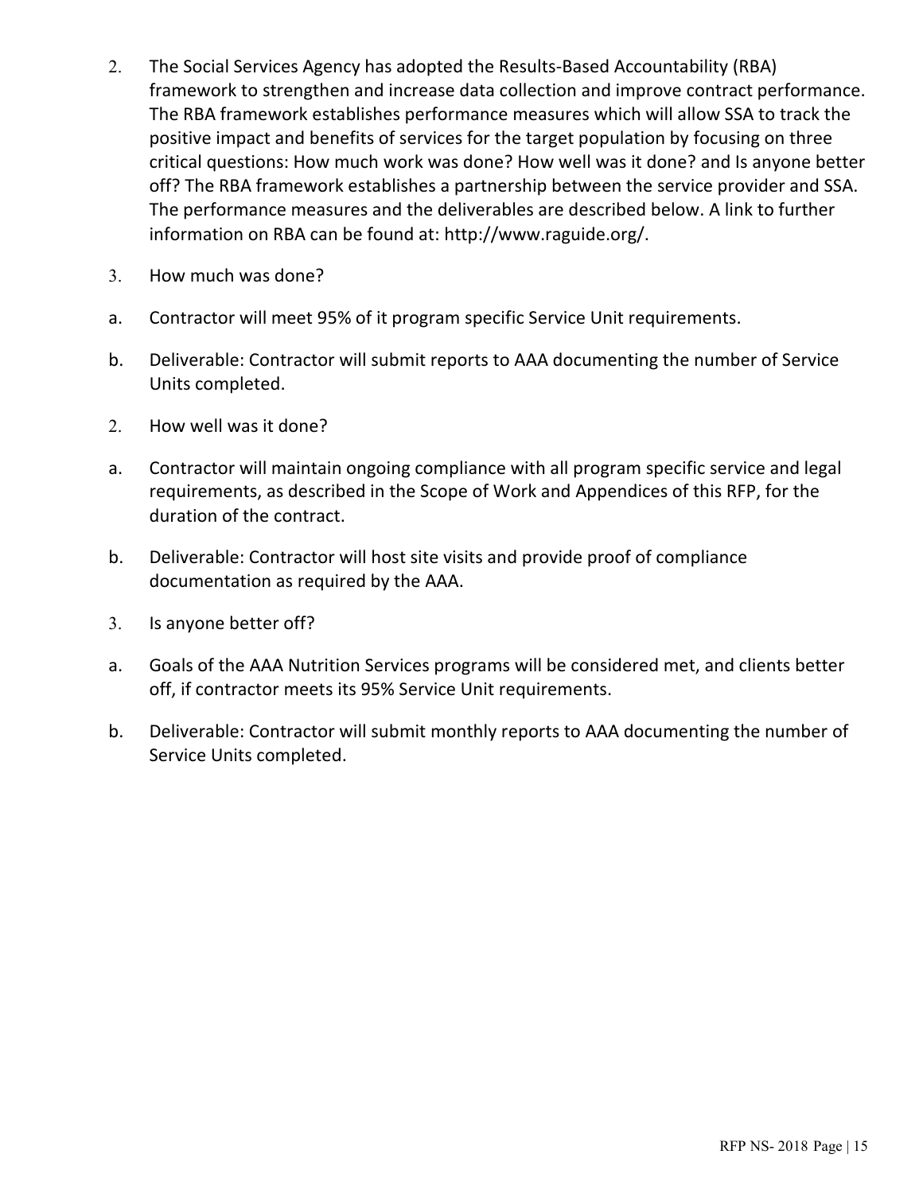2. The Social Services Agency has adopted the Results-Based Accountability (RBA) framework to strengthen and increase data collection and improve contract performance. The RBA framework establishes performance measures which will allow SSA to track the positive impact and benefits of services for the target population by focusing on three critical questions: How much work was done? How well was it done? and Is anyone better off? The RBA framework establishes a partnership between the service provider and SSA. The performance measures and the deliverables are described below. A link to further information on RBA can be found at: http://www.raguide.org/.

3. How much was done?

a. Contractor will meet 95% of it program specific Service Unit requirements.

b. Deliverable: Contractor will submit reports to AAA documenting the number of Service Units completed.

2. How well was it done?

a. Contractor will maintain ongoing compliance with all program specific service and legal requirements, as described in the Scope of Work and Appendices of this RFP, for the duration of the contract.

b. Deliverable: Contractor will host site visits and provide proof of compliance documentation as required by the AAA.

3. Is anyone better off?

a. Goals of the AAA Nutrition Services programs will be considered met, and clients better off, if contractor meets its 95% Service Unit requirements.

b. Deliverable: Contractor will submit monthly reports to AAA documenting the number of Service Units completed.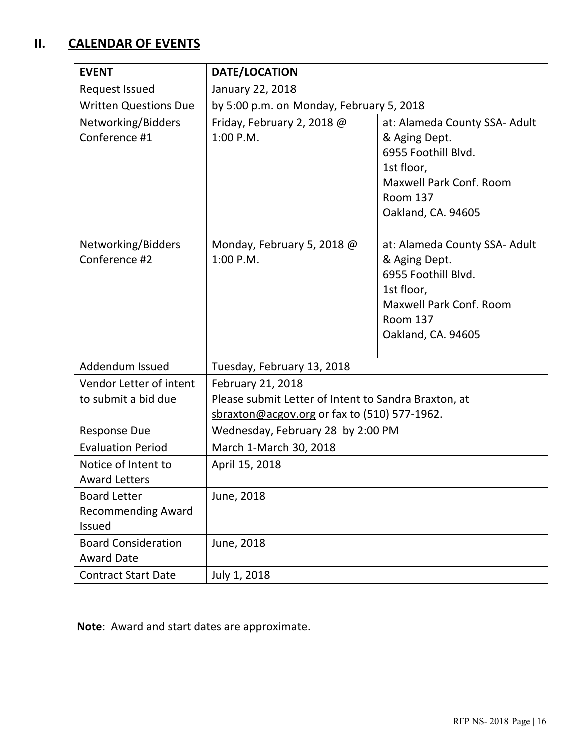## II. CALENDAR OF EVENTS

| EVENT | DATE/LOCATION | |
|---|---|---|
| Request Issued | January 22, 2018 | |
| Written Questions Due | by 5:00 p.m. on Monday, February 5, 2018 | |
| Networking/Bidders Conference #1 | Friday, February 2, 2018 @ 1:00 P.M. | at: Alameda County SSA- Adult & Aging Dept. 6955 Foothill Blvd. 1st floor, Maxwell Park Conf. Room Room 137 Oakland, CA. 94605 |
| Networking/Bidders Conference #2 | Monday, February 5, 2018 @ 1:00 P.M. | at: Alameda County SSA- Adult & Aging Dept. 6955 Foothill Blvd. 1st floor, Maxwell Park Conf. Room Room 137 Oakland, CA. 94605 |
| Addendum Issued | Tuesday, February 13, 2018 | |
| Vendor Letter of intent to submit a bid due | February 21, 2018 Please submit Letter of Intent to Sandra Braxton, at sbraxton@acgov.org or fax to (510) 577-1962. | |
| Response Due | Wednesday, February 28 by 2:00 PM | |
| Evaluation Period | March 1-March 30, 2018 | |
| Notice of Intent to Award Letters | April 15, 2018 | |
| Board Letter Recommending Award Issued | June, 2018 | |
| Board Consideration Award Date | June, 2018 | |
| Contract Start Date | July 1, 2018 | |

**Note**: Award and start dates are approximate.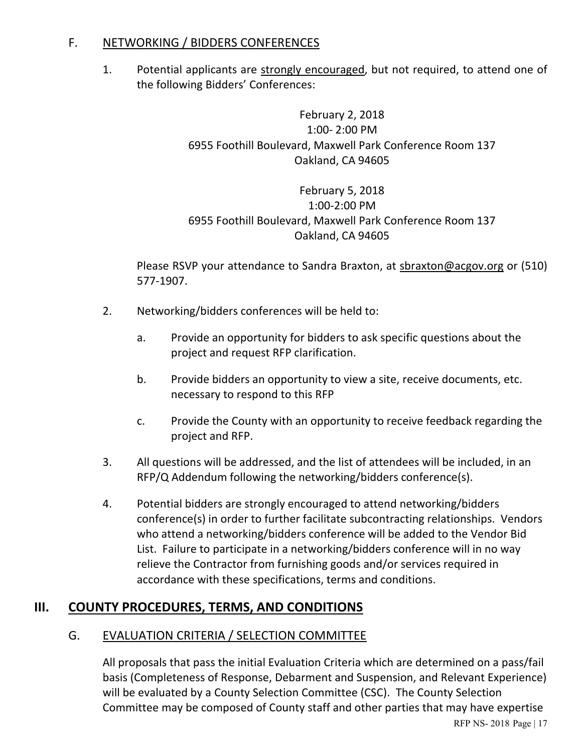### F. NETWORKING / BIDDERS CONFERENCES

1. Potential applicants are strongly encouraged, but not required, to attend one of the following Bidders' Conferences:

   February 2, 2018
   1:00- 2:00 PM
   6955 Foothill Boulevard, Maxwell Park Conference Room 137
   Oakland, CA 94605

   February 5, 2018
   1:00-2:00 PM
   6955 Foothill Boulevard, Maxwell Park Conference Room 137
   Oakland, CA 94605

   Please RSVP your attendance to Sandra Braxton, at sbraxton@acgov.org or (510) 577-1907.

2. Networking/bidders conferences will be held to:

   a. Provide an opportunity for bidders to ask specific questions about the project and request RFP clarification.

   b. Provide bidders an opportunity to view a site, receive documents, etc. necessary to respond to this RFP

   c. Provide the County with an opportunity to receive feedback regarding the project and RFP.

3. All questions will be addressed, and the list of attendees will be included, in an RFP/Q Addendum following the networking/bidders conference(s).

4. Potential bidders are strongly encouraged to attend networking/bidders conference(s) in order to further facilitate subcontracting relationships. Vendors who attend a networking/bidders conference will be added to the Vendor Bid List. Failure to participate in a networking/bidders conference will in no way relieve the Contractor from furnishing goods and/or services required in accordance with these specifications, terms and conditions.

## III. COUNTY PROCEDURES, TERMS, AND CONDITIONS

### G. EVALUATION CRITERIA / SELECTION COMMITTEE

All proposals that pass the initial Evaluation Criteria which are determined on a pass/fail basis (Completeness of Response, Debarment and Suspension, and Relevant Experience) will be evaluated by a County Selection Committee (CSC). The County Selection Committee may be composed of County staff and other parties that may have expertise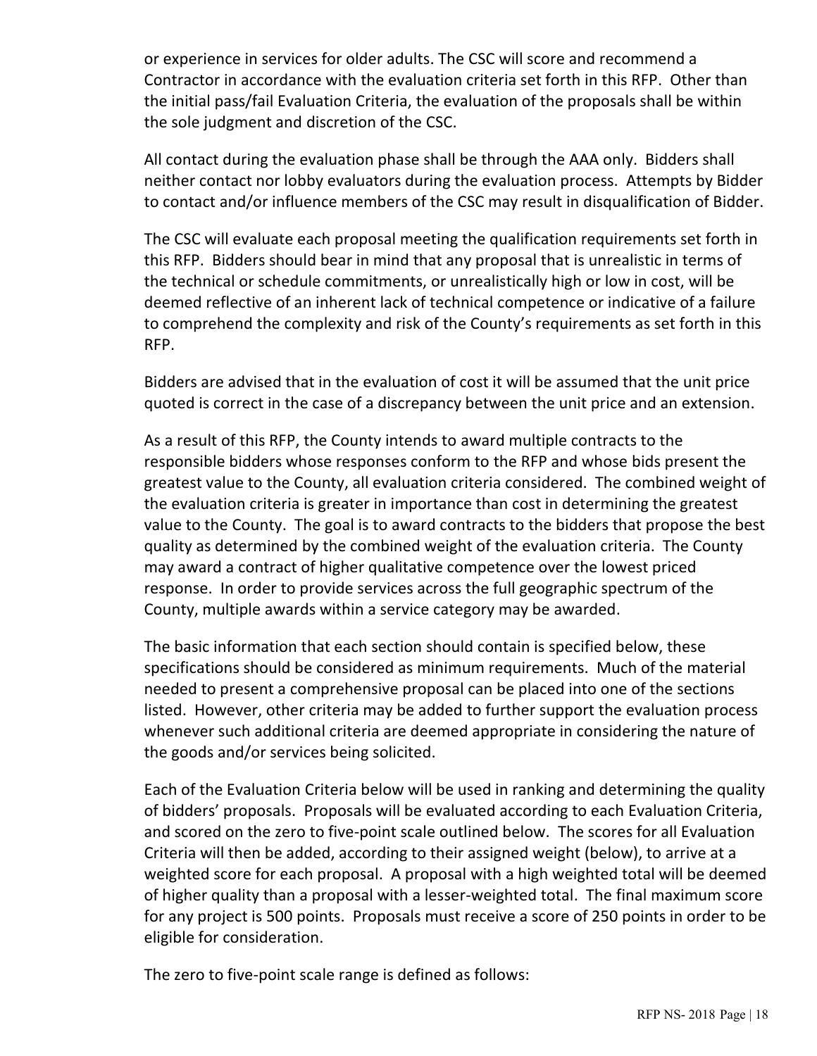or experience in services for older adults. The CSC will score and recommend a Contractor in accordance with the evaluation criteria set forth in this RFP. Other than the initial pass/fail Evaluation Criteria, the evaluation of the proposals shall be within the sole judgment and discretion of the CSC.

All contact during the evaluation phase shall be through the AAA only. Bidders shall neither contact nor lobby evaluators during the evaluation process. Attempts by Bidder to contact and/or influence members of the CSC may result in disqualification of Bidder.

The CSC will evaluate each proposal meeting the qualification requirements set forth in this RFP. Bidders should bear in mind that any proposal that is unrealistic in terms of the technical or schedule commitments, or unrealistically high or low in cost, will be deemed reflective of an inherent lack of technical competence or indicative of a failure to comprehend the complexity and risk of the County's requirements as set forth in this RFP.

Bidders are advised that in the evaluation of cost it will be assumed that the unit price quoted is correct in the case of a discrepancy between the unit price and an extension.

As a result of this RFP, the County intends to award multiple contracts to the responsible bidders whose responses conform to the RFP and whose bids present the greatest value to the County, all evaluation criteria considered. The combined weight of the evaluation criteria is greater in importance than cost in determining the greatest value to the County. The goal is to award contracts to the bidders that propose the best quality as determined by the combined weight of the evaluation criteria. The County may award a contract of higher qualitative competence over the lowest priced response. In order to provide services across the full geographic spectrum of the County, multiple awards within a service category may be awarded.

The basic information that each section should contain is specified below, these specifications should be considered as minimum requirements. Much of the material needed to present a comprehensive proposal can be placed into one of the sections listed. However, other criteria may be added to further support the evaluation process whenever such additional criteria are deemed appropriate in considering the nature of the goods and/or services being solicited.

Each of the Evaluation Criteria below will be used in ranking and determining the quality of bidders' proposals. Proposals will be evaluated according to each Evaluation Criteria, and scored on the zero to five-point scale outlined below. The scores for all Evaluation Criteria will then be added, according to their assigned weight (below), to arrive at a weighted score for each proposal. A proposal with a high weighted total will be deemed of higher quality than a proposal with a lesser-weighted total. The final maximum score for any project is 500 points. Proposals must receive a score of 250 points in order to be eligible for consideration.

The zero to five-point scale range is defined as follows: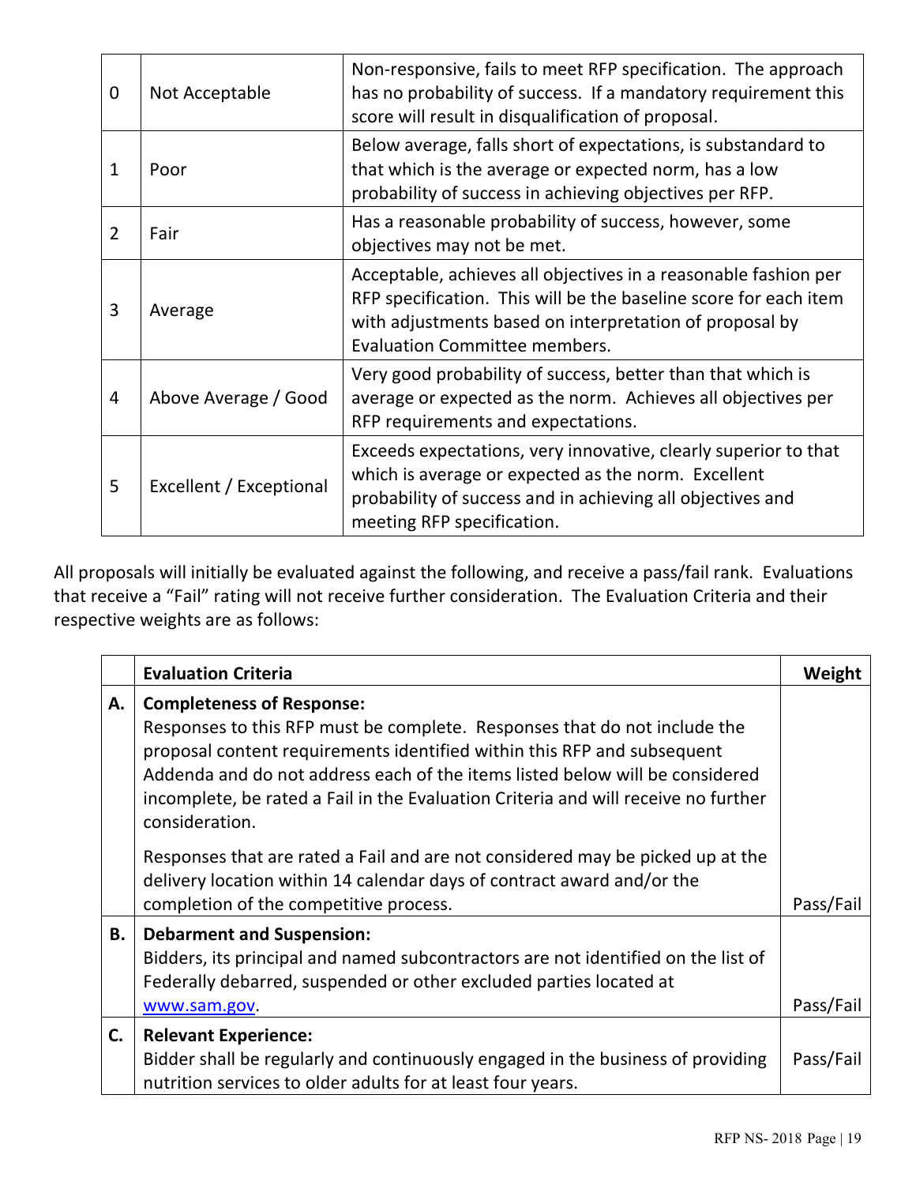| | | |
|---|---|---|
| 0 | Not Acceptable | Non-responsive, fails to meet RFP specification. The approach has no probability of success. If a mandatory requirement this score will result in disqualification of proposal. |
| 1 | Poor | Below average, falls short of expectations, is substandard to that which is the average or expected norm, has a low probability of success in achieving objectives per RFP. |
| 2 | Fair | Has a reasonable probability of success, however, some objectives may not be met. |
| 3 | Average | Acceptable, achieves all objectives in a reasonable fashion per RFP specification. This will be the baseline score for each item with adjustments based on interpretation of proposal by Evaluation Committee members. |
| 4 | Above Average / Good | Very good probability of success, better than that which is average or expected as the norm. Achieves all objectives per RFP requirements and expectations. |
| 5 | Excellent / Exceptional | Exceeds expectations, very innovative, clearly superior to that which is average or expected as the norm. Excellent probability of success and in achieving all objectives and meeting RFP specification. |

All proposals will initially be evaluated against the following, and receive a pass/fail rank. Evaluations that receive a "Fail" rating will not receive further consideration. The Evaluation Criteria and their respective weights are as follows:

| | **Evaluation Criteria** | **Weight** |
|---|---|---|
| **A.** | **Completeness of Response:**<br>Responses to this RFP must be complete. Responses that do not include the proposal content requirements identified within this RFP and subsequent Addenda and do not address each of the items listed below will be considered incomplete, be rated a Fail in the Evaluation Criteria and will receive no further consideration.<br><br>Responses that are rated a Fail and are not considered may be picked up at the delivery location within 14 calendar days of contract award and/or the completion of the competitive process. | Pass/Fail |
| **B.** | **Debarment and Suspension:**<br>Bidders, its principal and named subcontractors are not identified on the list of Federally debarred, suspended or other excluded parties located at www.sam.gov. | Pass/Fail |
| **C.** | **Relevant Experience:**<br>Bidder shall be regularly and continuously engaged in the business of providing nutrition services to older adults for at least four years. | Pass/Fail |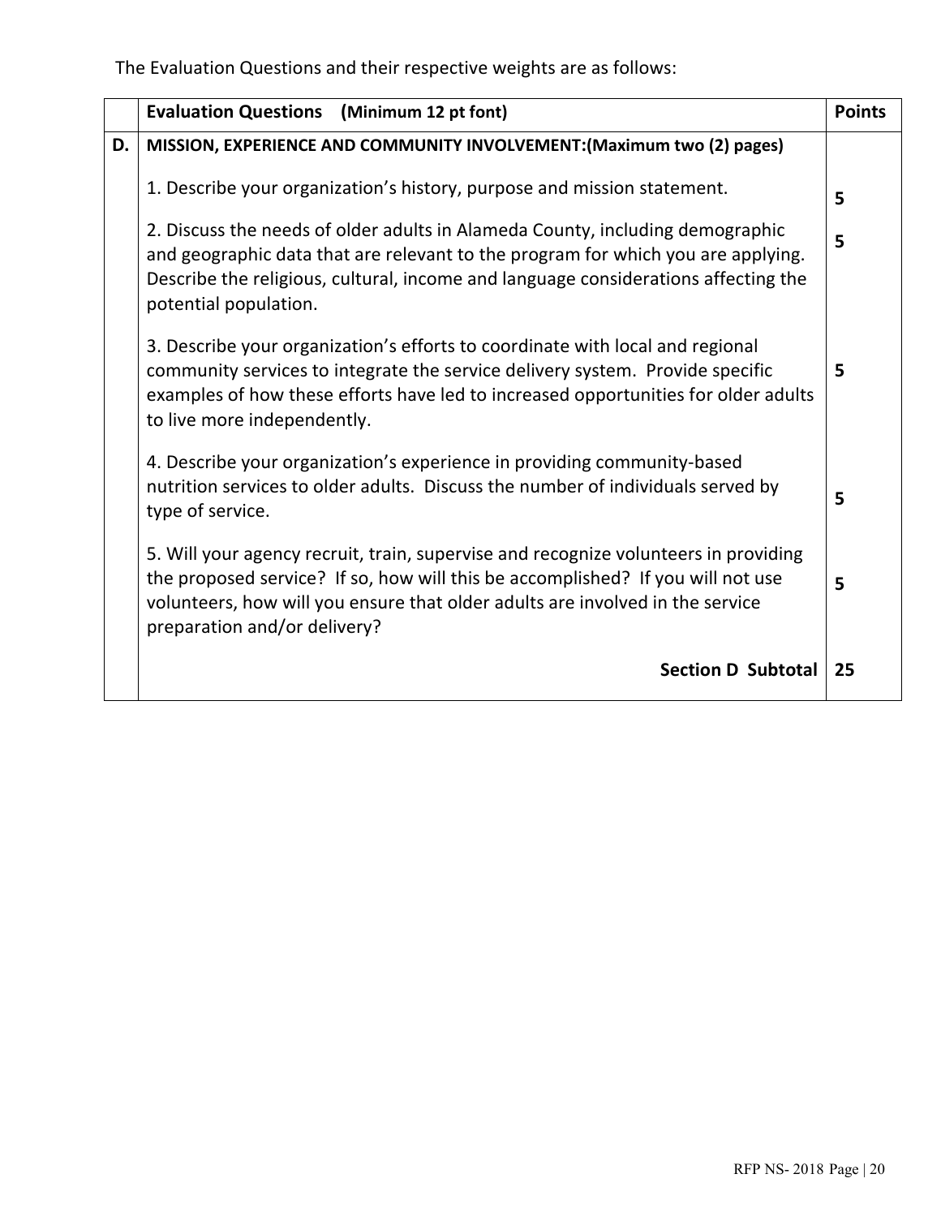The Evaluation Questions and their respective weights are as follows:

| | **Evaluation Questions (Minimum 12 pt font)** | **Points** |
|---|---|---|
| **D.** | **MISSION, EXPERIENCE AND COMMUNITY INVOLVEMENT:(Maximum two (2) pages)** | |
| | 1. Describe your organization's history, purpose and mission statement. | **5** |
| | 2. Discuss the needs of older adults in Alameda County, including demographic and geographic data that are relevant to the program for which you are applying. Describe the religious, cultural, income and language considerations affecting the potential population. | **5** |
| | 3. Describe your organization's efforts to coordinate with local and regional community services to integrate the service delivery system. Provide specific examples of how these efforts have led to increased opportunities for older adults to live more independently. | **5** |
| | 4. Describe your organization's experience in providing community-based nutrition services to older adults. Discuss the number of individuals served by type of service. | **5** |
| | 5. Will your agency recruit, train, supervise and recognize volunteers in providing the proposed service? If so, how will this be accomplished? If you will not use volunteers, how will you ensure that older adults are involved in the service preparation and/or delivery? | **5** |
| | **Section D Subtotal** | **25** |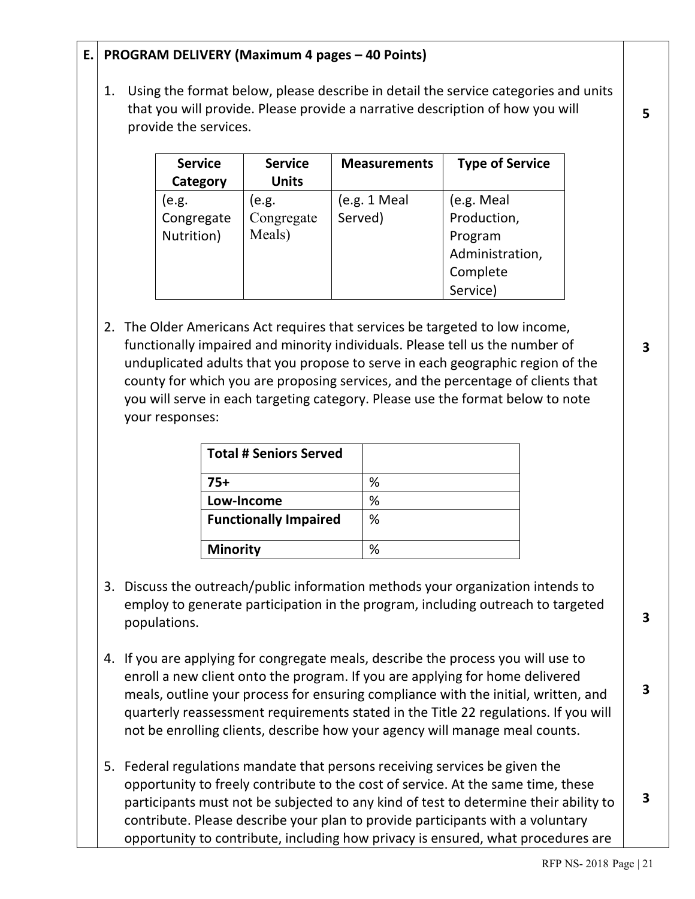## E. PROGRAM DELIVERY (Maximum 4 pages – 40 Points)

1. Using the format below, please describe in detail the service categories and units that you will provide. Please provide a narrative description of how you will provide the services. **5**

| Service Category | Service Units | Measurements | Type of Service |
|---|---|---|---|
| (e.g. Congregate Nutrition) | (e.g. Congregate Meals) | (e.g. 1 Meal Served) | (e.g. Meal Production, Program Administration, Complete Service) |

2. The Older Americans Act requires that services be targeted to low income, functionally impaired and minority individuals. Please tell us the number of unduplicated adults that you propose to serve in each geographic region of the county for which you are proposing services, and the percentage of clients that you will serve in each targeting category. Please use the format below to note your responses: **3**

| Total # Seniors Served | |
|---|---|
| 75+ | % |
| Low-Income | % |
| Functionally Impaired | % |
| Minority | % |

3. Discuss the outreach/public information methods your organization intends to employ to generate participation in the program, including outreach to targeted populations. **3**

4. If you are applying for congregate meals, describe the process you will use to enroll a new client onto the program. If you are applying for home delivered meals, outline your process for ensuring compliance with the initial, written, and quarterly reassessment requirements stated in the Title 22 regulations. If you will not be enrolling clients, describe how your agency will manage meal counts. **3**

5. Federal regulations mandate that persons receiving services be given the opportunity to freely contribute to the cost of service. At the same time, these participants must not be subjected to any kind of test to determine their ability to contribute. Please describe your plan to provide participants with a voluntary opportunity to contribute, including how privacy is ensured, what procedures are **3**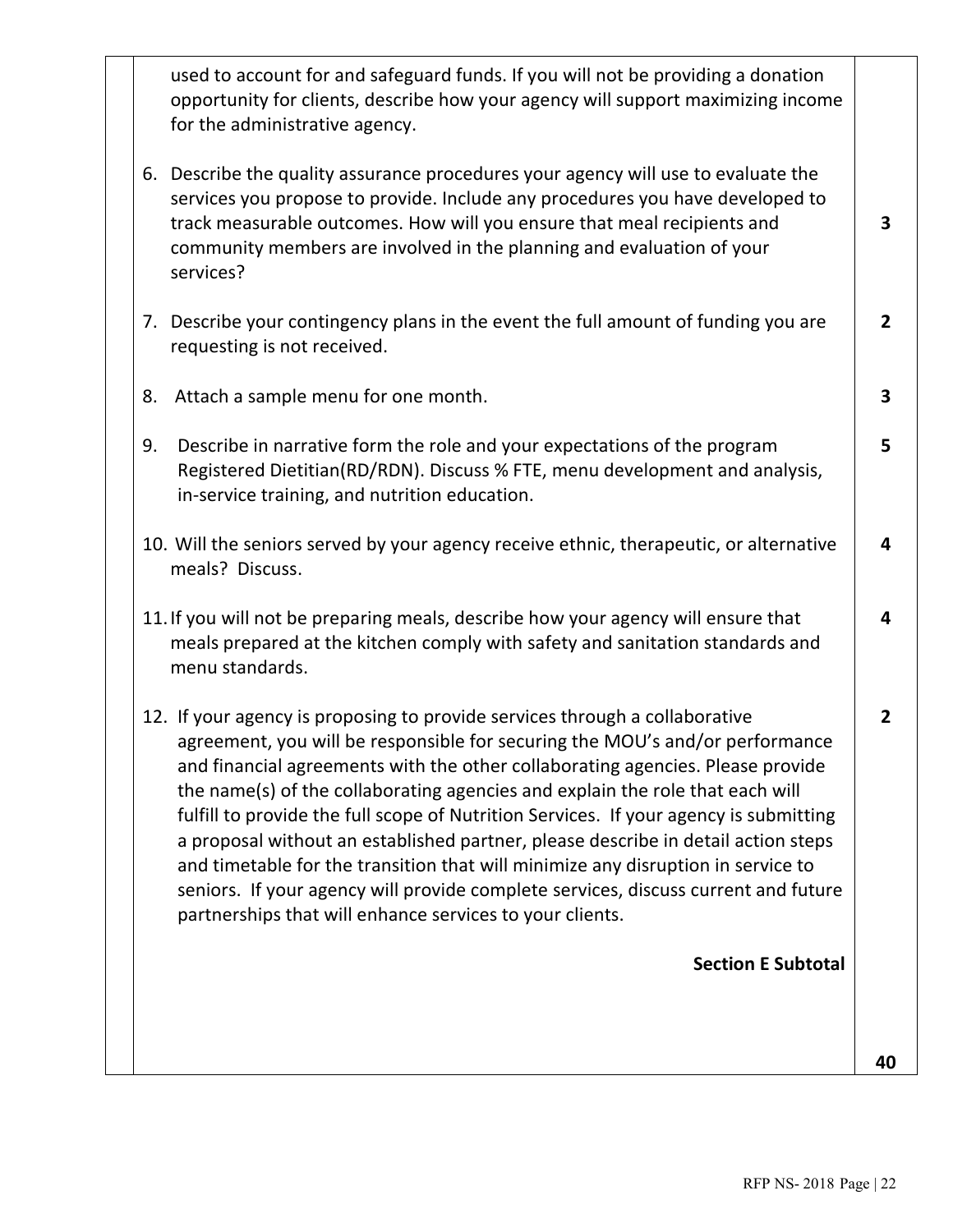| | | |
|---|---|---|
| | used to account for and safeguard funds. If you will not be providing a donation opportunity for clients, describe how your agency will support maximizing income for the administrative agency. | |
| | 6. Describe the quality assurance procedures your agency will use to evaluate the services you propose to provide. Include any procedures you have developed to track measurable outcomes. How will you ensure that meal recipients and community members are involved in the planning and evaluation of your services? | **3** |
| | 7. Describe your contingency plans in the event the full amount of funding you are requesting is not received. | **2** |
| | 8. Attach a sample menu for one month. | **3** |
| | 9. Describe in narrative form the role and your expectations of the program Registered Dietitian(RD/RDN). Discuss % FTE, menu development and analysis, in-service training, and nutrition education. | **5** |
| | 10. Will the seniors served by your agency receive ethnic, therapeutic, or alternative meals? Discuss. | **4** |
| | 11. If you will not be preparing meals, describe how your agency will ensure that meals prepared at the kitchen comply with safety and sanitation standards and menu standards. | **4** |
| | 12. If your agency is proposing to provide services through a collaborative agreement, you will be responsible for securing the MOU's and/or performance and financial agreements with the other collaborating agencies. Please provide the name(s) of the collaborating agencies and explain the role that each will fulfill to provide the full scope of Nutrition Services. If your agency is submitting a proposal without an established partner, please describe in detail action steps and timetable for the transition that will minimize any disruption in service to seniors. If your agency will provide complete services, discuss current and future partnerships that will enhance services to your clients. | **2** |
| | **Section E Subtotal** | **40** |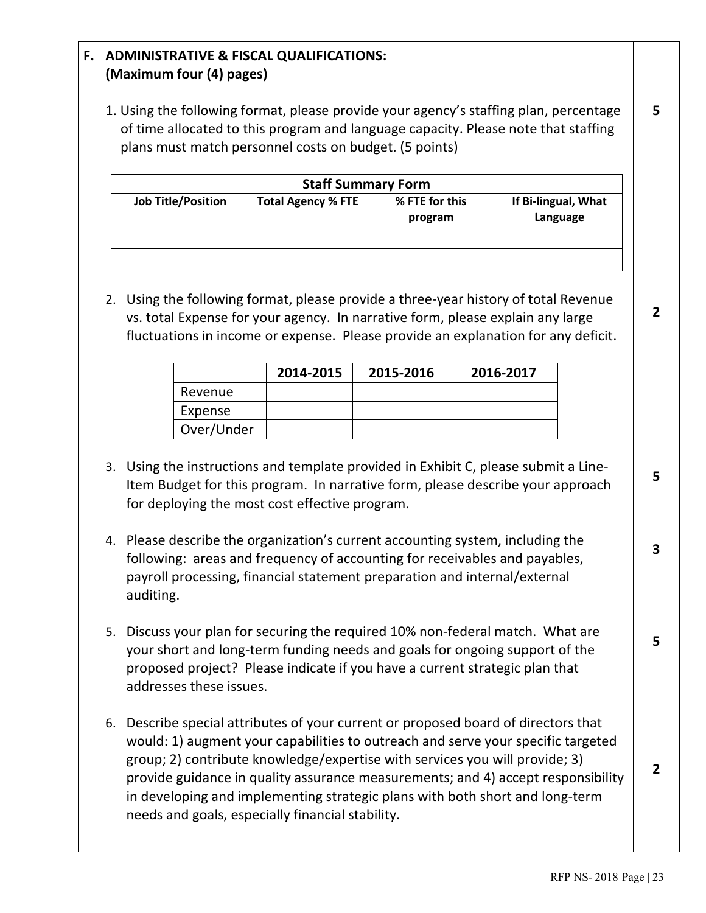## F. ADMINISTRATIVE & FISCAL QUALIFICATIONS: (Maximum four (4) pages)

1. Using the following format, please provide your agency's staffing plan, percentage of time allocated to this program and language capacity. Please note that staffing plans must match personnel costs on budget. (5 points) **5**

| Staff Summary Form | | | |
|---|---|---|---|
| **Job Title/Position** | **Total Agency % FTE** | **% FTE for this program** | **If Bi-lingual, What Language** |
| | | | |
| | | | |

2. Using the following format, please provide a three-year history of total Revenue vs. total Expense for your agency. In narrative form, please explain any large fluctuations in income or expense. Please provide an explanation for any deficit. **2**

| | 2014-2015 | 2015-2016 | 2016-2017 |
|---|---|---|---|
| Revenue | | | |
| Expense | | | |
| Over/Under | | | |

3. Using the instructions and template provided in Exhibit C, please submit a Line-Item Budget for this program. In narrative form, please describe your approach for deploying the most cost effective program. **5**

4. Please describe the organization's current accounting system, including the following: areas and frequency of accounting for receivables and payables, payroll processing, financial statement preparation and internal/external auditing. **3**

5. Discuss your plan for securing the required 10% non-federal match. What are your short and long-term funding needs and goals for ongoing support of the proposed project? Please indicate if you have a current strategic plan that addresses these issues. **5**

6. Describe special attributes of your current or proposed board of directors that would: 1) augment your capabilities to outreach and serve your specific targeted group; 2) contribute knowledge/expertise with services you will provide; 3) provide guidance in quality assurance measurements; and 4) accept responsibility in developing and implementing strategic plans with both short and long-term needs and goals, especially financial stability. **2**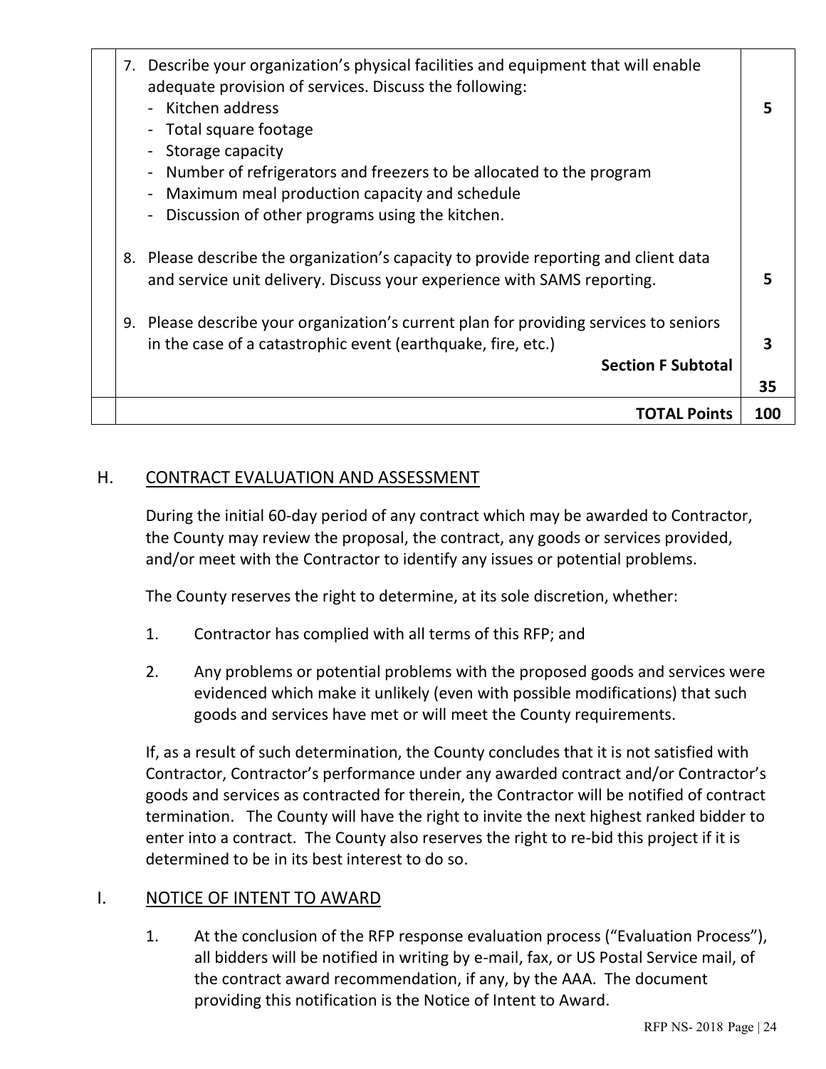| | | |
|---|---|---|
| | 7. Describe your organization's physical facilities and equipment that will enable adequate provision of services. Discuss the following:<br>- Kitchen address<br>- Total square footage<br>- Storage capacity<br>- Number of refrigerators and freezers to be allocated to the program<br>- Maximum meal production capacity and schedule<br>- Discussion of other programs using the kitchen. | **5** |
| | 8. Please describe the organization's capacity to provide reporting and client data and service unit delivery. Discuss your experience with SAMS reporting. | **5** |
| | 9. Please describe your organization's current plan for providing services to seniors in the case of a catastrophic event (earthquake, fire, etc.) | **3** |
| | **Section F Subtotal** | **35** |
| | **TOTAL Points** | **100** |

## H. CONTRACT EVALUATION AND ASSESSMENT

During the initial 60-day period of any contract which may be awarded to Contractor, the County may review the proposal, the contract, any goods or services provided, and/or meet with the Contractor to identify any issues or potential problems.

The County reserves the right to determine, at its sole discretion, whether:

1. Contractor has complied with all terms of this RFP; and
2. Any problems or potential problems with the proposed goods and services were evidenced which make it unlikely (even with possible modifications) that such goods and services have met or will meet the County requirements.

If, as a result of such determination, the County concludes that it is not satisfied with Contractor, Contractor's performance under any awarded contract and/or Contractor's goods and services as contracted for therein, the Contractor will be notified of contract termination. The County will have the right to invite the next highest ranked bidder to enter into a contract. The County also reserves the right to re-bid this project if it is determined to be in its best interest to do so.

## I. NOTICE OF INTENT TO AWARD

1. At the conclusion of the RFP response evaluation process ("Evaluation Process"), all bidders will be notified in writing by e-mail, fax, or US Postal Service mail, of the contract award recommendation, if any, by the AAA. The document providing this notification is the Notice of Intent to Award.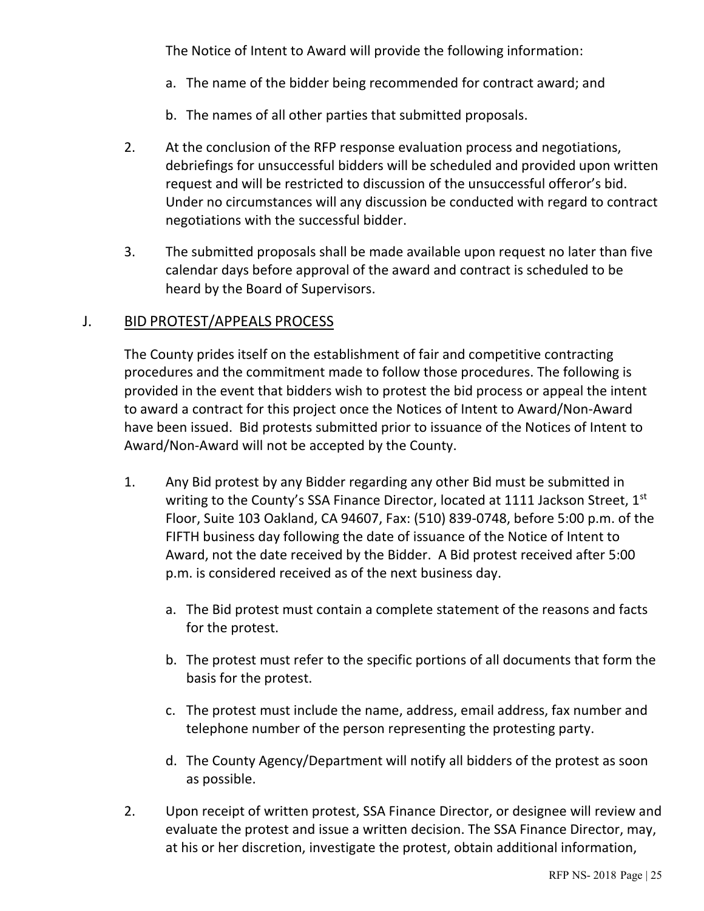The Notice of Intent to Award will provide the following information:

a. The name of the bidder being recommended for contract award; and

b. The names of all other parties that submitted proposals.

2. At the conclusion of the RFP response evaluation process and negotiations, debriefings for unsuccessful bidders will be scheduled and provided upon written request and will be restricted to discussion of the unsuccessful offeror's bid. Under no circumstances will any discussion be conducted with regard to contract negotiations with the successful bidder.

3. The submitted proposals shall be made available upon request no later than five calendar days before approval of the award and contract is scheduled to be heard by the Board of Supervisors.

## J. BID PROTEST/APPEALS PROCESS

The County prides itself on the establishment of fair and competitive contracting procedures and the commitment made to follow those procedures. The following is provided in the event that bidders wish to protest the bid process or appeal the intent to award a contract for this project once the Notices of Intent to Award/Non-Award have been issued. Bid protests submitted prior to issuance of the Notices of Intent to Award/Non-Award will not be accepted by the County.

1. Any Bid protest by any Bidder regarding any other Bid must be submitted in writing to the County's SSA Finance Director, located at 1111 Jackson Street, 1st Floor, Suite 103 Oakland, CA 94607, Fax: (510) 839-0748, before 5:00 p.m. of the FIFTH business day following the date of issuance of the Notice of Intent to Award, not the date received by the Bidder. A Bid protest received after 5:00 p.m. is considered received as of the next business day.

   a. The Bid protest must contain a complete statement of the reasons and facts for the protest.

   b. The protest must refer to the specific portions of all documents that form the basis for the protest.

   c. The protest must include the name, address, email address, fax number and telephone number of the person representing the protesting party.

   d. The County Agency/Department will notify all bidders of the protest as soon as possible.

2. Upon receipt of written protest, SSA Finance Director, or designee will review and evaluate the protest and issue a written decision. The SSA Finance Director, may, at his or her discretion, investigate the protest, obtain additional information,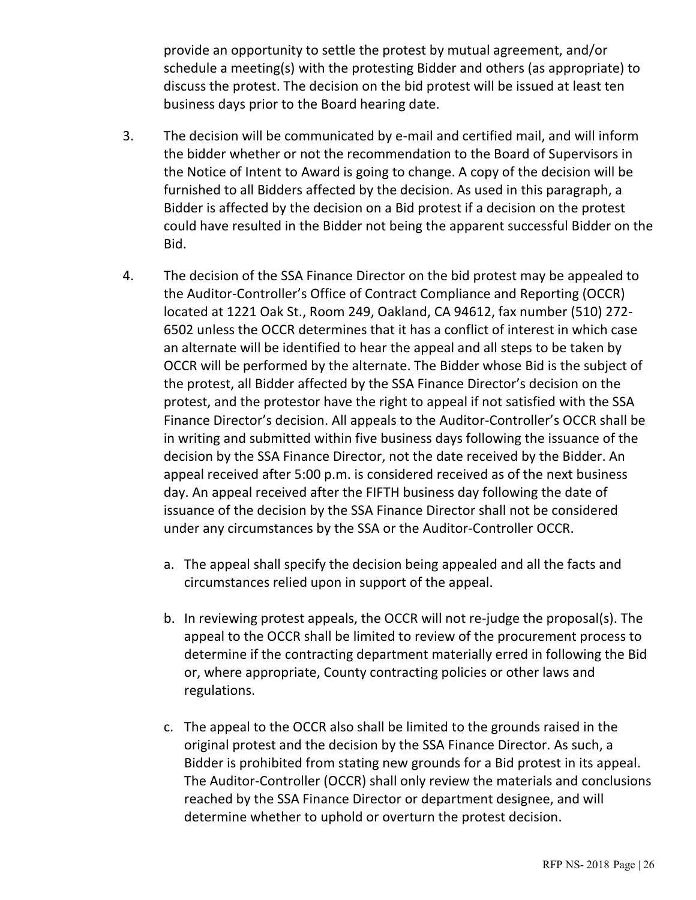provide an opportunity to settle the protest by mutual agreement, and/or schedule a meeting(s) with the protesting Bidder and others (as appropriate) to discuss the protest. The decision on the bid protest will be issued at least ten business days prior to the Board hearing date.

3. The decision will be communicated by e-mail and certified mail, and will inform the bidder whether or not the recommendation to the Board of Supervisors in the Notice of Intent to Award is going to change. A copy of the decision will be furnished to all Bidders affected by the decision. As used in this paragraph, a Bidder is affected by the decision on a Bid protest if a decision on the protest could have resulted in the Bidder not being the apparent successful Bidder on the Bid.

4. The decision of the SSA Finance Director on the bid protest may be appealed to the Auditor-Controller's Office of Contract Compliance and Reporting (OCCR) located at 1221 Oak St., Room 249, Oakland, CA 94612, fax number (510) 272-6502 unless the OCCR determines that it has a conflict of interest in which case an alternate will be identified to hear the appeal and all steps to be taken by OCCR will be performed by the alternate. The Bidder whose Bid is the subject of the protest, all Bidder affected by the SSA Finance Director's decision on the protest, and the protestor have the right to appeal if not satisfied with the SSA Finance Director's decision. All appeals to the Auditor-Controller's OCCR shall be in writing and submitted within five business days following the issuance of the decision by the SSA Finance Director, not the date received by the Bidder. An appeal received after 5:00 p.m. is considered received as of the next business day. An appeal received after the FIFTH business day following the date of issuance of the decision by the SSA Finance Director shall not be considered under any circumstances by the SSA or the Auditor-Controller OCCR.

   a. The appeal shall specify the decision being appealed and all the facts and circumstances relied upon in support of the appeal.

   b. In reviewing protest appeals, the OCCR will not re-judge the proposal(s). The appeal to the OCCR shall be limited to review of the procurement process to determine if the contracting department materially erred in following the Bid or, where appropriate, County contracting policies or other laws and regulations.

   c. The appeal to the OCCR also shall be limited to the grounds raised in the original protest and the decision by the SSA Finance Director. As such, a Bidder is prohibited from stating new grounds for a Bid protest in its appeal. The Auditor-Controller (OCCR) shall only review the materials and conclusions reached by the SSA Finance Director or department designee, and will determine whether to uphold or overturn the protest decision.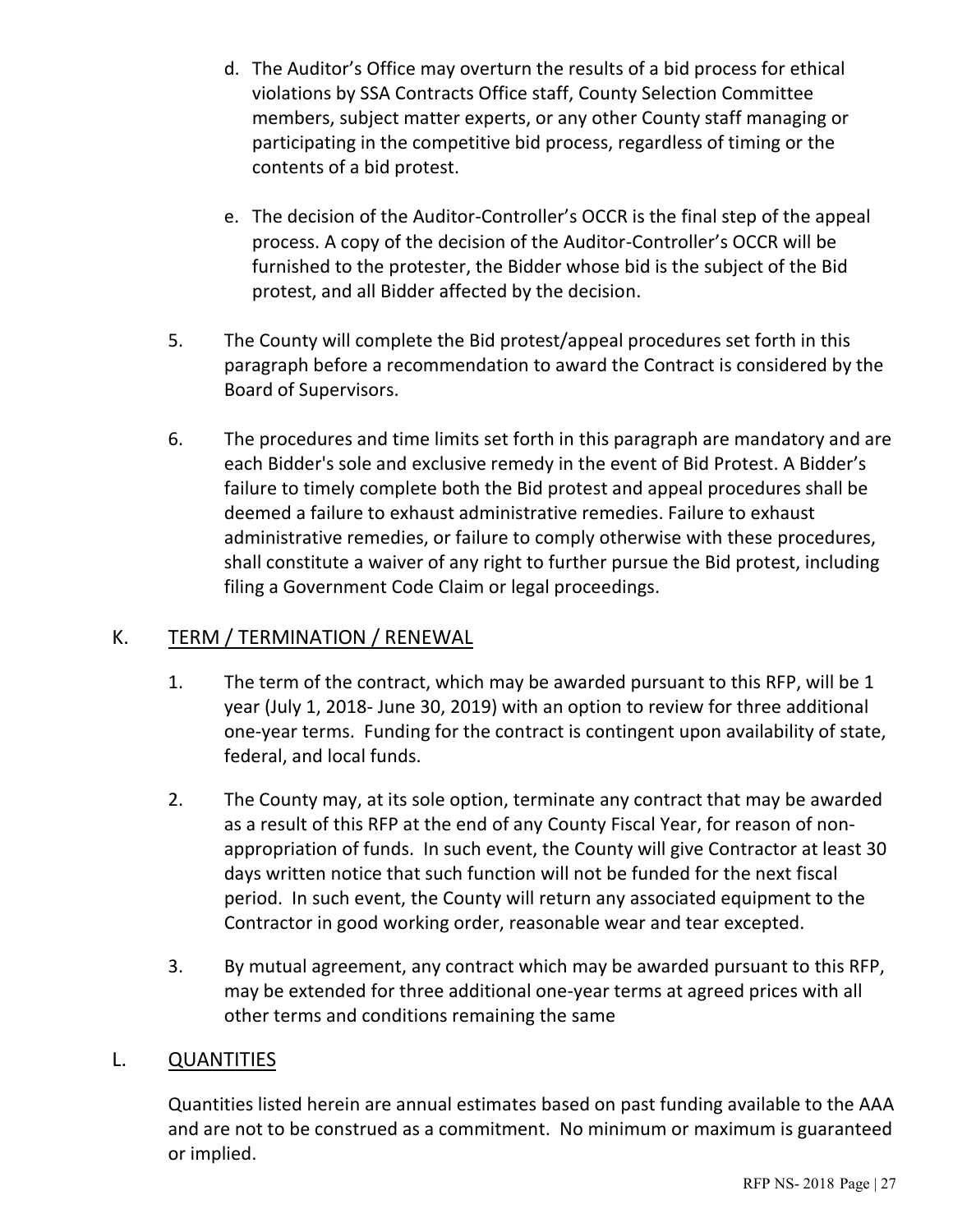d. The Auditor's Office may overturn the results of a bid process for ethical violations by SSA Contracts Office staff, County Selection Committee members, subject matter experts, or any other County staff managing or participating in the competitive bid process, regardless of timing or the contents of a bid protest.

e. The decision of the Auditor-Controller's OCCR is the final step of the appeal process. A copy of the decision of the Auditor-Controller's OCCR will be furnished to the protester, the Bidder whose bid is the subject of the Bid protest, and all Bidder affected by the decision.

5. The County will complete the Bid protest/appeal procedures set forth in this paragraph before a recommendation to award the Contract is considered by the Board of Supervisors.

6. The procedures and time limits set forth in this paragraph are mandatory and are each Bidder's sole and exclusive remedy in the event of Bid Protest. A Bidder's failure to timely complete both the Bid protest and appeal procedures shall be deemed a failure to exhaust administrative remedies. Failure to exhaust administrative remedies, or failure to comply otherwise with these procedures, shall constitute a waiver of any right to further pursue the Bid protest, including filing a Government Code Claim or legal proceedings.

## K. TERM / TERMINATION / RENEWAL

1. The term of the contract, which may be awarded pursuant to this RFP, will be 1 year (July 1, 2018- June 30, 2019) with an option to review for three additional one-year terms. Funding for the contract is contingent upon availability of state, federal, and local funds.

2. The County may, at its sole option, terminate any contract that may be awarded as a result of this RFP at the end of any County Fiscal Year, for reason of non-appropriation of funds. In such event, the County will give Contractor at least 30 days written notice that such function will not be funded for the next fiscal period. In such event, the County will return any associated equipment to the Contractor in good working order, reasonable wear and tear excepted.

3. By mutual agreement, any contract which may be awarded pursuant to this RFP, may be extended for three additional one-year terms at agreed prices with all other terms and conditions remaining the same

## L. QUANTITIES

Quantities listed herein are annual estimates based on past funding available to the AAA and are not to be construed as a commitment. No minimum or maximum is guaranteed or implied.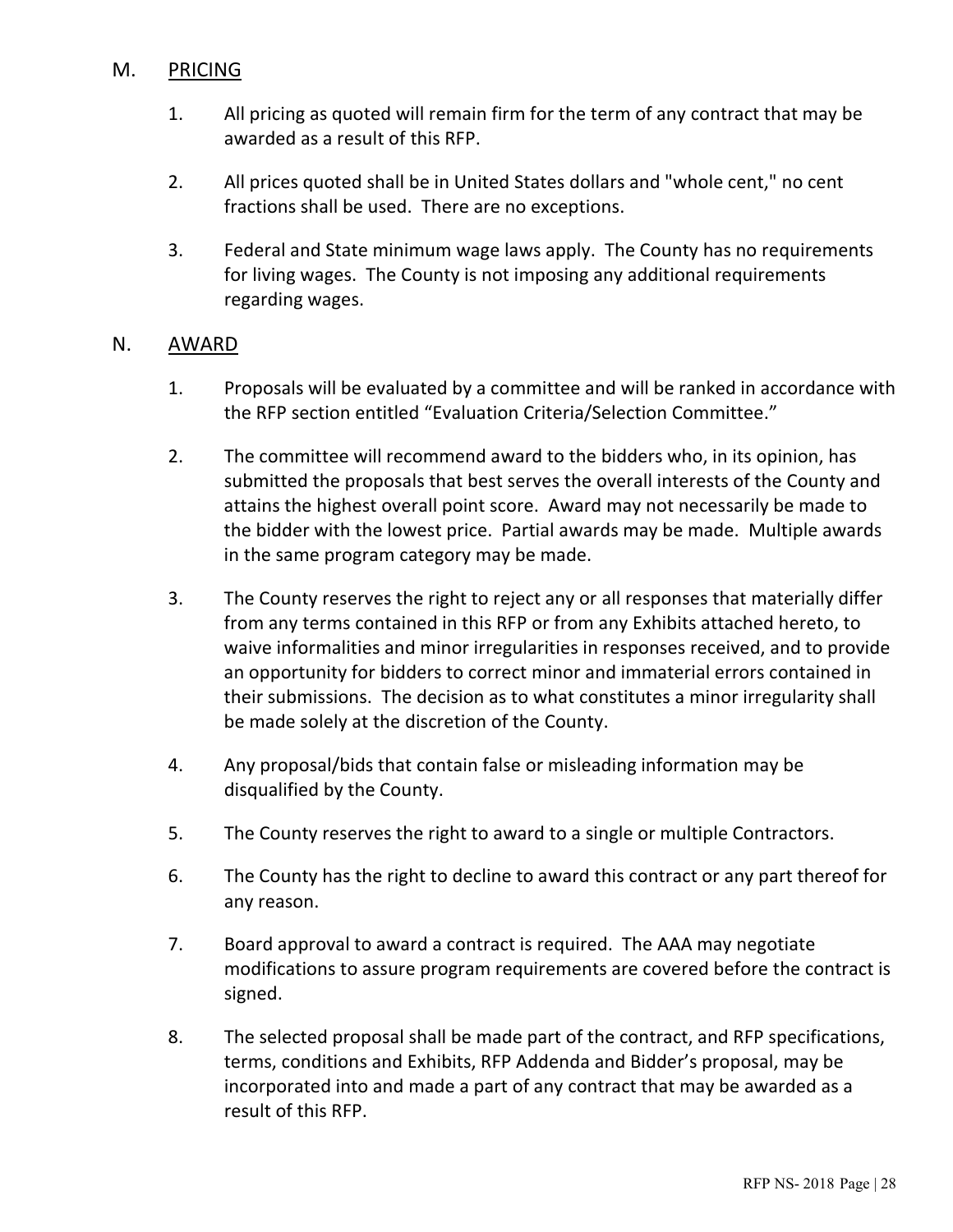## M. PRICING

1. All pricing as quoted will remain firm for the term of any contract that may be awarded as a result of this RFP.

2. All prices quoted shall be in United States dollars and "whole cent," no cent fractions shall be used. There are no exceptions.

3. Federal and State minimum wage laws apply. The County has no requirements for living wages. The County is not imposing any additional requirements regarding wages.

## N. AWARD

1. Proposals will be evaluated by a committee and will be ranked in accordance with the RFP section entitled "Evaluation Criteria/Selection Committee."

2. The committee will recommend award to the bidders who, in its opinion, has submitted the proposals that best serves the overall interests of the County and attains the highest overall point score. Award may not necessarily be made to the bidder with the lowest price. Partial awards may be made. Multiple awards in the same program category may be made.

3. The County reserves the right to reject any or all responses that materially differ from any terms contained in this RFP or from any Exhibits attached hereto, to waive informalities and minor irregularities in responses received, and to provide an opportunity for bidders to correct minor and immaterial errors contained in their submissions. The decision as to what constitutes a minor irregularity shall be made solely at the discretion of the County.

4. Any proposal/bids that contain false or misleading information may be disqualified by the County.

5. The County reserves the right to award to a single or multiple Contractors.

6. The County has the right to decline to award this contract or any part thereof for any reason.

7. Board approval to award a contract is required. The AAA may negotiate modifications to assure program requirements are covered before the contract is signed.

8. The selected proposal shall be made part of the contract, and RFP specifications, terms, conditions and Exhibits, RFP Addenda and Bidder's proposal, may be incorporated into and made a part of any contract that may be awarded as a result of this RFP.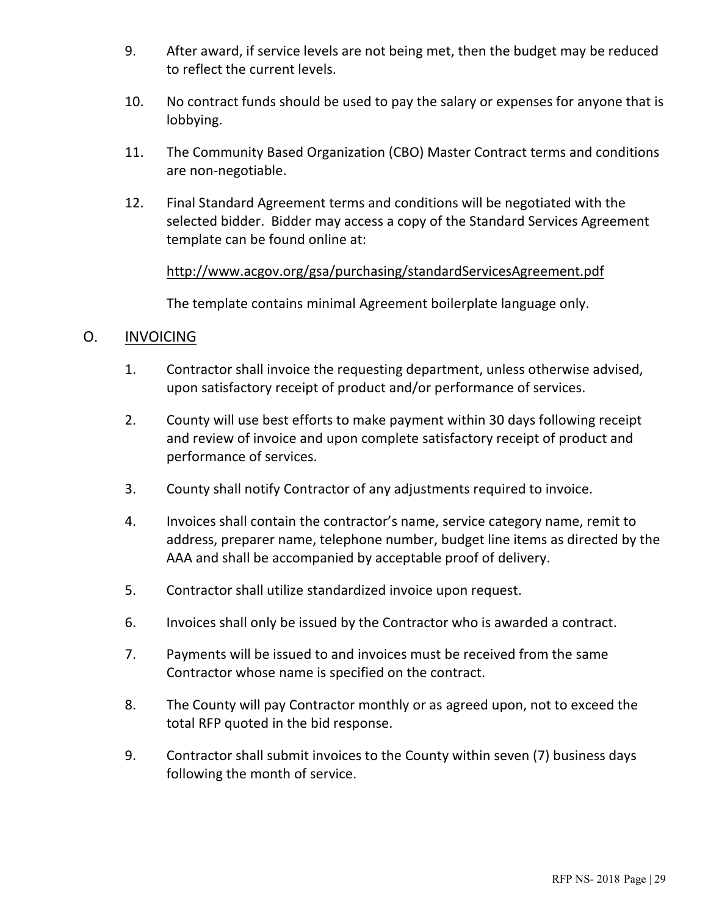9. After award, if service levels are not being met, then the budget may be reduced to reflect the current levels.

10. No contract funds should be used to pay the salary or expenses for anyone that is lobbying.

11. The Community Based Organization (CBO) Master Contract terms and conditions are non-negotiable.

12. Final Standard Agreement terms and conditions will be negotiated with the selected bidder. Bidder may access a copy of the Standard Services Agreement template can be found online at:

    http://www.acgov.org/gsa/purchasing/standardServicesAgreement.pdf

    The template contains minimal Agreement boilerplate language only.

## O. INVOICING

1. Contractor shall invoice the requesting department, unless otherwise advised, upon satisfactory receipt of product and/or performance of services.

2. County will use best efforts to make payment within 30 days following receipt and review of invoice and upon complete satisfactory receipt of product and performance of services.

3. County shall notify Contractor of any adjustments required to invoice.

4. Invoices shall contain the contractor's name, service category name, remit to address, preparer name, telephone number, budget line items as directed by the AAA and shall be accompanied by acceptable proof of delivery.

5. Contractor shall utilize standardized invoice upon request.

6. Invoices shall only be issued by the Contractor who is awarded a contract.

7. Payments will be issued to and invoices must be received from the same Contractor whose name is specified on the contract.

8. The County will pay Contractor monthly or as agreed upon, not to exceed the total RFP quoted in the bid response.

9. Contractor shall submit invoices to the County within seven (7) business days following the month of service.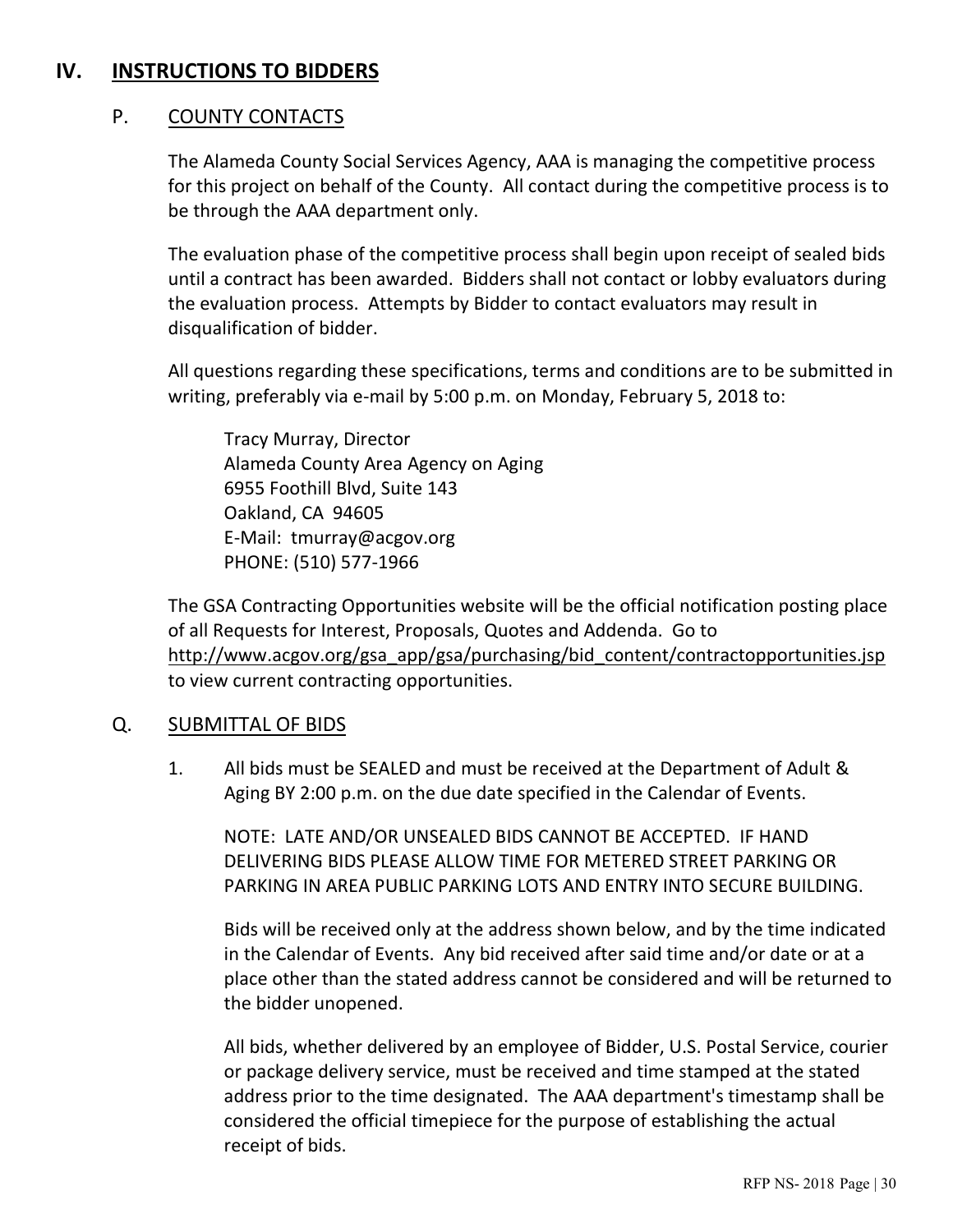# IV. INSTRUCTIONS TO BIDDERS

## P. COUNTY CONTACTS

The Alameda County Social Services Agency, AAA is managing the competitive process for this project on behalf of the County. All contact during the competitive process is to be through the AAA department only.

The evaluation phase of the competitive process shall begin upon receipt of sealed bids until a contract has been awarded. Bidders shall not contact or lobby evaluators during the evaluation process. Attempts by Bidder to contact evaluators may result in disqualification of bidder.

All questions regarding these specifications, terms and conditions are to be submitted in writing, preferably via e-mail by 5:00 p.m. on Monday, February 5, 2018 to:

Tracy Murray, Director
Alameda County Area Agency on Aging
6955 Foothill Blvd, Suite 143
Oakland, CA 94605
E-Mail: tmurray@acgov.org
PHONE: (510) 577-1966

The GSA Contracting Opportunities website will be the official notification posting place of all Requests for Interest, Proposals, Quotes and Addenda. Go to http://www.acgov.org/gsa_app/gsa/purchasing/bid_content/contractopportunities.jsp to view current contracting opportunities.

## Q. SUBMITTAL OF BIDS

1. All bids must be SEALED and must be received at the Department of Adult & Aging BY 2:00 p.m. on the due date specified in the Calendar of Events.

   NOTE: LATE AND/OR UNSEALED BIDS CANNOT BE ACCEPTED. IF HAND DELIVERING BIDS PLEASE ALLOW TIME FOR METERED STREET PARKING OR PARKING IN AREA PUBLIC PARKING LOTS AND ENTRY INTO SECURE BUILDING.

   Bids will be received only at the address shown below, and by the time indicated in the Calendar of Events. Any bid received after said time and/or date or at a place other than the stated address cannot be considered and will be returned to the bidder unopened.

   All bids, whether delivered by an employee of Bidder, U.S. Postal Service, courier or package delivery service, must be received and time stamped at the stated address prior to the time designated. The AAA department's timestamp shall be considered the official timepiece for the purpose of establishing the actual receipt of bids.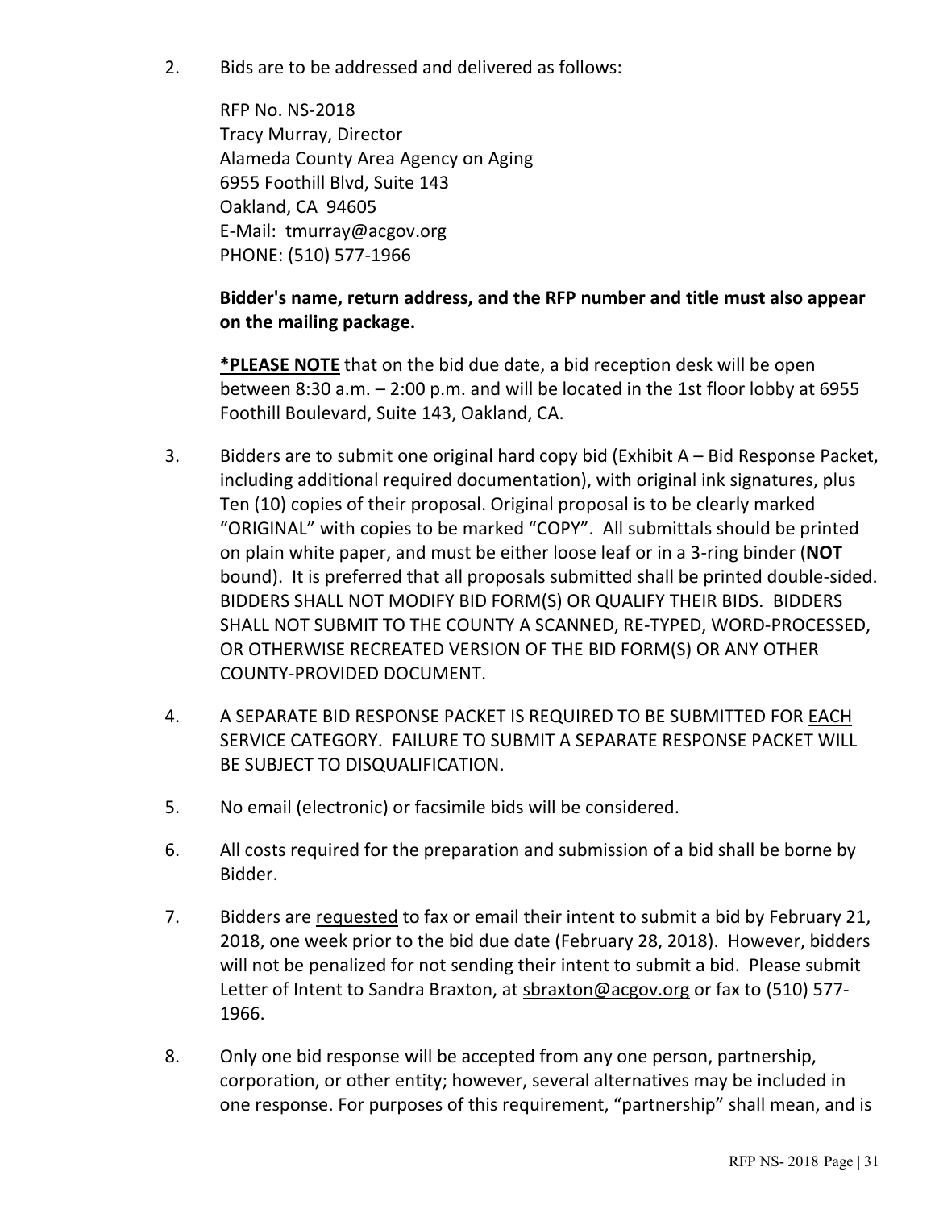2. Bids are to be addressed and delivered as follows:

   RFP No. NS-2018
   Tracy Murray, Director
   Alameda County Area Agency on Aging
   6955 Foothill Blvd, Suite 143
   Oakland, CA 94605
   E-Mail: tmurray@acgov.org
   PHONE: (510) 577-1966

   **Bidder's name, return address, and the RFP number and title must also appear on the mailing package.**

   ***PLEASE NOTE** that on the bid due date, a bid reception desk will be open between 8:30 a.m. – 2:00 p.m. and will be located in the 1st floor lobby at 6955 Foothill Boulevard, Suite 143, Oakland, CA.

3. Bidders are to submit one original hard copy bid (Exhibit A – Bid Response Packet, including additional required documentation), with original ink signatures, plus Ten (10) copies of their proposal. Original proposal is to be clearly marked "ORIGINAL" with copies to be marked "COPY". All submittals should be printed on plain white paper, and must be either loose leaf or in a 3-ring binder (**NOT** bound). It is preferred that all proposals submitted shall be printed double-sided. BIDDERS SHALL NOT MODIFY BID FORM(S) OR QUALIFY THEIR BIDS. BIDDERS SHALL NOT SUBMIT TO THE COUNTY A SCANNED, RE-TYPED, WORD-PROCESSED, OR OTHERWISE RECREATED VERSION OF THE BID FORM(S) OR ANY OTHER COUNTY-PROVIDED DOCUMENT.

4. A SEPARATE BID RESPONSE PACKET IS REQUIRED TO BE SUBMITTED FOR EACH SERVICE CATEGORY. FAILURE TO SUBMIT A SEPARATE RESPONSE PACKET WILL BE SUBJECT TO DISQUALIFICATION.

5. No email (electronic) or facsimile bids will be considered.

6. All costs required for the preparation and submission of a bid shall be borne by Bidder.

7. Bidders are requested to fax or email their intent to submit a bid by February 21, 2018, one week prior to the bid due date (February 28, 2018). However, bidders will not be penalized for not sending their intent to submit a bid. Please submit Letter of Intent to Sandra Braxton, at sbraxton@acgov.org or fax to (510) 577-1966.

8. Only one bid response will be accepted from any one person, partnership, corporation, or other entity; however, several alternatives may be included in one response. For purposes of this requirement, "partnership" shall mean, and is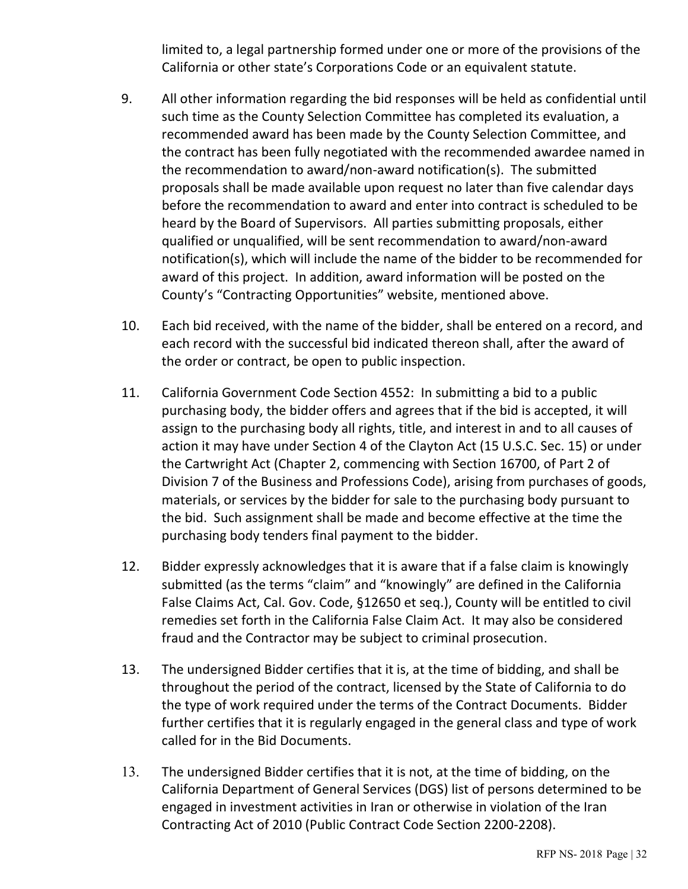limited to, a legal partnership formed under one or more of the provisions of the California or other state's Corporations Code or an equivalent statute.

9. All other information regarding the bid responses will be held as confidential until such time as the County Selection Committee has completed its evaluation, a recommended award has been made by the County Selection Committee, and the contract has been fully negotiated with the recommended awardee named in the recommendation to award/non-award notification(s). The submitted proposals shall be made available upon request no later than five calendar days before the recommendation to award and enter into contract is scheduled to be heard by the Board of Supervisors. All parties submitting proposals, either qualified or unqualified, will be sent recommendation to award/non-award notification(s), which will include the name of the bidder to be recommended for award of this project. In addition, award information will be posted on the County's "Contracting Opportunities" website, mentioned above.

10. Each bid received, with the name of the bidder, shall be entered on a record, and each record with the successful bid indicated thereon shall, after the award of the order or contract, be open to public inspection.

11. California Government Code Section 4552: In submitting a bid to a public purchasing body, the bidder offers and agrees that if the bid is accepted, it will assign to the purchasing body all rights, title, and interest in and to all causes of action it may have under Section 4 of the Clayton Act (15 U.S.C. Sec. 15) or under the Cartwright Act (Chapter 2, commencing with Section 16700, of Part 2 of Division 7 of the Business and Professions Code), arising from purchases of goods, materials, or services by the bidder for sale to the purchasing body pursuant to the bid. Such assignment shall be made and become effective at the time the purchasing body tenders final payment to the bidder.

12. Bidder expressly acknowledges that it is aware that if a false claim is knowingly submitted (as the terms "claim" and "knowingly" are defined in the California False Claims Act, Cal. Gov. Code, §12650 et seq.), County will be entitled to civil remedies set forth in the California False Claim Act. It may also be considered fraud and the Contractor may be subject to criminal prosecution.

13. The undersigned Bidder certifies that it is, at the time of bidding, and shall be throughout the period of the contract, licensed by the State of California to do the type of work required under the terms of the Contract Documents. Bidder further certifies that it is regularly engaged in the general class and type of work called for in the Bid Documents.

13. The undersigned Bidder certifies that it is not, at the time of bidding, on the California Department of General Services (DGS) list of persons determined to be engaged in investment activities in Iran or otherwise in violation of the Iran Contracting Act of 2010 (Public Contract Code Section 2200-2208).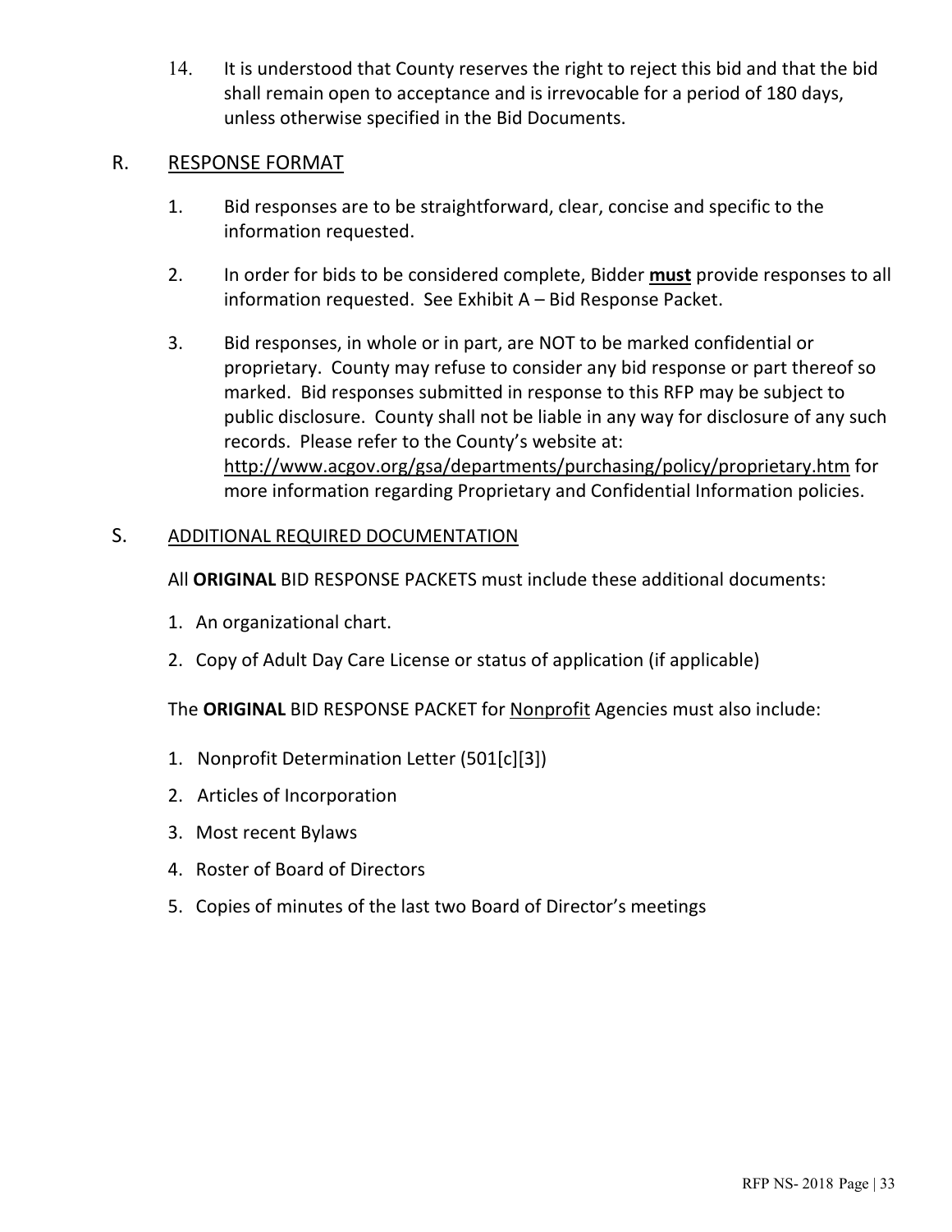14. It is understood that County reserves the right to reject this bid and that the bid shall remain open to acceptance and is irrevocable for a period of 180 days, unless otherwise specified in the Bid Documents.

## R. RESPONSE FORMAT

1. Bid responses are to be straightforward, clear, concise and specific to the information requested.

2. In order for bids to be considered complete, Bidder **must** provide responses to all information requested. See Exhibit A – Bid Response Packet.

3. Bid responses, in whole or in part, are NOT to be marked confidential or proprietary. County may refuse to consider any bid response or part thereof so marked. Bid responses submitted in response to this RFP may be subject to public disclosure. County shall not be liable in any way for disclosure of any such records. Please refer to the County's website at: http://www.acgov.org/gsa/departments/purchasing/policy/proprietary.htm for more information regarding Proprietary and Confidential Information policies.

## S. ADDITIONAL REQUIRED DOCUMENTATION

All **ORIGINAL** BID RESPONSE PACKETS must include these additional documents:

1. An organizational chart.
2. Copy of Adult Day Care License or status of application (if applicable)

The **ORIGINAL** BID RESPONSE PACKET for Nonprofit Agencies must also include:

1. Nonprofit Determination Letter (501[c][3])
2. Articles of Incorporation
3. Most recent Bylaws
4. Roster of Board of Directors
5. Copies of minutes of the last two Board of Director's meetings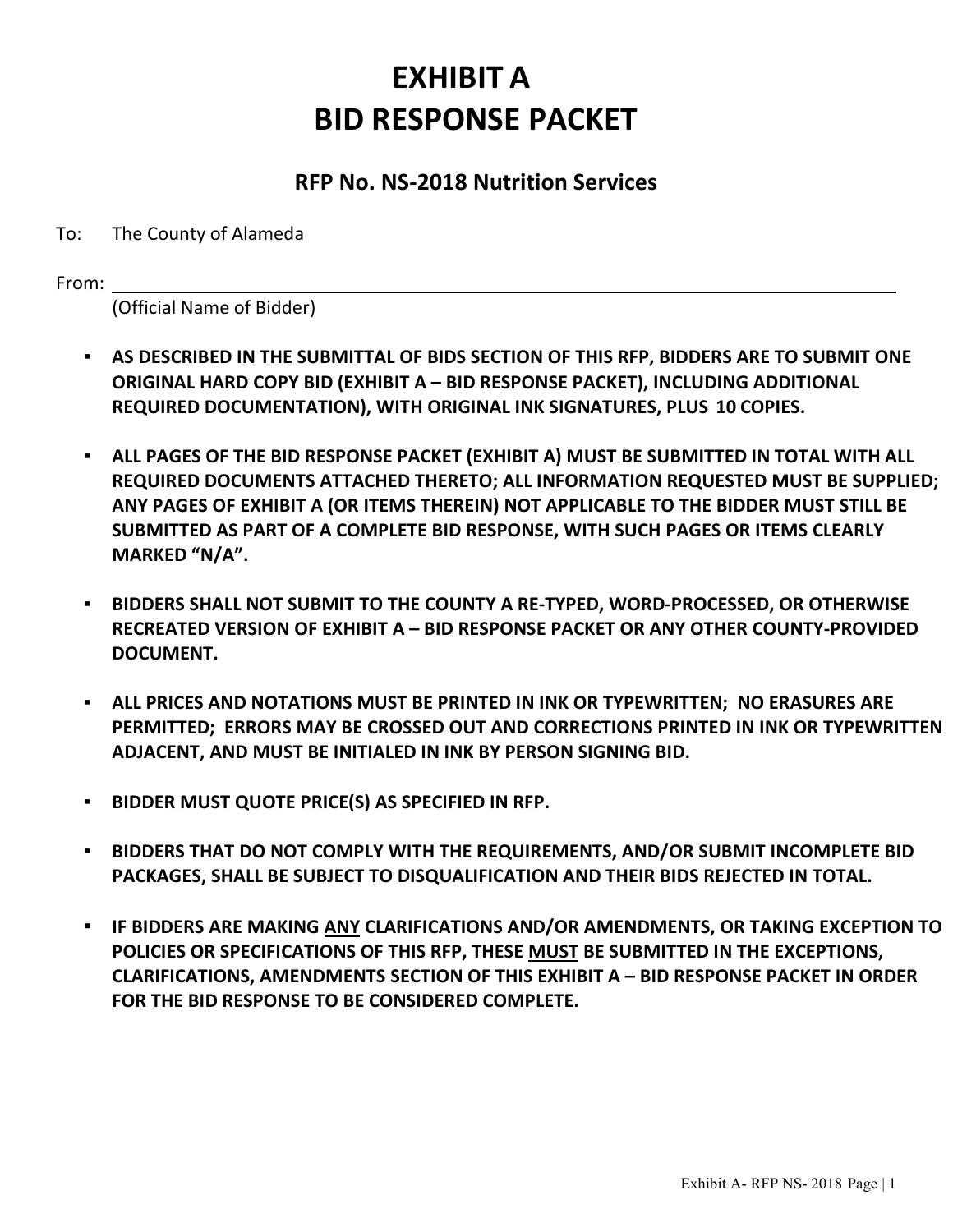# EXHIBIT A
# BID RESPONSE PACKET

## RFP No. NS-2018 Nutrition Services

To: The County of Alameda

From: ______________________________________________
(Official Name of Bidder)

- **AS DESCRIBED IN THE SUBMITTAL OF BIDS SECTION OF THIS RFP, BIDDERS ARE TO SUBMIT ONE ORIGINAL HARD COPY BID (EXHIBIT A – BID RESPONSE PACKET), INCLUDING ADDITIONAL REQUIRED DOCUMENTATION), WITH ORIGINAL INK SIGNATURES, PLUS 10 COPIES.**

- **ALL PAGES OF THE BID RESPONSE PACKET (EXHIBIT A) MUST BE SUBMITTED IN TOTAL WITH ALL REQUIRED DOCUMENTS ATTACHED THERETO; ALL INFORMATION REQUESTED MUST BE SUPPLIED; ANY PAGES OF EXHIBIT A (OR ITEMS THEREIN) NOT APPLICABLE TO THE BIDDER MUST STILL BE SUBMITTED AS PART OF A COMPLETE BID RESPONSE, WITH SUCH PAGES OR ITEMS CLEARLY MARKED "N/A".**

- **BIDDERS SHALL NOT SUBMIT TO THE COUNTY A RE-TYPED, WORD-PROCESSED, OR OTHERWISE RECREATED VERSION OF EXHIBIT A – BID RESPONSE PACKET OR ANY OTHER COUNTY-PROVIDED DOCUMENT.**

- **ALL PRICES AND NOTATIONS MUST BE PRINTED IN INK OR TYPEWRITTEN; NO ERASURES ARE PERMITTED; ERRORS MAY BE CROSSED OUT AND CORRECTIONS PRINTED IN INK OR TYPEWRITTEN ADJACENT, AND MUST BE INITIALED IN INK BY PERSON SIGNING BID.**

- **BIDDER MUST QUOTE PRICE(S) AS SPECIFIED IN RFP.**

- **BIDDERS THAT DO NOT COMPLY WITH THE REQUIREMENTS, AND/OR SUBMIT INCOMPLETE BID PACKAGES, SHALL BE SUBJECT TO DISQUALIFICATION AND THEIR BIDS REJECTED IN TOTAL.**

- **IF BIDDERS ARE MAKING <u>ANY</u> CLARIFICATIONS AND/OR AMENDMENTS, OR TAKING EXCEPTION TO POLICIES OR SPECIFICATIONS OF THIS RFP, THESE <u>MUST</u> BE SUBMITTED IN THE EXCEPTIONS, CLARIFICATIONS, AMENDMENTS SECTION OF THIS EXHIBIT A – BID RESPONSE PACKET IN ORDER FOR THE BID RESPONSE TO BE CONSIDERED COMPLETE.**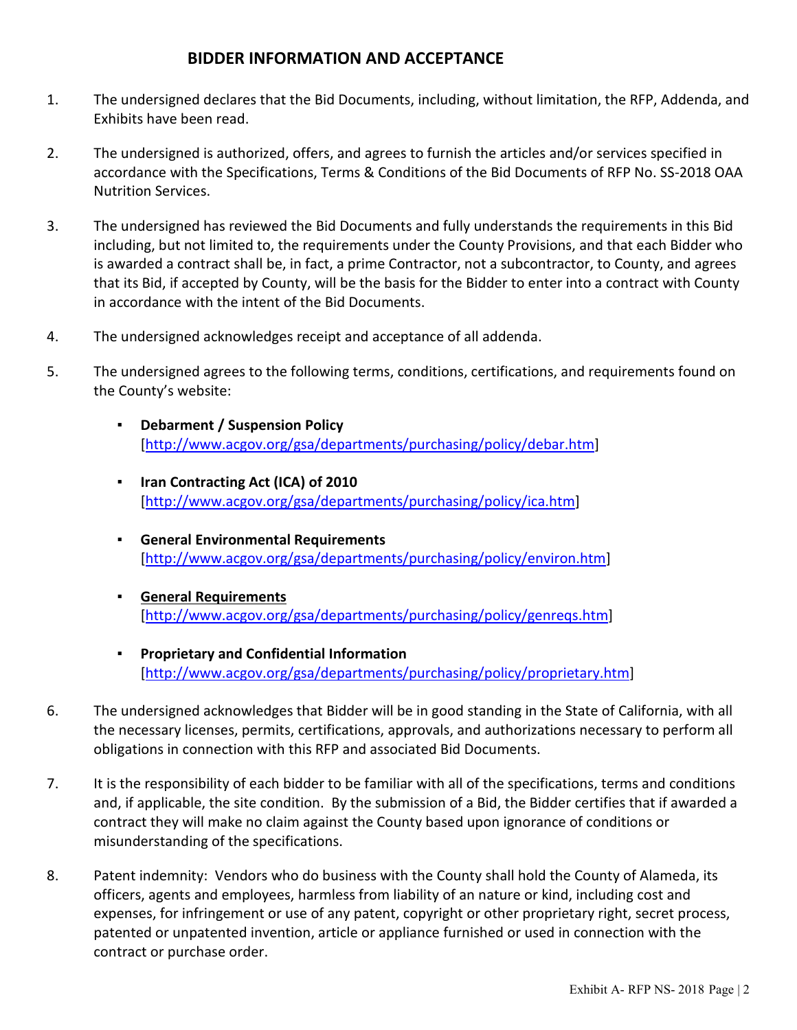## BIDDER INFORMATION AND ACCEPTANCE

1. The undersigned declares that the Bid Documents, including, without limitation, the RFP, Addenda, and Exhibits have been read.

2. The undersigned is authorized, offers, and agrees to furnish the articles and/or services specified in accordance with the Specifications, Terms & Conditions of the Bid Documents of RFP No. SS-2018 OAA Nutrition Services.

3. The undersigned has reviewed the Bid Documents and fully understands the requirements in this Bid including, but not limited to, the requirements under the County Provisions, and that each Bidder who is awarded a contract shall be, in fact, a prime Contractor, not a subcontractor, to County, and agrees that its Bid, if accepted by County, will be the basis for the Bidder to enter into a contract with County in accordance with the intent of the Bid Documents.

4. The undersigned acknowledges receipt and acceptance of all addenda.

5. The undersigned agrees to the following terms, conditions, certifications, and requirements found on the County's website:

   - **Debarment / Suspension Policy** [http://www.acgov.org/gsa/departments/purchasing/policy/debar.htm]

   - **Iran Contracting Act (ICA) of 2010** [http://www.acgov.org/gsa/departments/purchasing/policy/ica.htm]

   - **General Environmental Requirements** [http://www.acgov.org/gsa/departments/purchasing/policy/environ.htm]

   - **General Requirements** [http://www.acgov.org/gsa/departments/purchasing/policy/genreqs.htm]

   - **Proprietary and Confidential Information** [http://www.acgov.org/gsa/departments/purchasing/policy/proprietary.htm]

6. The undersigned acknowledges that Bidder will be in good standing in the State of California, with all the necessary licenses, permits, certifications, approvals, and authorizations necessary to perform all obligations in connection with this RFP and associated Bid Documents.

7. It is the responsibility of each bidder to be familiar with all of the specifications, terms and conditions and, if applicable, the site condition. By the submission of a Bid, the Bidder certifies that if awarded a contract they will make no claim against the County based upon ignorance of conditions or misunderstanding of the specifications.

8. Patent indemnity: Vendors who do business with the County shall hold the County of Alameda, its officers, agents and employees, harmless from liability of an nature or kind, including cost and expenses, for infringement or use of any patent, copyright or other proprietary right, secret process, patented or unpatented invention, article or appliance furnished or used in connection with the contract or purchase order.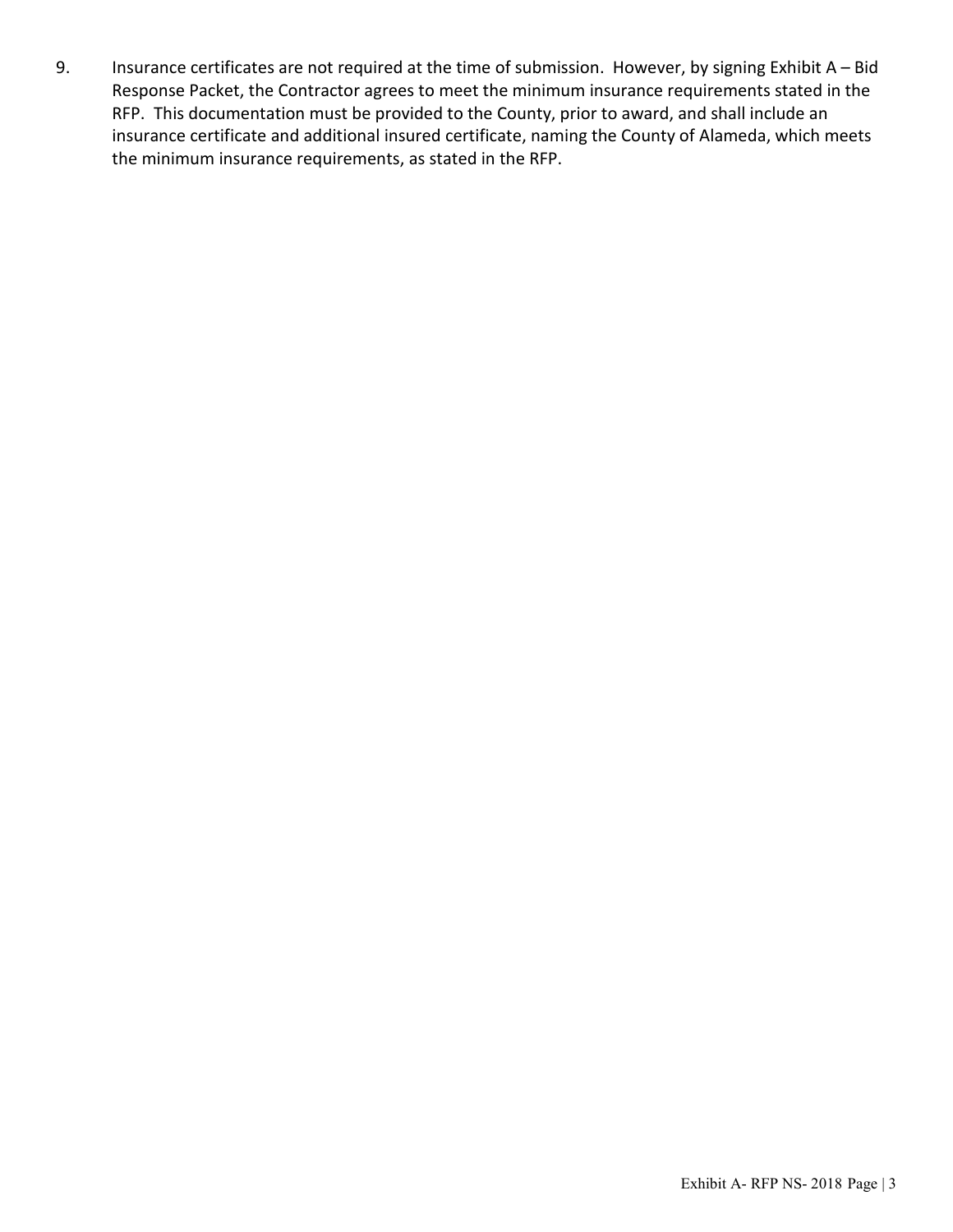9. Insurance certificates are not required at the time of submission. However, by signing Exhibit A – Bid Response Packet, the Contractor agrees to meet the minimum insurance requirements stated in the RFP. This documentation must be provided to the County, prior to award, and shall include an insurance certificate and additional insured certificate, naming the County of Alameda, which meets the minimum insurance requirements, as stated in the RFP.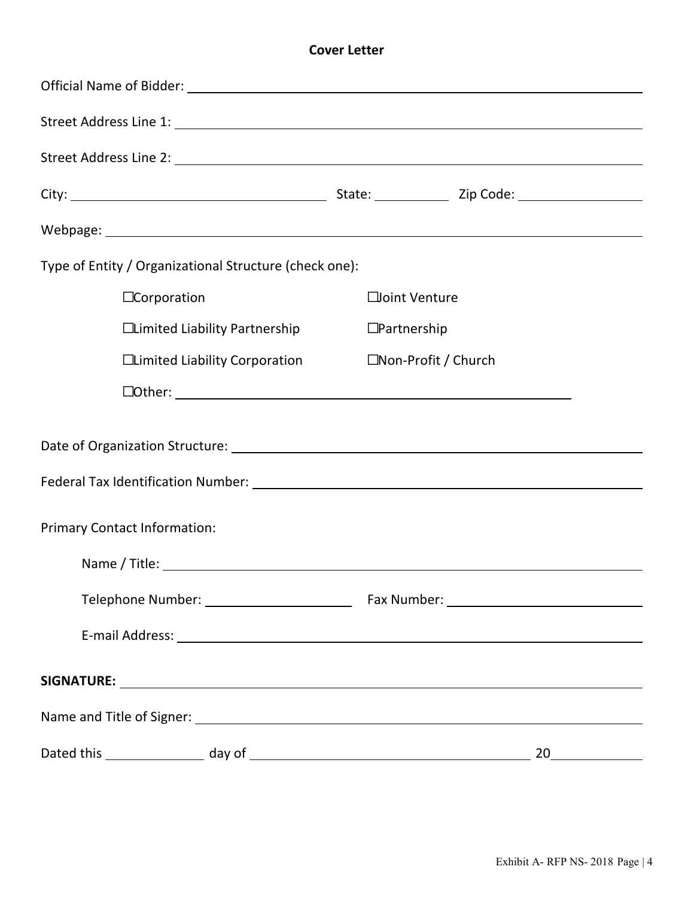# Cover Letter

Official Name of Bidder: \_\_\_\_\_\_\_\_\_\_\_\_\_\_\_\_\_\_\_\_\_\_\_\_\_\_\_\_\_\_\_\_\_\_\_\_\_\_\_\_

Street Address Line 1: \_\_\_\_\_\_\_\_\_\_\_\_\_\_\_\_\_\_\_\_\_\_\_\_\_\_\_\_\_\_\_\_\_\_\_\_\_\_\_\_

Street Address Line 2: \_\_\_\_\_\_\_\_\_\_\_\_\_\_\_\_\_\_\_\_\_\_\_\_\_\_\_\_\_\_\_\_\_\_\_\_\_\_\_\_

City: \_\_\_\_\_\_\_\_\_\_\_\_\_\_\_\_\_\_\_\_ State: \_\_\_\_\_\_\_\_ Zip Code: \_\_\_\_\_\_\_\_\_\_\_\_

Webpage: \_\_\_\_\_\_\_\_\_\_\_\_\_\_\_\_\_\_\_\_\_\_\_\_\_\_\_\_\_\_\_\_\_\_\_\_\_\_\_\_

Type of Entity / Organizational Structure (check one):

- ☐Corporation
- ☐Joint Venture
- ☐Limited Liability Partnership
- ☐Partnership
- ☐Limited Liability Corporation
- ☐Non-Profit / Church
- ☐Other: \_\_\_\_\_\_\_\_\_\_\_\_\_\_\_\_\_\_\_\_\_\_\_\_\_\_\_\_\_\_

Date of Organization Structure: \_\_\_\_\_\_\_\_\_\_\_\_\_\_\_\_\_\_\_\_\_\_\_\_\_\_\_\_\_\_

Federal Tax Identification Number: \_\_\_\_\_\_\_\_\_\_\_\_\_\_\_\_\_\_\_\_\_\_\_\_\_\_\_\_\_\_

Primary Contact Information:

Name / Title: \_\_\_\_\_\_\_\_\_\_\_\_\_\_\_\_\_\_\_\_\_\_\_\_\_\_\_\_\_\_\_\_\_\_\_\_\_\_\_\_

Telephone Number: \_\_\_\_\_\_\_\_\_\_\_\_\_\_\_\_ Fax Number: \_\_\_\_\_\_\_\_\_\_\_\_\_\_\_\_

E-mail Address: \_\_\_\_\_\_\_\_\_\_\_\_\_\_\_\_\_\_\_\_\_\_\_\_\_\_\_\_\_\_\_\_\_\_\_\_\_\_\_\_

**SIGNATURE:** \_\_\_\_\_\_\_\_\_\_\_\_\_\_\_\_\_\_\_\_\_\_\_\_\_\_\_\_\_\_\_\_\_\_\_\_\_\_\_\_

Name and Title of Signer: \_\_\_\_\_\_\_\_\_\_\_\_\_\_\_\_\_\_\_\_\_\_\_\_\_\_\_\_\_\_\_\_\_\_\_\_\_\_\_\_

Dated this \_\_\_\_\_\_\_\_\_\_ day of \_\_\_\_\_\_\_\_\_\_\_\_\_\_\_\_\_\_\_\_\_\_\_\_\_\_\_\_ 20\_\_\_\_\_\_\_\_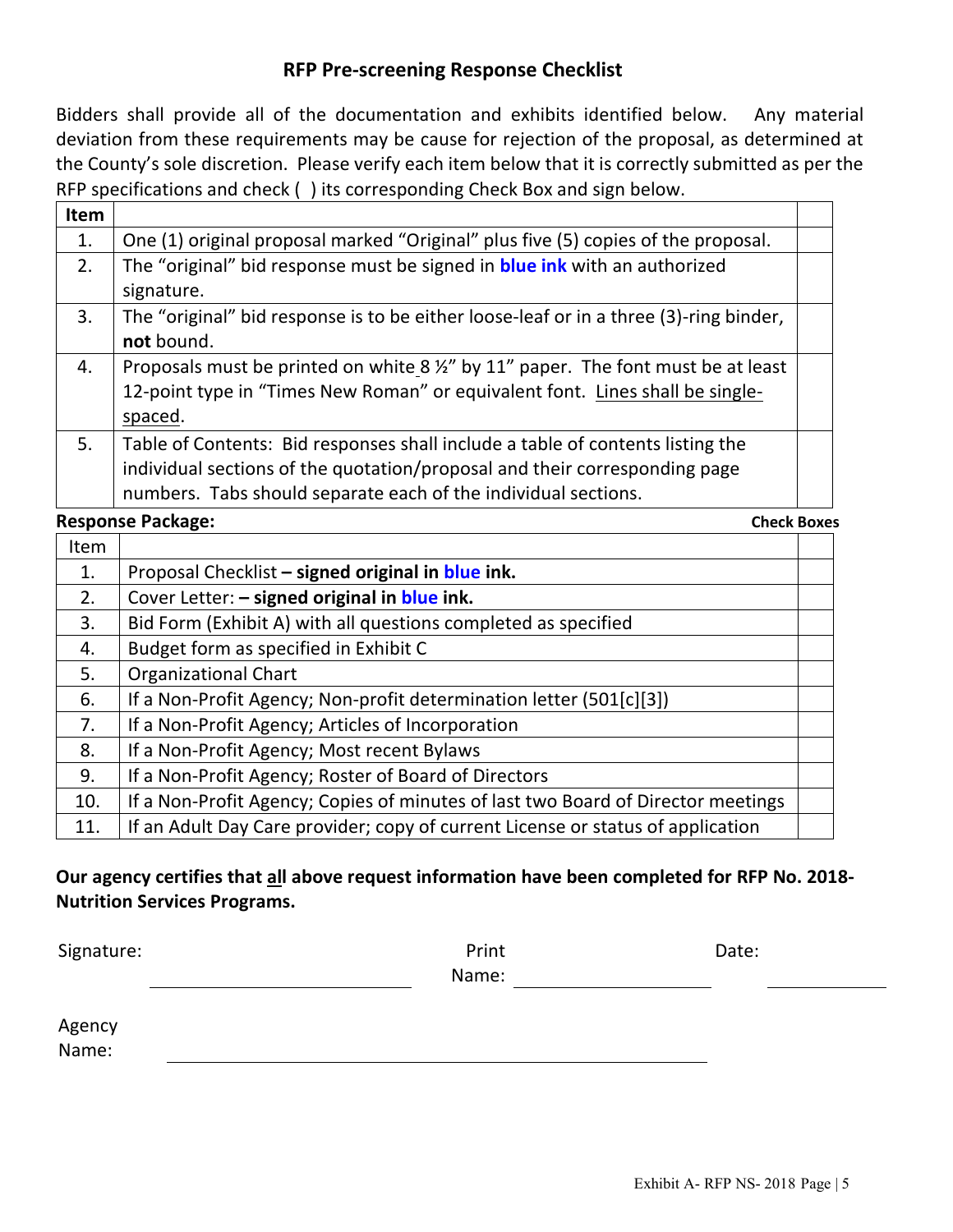## RFP Pre-screening Response Checklist

Bidders shall provide all of the documentation and exhibits identified below. Any material deviation from these requirements may be cause for rejection of the proposal, as determined at the County's sole discretion. Please verify each item below that it is correctly submitted as per the RFP specifications and check ( ) its corresponding Check Box and sign below.

| Item | | |
|---|---|---|
| 1. | One (1) original proposal marked "Original" plus five (5) copies of the proposal. | |
| 2. | The "original" bid response must be signed in **blue ink** with an authorized signature. | |
| 3. | The "original" bid response is to be either loose-leaf or in a three (3)-ring binder, **not** bound. | |
| 4. | Proposals must be printed on white 8 ½" by 11" paper. The font must be at least 12-point type in "Times New Roman" or equivalent font. Lines shall be single-spaced. | |
| 5. | Table of Contents: Bid responses shall include a table of contents listing the individual sections of the quotation/proposal and their corresponding page numbers. Tabs should separate each of the individual sections. | |

**Response Package:** **Check Boxes**

| Item | | |
|---|---|---|
| 1. | Proposal Checklist **– signed original in blue ink.** | |
| 2. | Cover Letter: **– signed original in blue ink.** | |
| 3. | Bid Form (Exhibit A) with all questions completed as specified | |
| 4. | Budget form as specified in Exhibit C | |
| 5. | Organizational Chart | |
| 6. | If a Non-Profit Agency; Non-profit determination letter (501[c][3]) | |
| 7. | If a Non-Profit Agency; Articles of Incorporation | |
| 8. | If a Non-Profit Agency; Most recent Bylaws | |
| 9. | If a Non-Profit Agency; Roster of Board of Directors | |
| 10. | If a Non-Profit Agency; Copies of minutes of last two Board of Director meetings | |
| 11. | If an Adult Day Care provider; copy of current License or status of application | |

**Our agency certifies that all above request information have been completed for RFP No. 2018-Nutrition Services Programs.**

Signature: ____________________ Print Name: ____________________ Date: ____________

Agency Name: ______________________________________________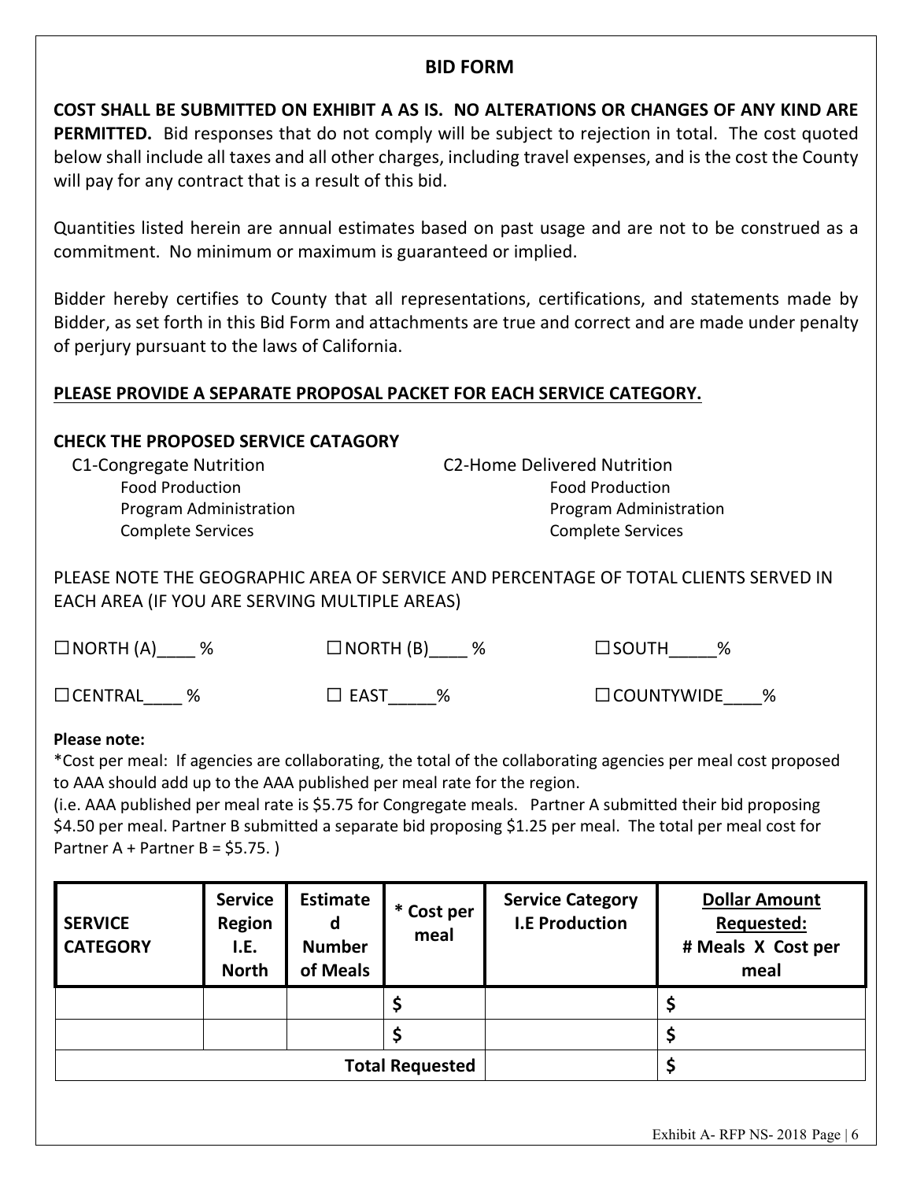## BID FORM

**COST SHALL BE SUBMITTED ON EXHIBIT A AS IS. NO ALTERATIONS OR CHANGES OF ANY KIND ARE PERMITTED.** Bid responses that do not comply will be subject to rejection in total. The cost quoted below shall include all taxes and all other charges, including travel expenses, and is the cost the County will pay for any contract that is a result of this bid.

Quantities listed herein are annual estimates based on past usage and are not to be construed as a commitment. No minimum or maximum is guaranteed or implied.

Bidder hereby certifies to County that all representations, certifications, and statements made by Bidder, as set forth in this Bid Form and attachments are true and correct and are made under penalty of perjury pursuant to the laws of California.

**PLEASE PROVIDE A SEPARATE PROPOSAL PACKET FOR EACH SERVICE CATEGORY.**

**CHECK THE PROPOSED SERVICE CATAGORY**

C1-Congregate Nutrition
- Food Production
- Program Administration
- Complete Services

C2-Home Delivered Nutrition
- Food Production
- Program Administration
- Complete Services

PLEASE NOTE THE GEOGRAPHIC AREA OF SERVICE AND PERCENTAGE OF TOTAL CLIENTS SERVED IN EACH AREA (IF YOU ARE SERVING MULTIPLE AREAS)

☐NORTH (A)____ %  ☐NORTH (B)____ %  ☐SOUTH_____%

☐CENTRAL____ %  ☐ EAST_____%  ☐COUNTYWIDE____%

**Please note:**

*Cost per meal: If agencies are collaborating, the total of the collaborating agencies per meal cost proposed to AAA should add up to the AAA published per meal rate for the region.

(i.e. AAA published per meal rate is $5.75 for Congregate meals. Partner A submitted their bid proposing $4.50 per meal. Partner B submitted a separate bid proposing $1.25 per meal. The total per meal cost for Partner A + Partner B = $5.75. )

| SERVICE CATEGORY | Service Region I.E. North | Estimated Number of Meals | * Cost per meal | Service Category I.E Production | Dollar Amount Requested: # Meals X Cost per meal |
|---|---|---|---|---|---|
| | | | $ | | $ |
| | | | $ | | $ |
| | | | Total Requested | | $ |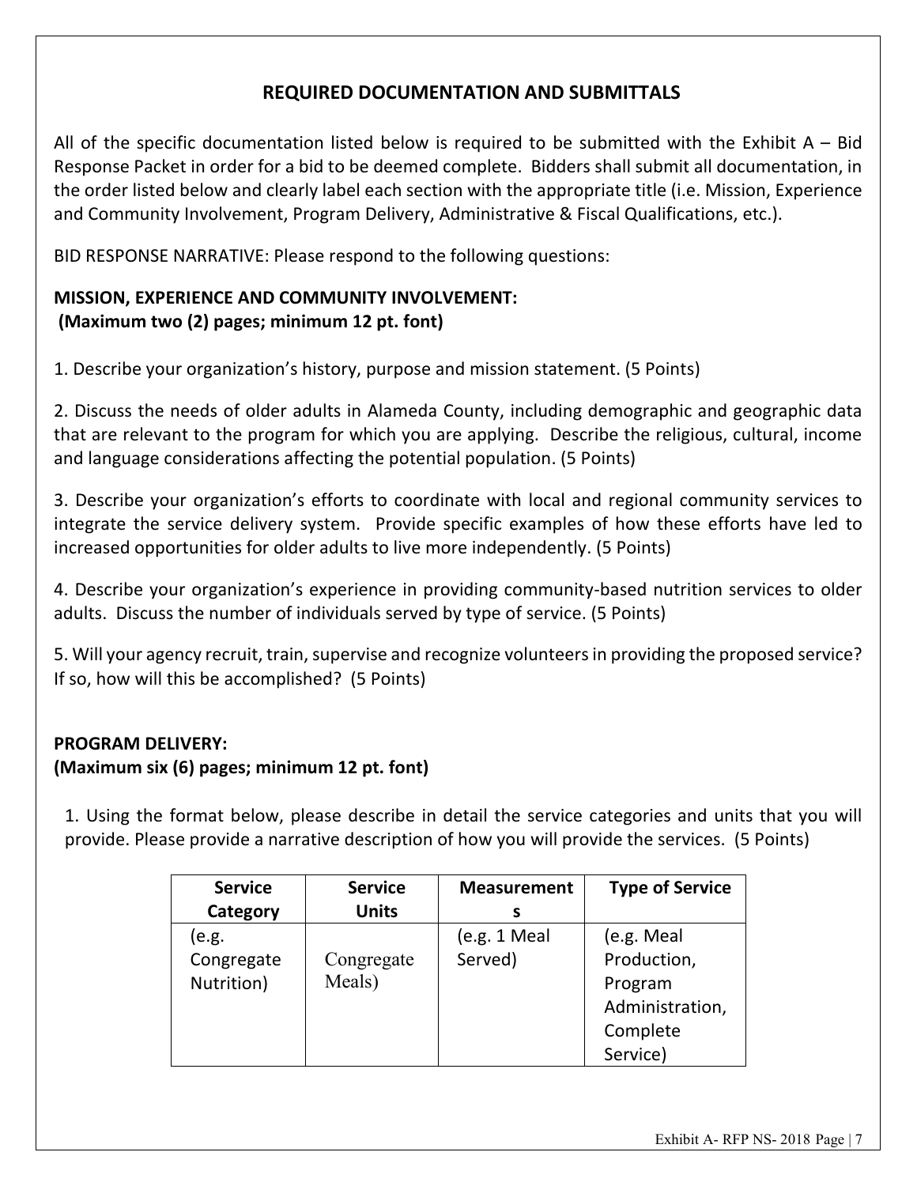## REQUIRED DOCUMENTATION AND SUBMITTALS

All of the specific documentation listed below is required to be submitted with the Exhibit A – Bid Response Packet in order for a bid to be deemed complete. Bidders shall submit all documentation, in the order listed below and clearly label each section with the appropriate title (i.e. Mission, Experience and Community Involvement, Program Delivery, Administrative & Fiscal Qualifications, etc.).

BID RESPONSE NARRATIVE: Please respond to the following questions:

### MISSION, EXPERIENCE AND COMMUNITY INVOLVEMENT:
**(Maximum two (2) pages; minimum 12 pt. font)**

1. Describe your organization's history, purpose and mission statement. (5 Points)

2. Discuss the needs of older adults in Alameda County, including demographic and geographic data that are relevant to the program for which you are applying. Describe the religious, cultural, income and language considerations affecting the potential population. (5 Points)

3. Describe your organization's efforts to coordinate with local and regional community services to integrate the service delivery system. Provide specific examples of how these efforts have led to increased opportunities for older adults to live more independently. (5 Points)

4. Describe your organization's experience in providing community-based nutrition services to older adults. Discuss the number of individuals served by type of service. (5 Points)

5. Will your agency recruit, train, supervise and recognize volunteers in providing the proposed service? If so, how will this be accomplished? (5 Points)

### PROGRAM DELIVERY:
**(Maximum six (6) pages; minimum 12 pt. font)**

1. Using the format below, please describe in detail the service categories and units that you will provide. Please provide a narrative description of how you will provide the services. (5 Points)

| Service Category | Service Units | Measurements | Type of Service |
|---|---|---|---|
| (e.g. Congregate Nutrition) | Congregate Meals) | (e.g. 1 Meal Served) | (e.g. Meal Production, Program Administration, Complete Service) |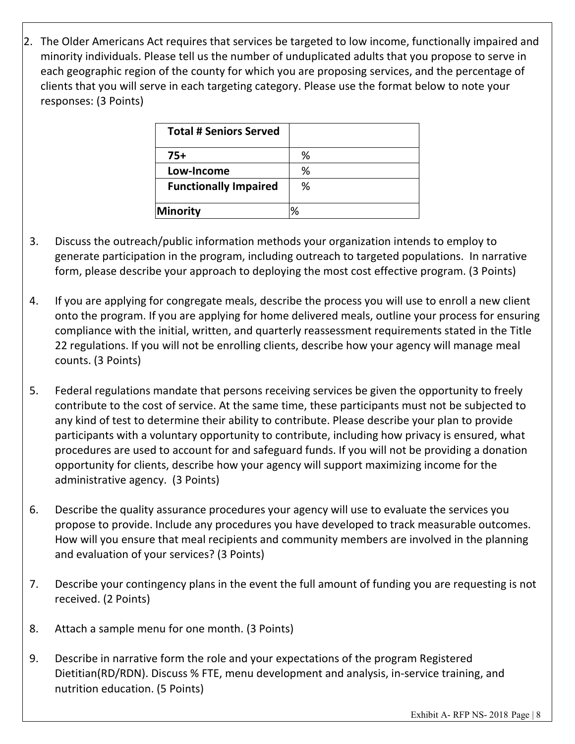2. The Older Americans Act requires that services be targeted to low income, functionally impaired and minority individuals. Please tell us the number of unduplicated adults that you propose to serve in each geographic region of the county for which you are proposing services, and the percentage of clients that you will serve in each targeting category. Please use the format below to note your responses: (3 Points)

| **Total # Seniors Served** | |
|---|---|
| **75+** | % |
| **Low-Income** | % |
| **Functionally Impaired** | % |
| **Minority** | % |

3. Discuss the outreach/public information methods your organization intends to employ to generate participation in the program, including outreach to targeted populations. In narrative form, please describe your approach to deploying the most cost effective program. (3 Points)

4. If you are applying for congregate meals, describe the process you will use to enroll a new client onto the program. If you are applying for home delivered meals, outline your process for ensuring compliance with the initial, written, and quarterly reassessment requirements stated in the Title 22 regulations. If you will not be enrolling clients, describe how your agency will manage meal counts. (3 Points)

5. Federal regulations mandate that persons receiving services be given the opportunity to freely contribute to the cost of service. At the same time, these participants must not be subjected to any kind of test to determine their ability to contribute. Please describe your plan to provide participants with a voluntary opportunity to contribute, including how privacy is ensured, what procedures are used to account for and safeguard funds. If you will not be providing a donation opportunity for clients, describe how your agency will support maximizing income for the administrative agency. (3 Points)

6. Describe the quality assurance procedures your agency will use to evaluate the services you propose to provide. Include any procedures you have developed to track measurable outcomes. How will you ensure that meal recipients and community members are involved in the planning and evaluation of your services? (3 Points)

7. Describe your contingency plans in the event the full amount of funding you are requesting is not received. (2 Points)

8. Attach a sample menu for one month. (3 Points)

9. Describe in narrative form the role and your expectations of the program Registered Dietitian(RD/RDN). Discuss % FTE, menu development and analysis, in-service training, and nutrition education. (5 Points)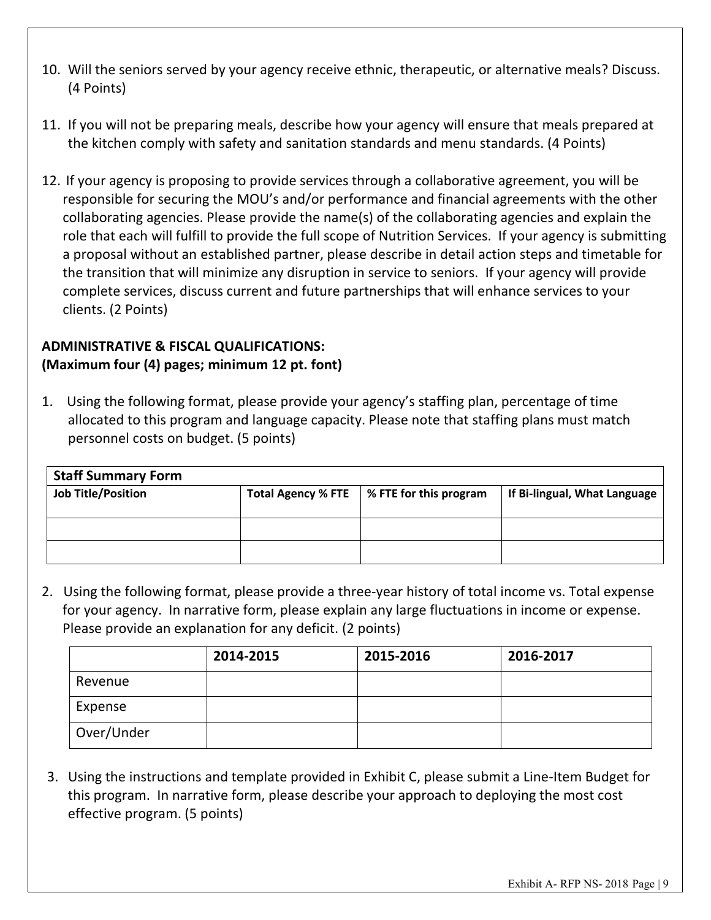10. Will the seniors served by your agency receive ethnic, therapeutic, or alternative meals? Discuss. (4 Points)

11. If you will not be preparing meals, describe how your agency will ensure that meals prepared at the kitchen comply with safety and sanitation standards and menu standards. (4 Points)

12. If your agency is proposing to provide services through a collaborative agreement, you will be responsible for securing the MOU's and/or performance and financial agreements with the other collaborating agencies. Please provide the name(s) of the collaborating agencies and explain the role that each will fulfill to provide the full scope of Nutrition Services. If your agency is submitting a proposal without an established partner, please describe in detail action steps and timetable for the transition that will minimize any disruption in service to seniors. If your agency will provide complete services, discuss current and future partnerships that will enhance services to your clients. (2 Points)

**ADMINISTRATIVE & FISCAL QUALIFICATIONS:**
**(Maximum four (4) pages; minimum 12 pt. font)**

1. Using the following format, please provide your agency's staffing plan, percentage of time allocated to this program and language capacity. Please note that staffing plans must match personnel costs on budget. (5 points)

| **Staff Summary Form** | | | |
|---|---|---|---|
| **Job Title/Position** | **Total Agency % FTE** | **% FTE for this program** | **If Bi-lingual, What Language** |
| | | | |
| | | | |

2. Using the following format, please provide a three-year history of total income vs. Total expense for your agency. In narrative form, please explain any large fluctuations in income or expense. Please provide an explanation for any deficit. (2 points)

| | **2014-2015** | **2015-2016** | **2016-2017** |
|---|---|---|---|
| Revenue | | | |
| Expense | | | |
| Over/Under | | | |

3. Using the instructions and template provided in Exhibit C, please submit a Line-Item Budget for this program. In narrative form, please describe your approach to deploying the most cost effective program. (5 points)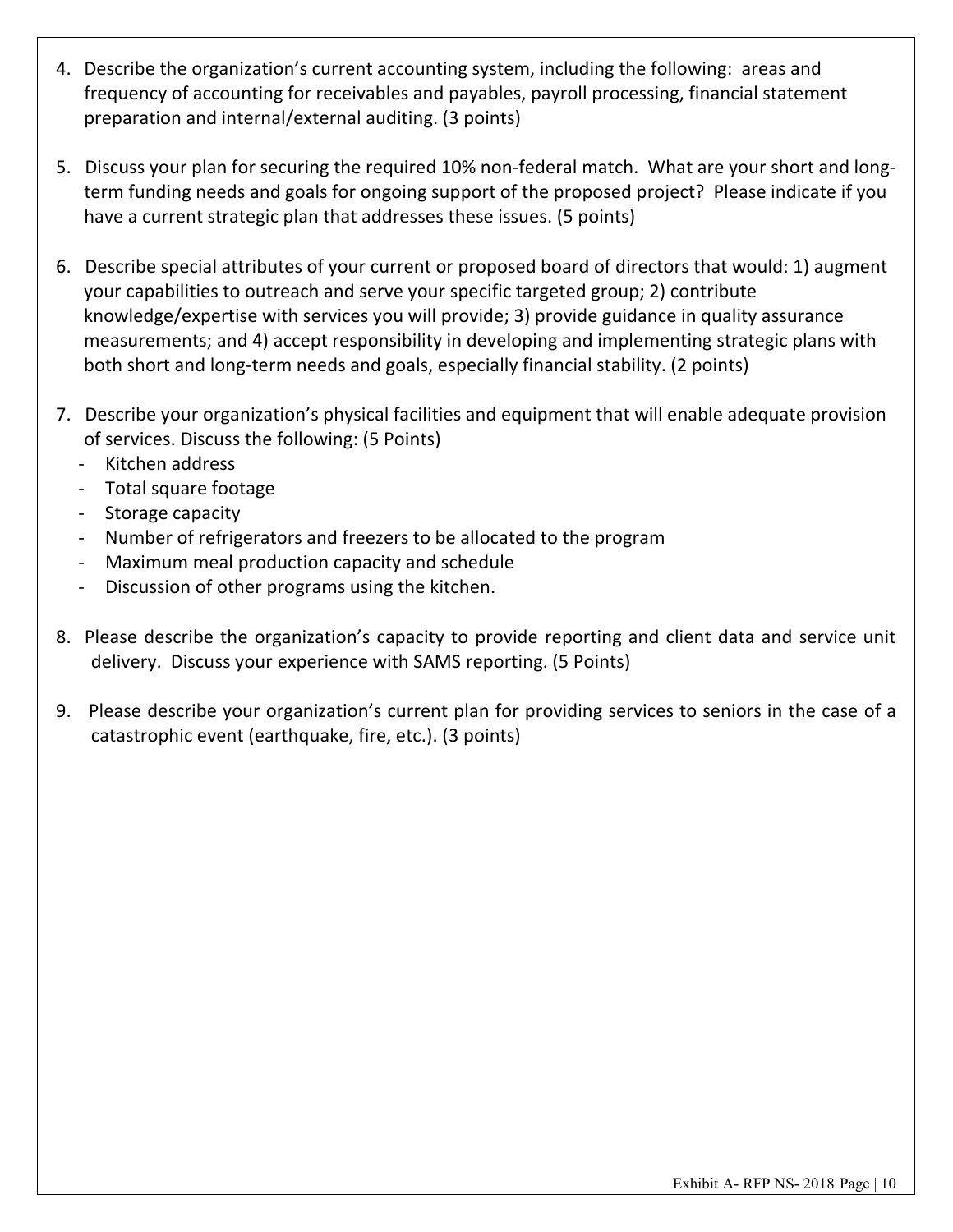4. Describe the organization's current accounting system, including the following: areas and frequency of accounting for receivables and payables, payroll processing, financial statement preparation and internal/external auditing. (3 points)

5. Discuss your plan for securing the required 10% non-federal match. What are your short and long-term funding needs and goals for ongoing support of the proposed project? Please indicate if you have a current strategic plan that addresses these issues. (5 points)

6. Describe special attributes of your current or proposed board of directors that would: 1) augment your capabilities to outreach and serve your specific targeted group; 2) contribute knowledge/expertise with services you will provide; 3) provide guidance in quality assurance measurements; and 4) accept responsibility in developing and implementing strategic plans with both short and long-term needs and goals, especially financial stability. (2 points)

7. Describe your organization's physical facilities and equipment that will enable adequate provision of services. Discuss the following: (5 Points)
   - Kitchen address
   - Total square footage
   - Storage capacity
   - Number of refrigerators and freezers to be allocated to the program
   - Maximum meal production capacity and schedule
   - Discussion of other programs using the kitchen.

8. Please describe the organization's capacity to provide reporting and client data and service unit delivery. Discuss your experience with SAMS reporting. (5 Points)

9. Please describe your organization's current plan for providing services to seniors in the case of a catastrophic event (earthquake, fire, etc.). (3 points)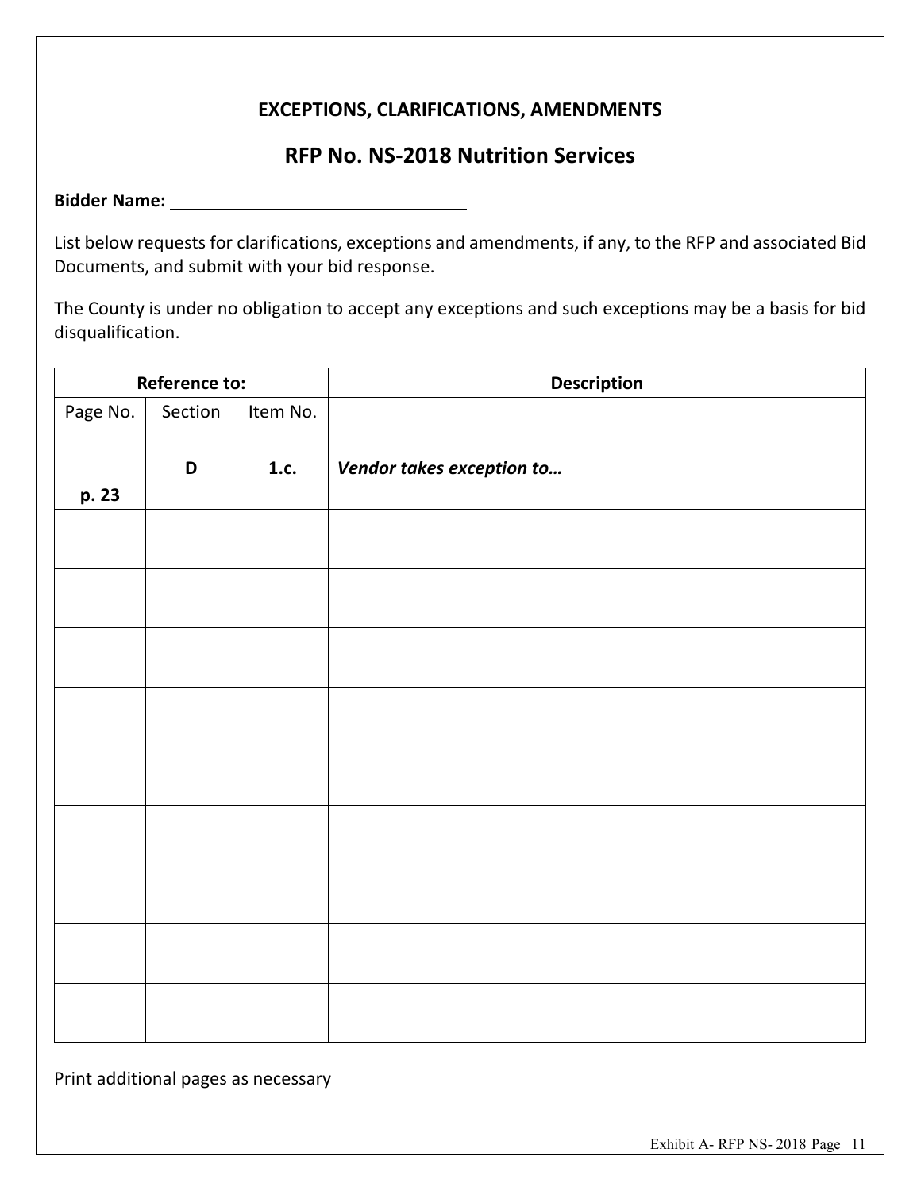**EXCEPTIONS, CLARIFICATIONS, AMENDMENTS**

## RFP No. NS-2018 Nutrition Services

**Bidder Name:** ______________________________

List below requests for clarifications, exceptions and amendments, if any, to the RFP and associated Bid Documents, and submit with your bid response.

The County is under no obligation to accept any exceptions and such exceptions may be a basis for bid disqualification.

| Reference to: | | | Description |
|---|---|---|---|
| Page No. | Section | Item No. | |
| **p. 23** | **D** | **1.c.** | ***Vendor takes exception to…*** |
| | | | |
| | | | |
| | | | |
| | | | |
| | | | |
| | | | |
| | | | |
| | | | |
| | | | |

Print additional pages as necessary

Exhibit A- RFP NS- 2018 Page | 11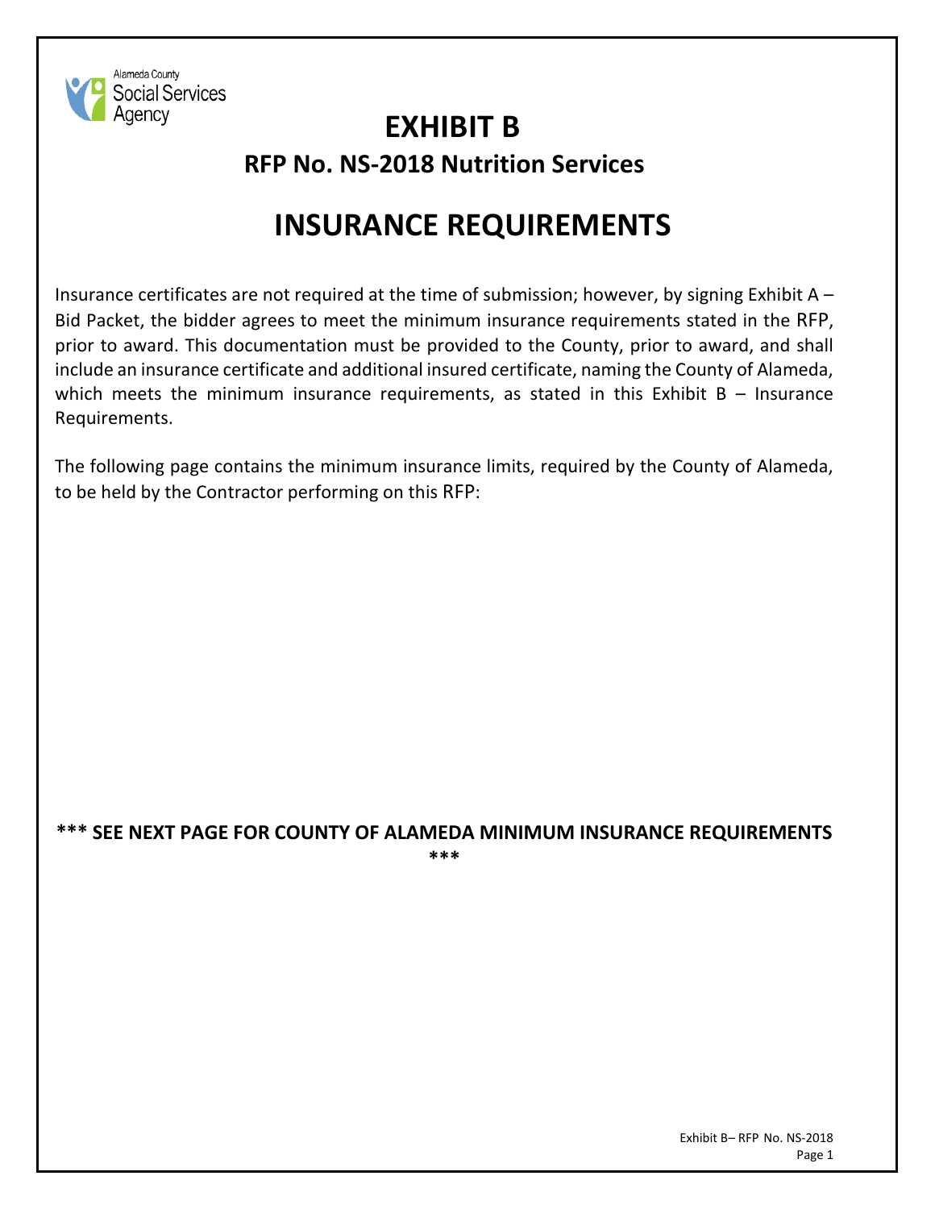Alameda County Social Services Agency

# EXHIBIT B

## RFP No. NS-2018 Nutrition Services

# INSURANCE REQUIREMENTS

Insurance certificates are not required at the time of submission; however, by signing Exhibit A – Bid Packet, the bidder agrees to meet the minimum insurance requirements stated in the RFP, prior to award. This documentation must be provided to the County, prior to award, and shall include an insurance certificate and additional insured certificate, naming the County of Alameda, which meets the minimum insurance requirements, as stated in this Exhibit B – Insurance Requirements.

The following page contains the minimum insurance limits, required by the County of Alameda, to be held by the Contractor performing on this RFP:

**\*\*\* SEE NEXT PAGE FOR COUNTY OF ALAMEDA MINIMUM INSURANCE REQUIREMENTS \*\*\***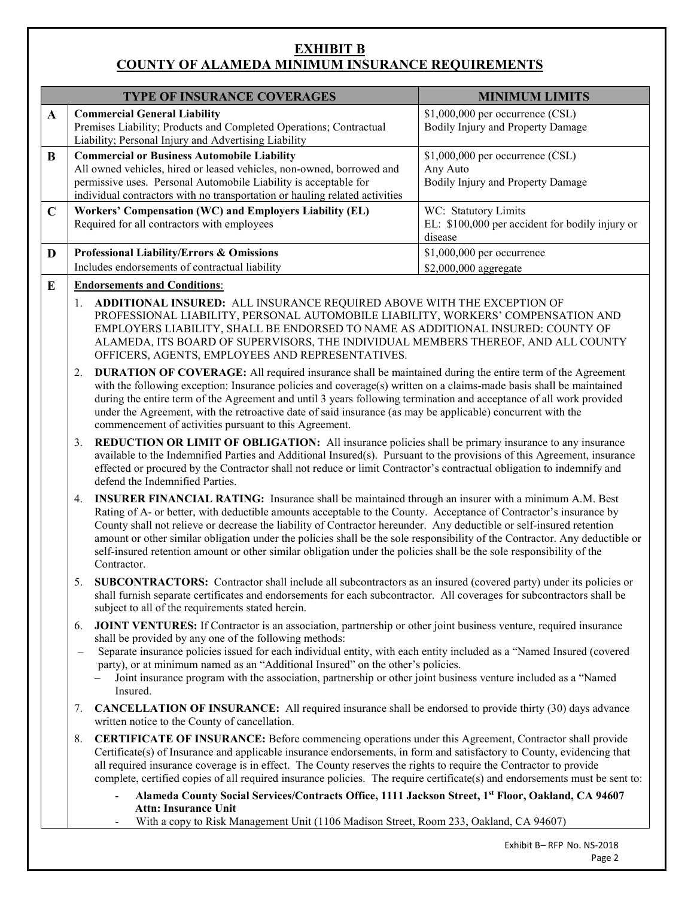## EXHIBIT B
## COUNTY OF ALAMEDA MINIMUM INSURANCE REQUIREMENTS

| | TYPE OF INSURANCE COVERAGES | MINIMUM LIMITS |
|---|---|---|
| **A** | **Commercial General Liability**<br>Premises Liability; Products and Completed Operations; Contractual Liability; Personal Injury and Advertising Liability | $1,000,000 per occurrence (CSL)<br>Bodily Injury and Property Damage |
| **B** | **Commercial or Business Automobile Liability**<br>All owned vehicles, hired or leased vehicles, non-owned, borrowed and permissive uses. Personal Automobile Liability is acceptable for individual contractors with no transportation or hauling related activities | $1,000,000 per occurrence (CSL)<br>Any Auto<br>Bodily Injury and Property Damage |
| **C** | **Workers' Compensation (WC) and Employers Liability (EL)**<br>Required for all contractors with employees | WC: Statutory Limits<br>EL: $100,000 per accident for bodily injury or disease |
| **D** | **Professional Liability/Errors & Omissions**<br>Includes endorsements of contractual liability | $1,000,000 per occurrence<br>$2,000,000 aggregate |

**E** **Endorsements and Conditions**:

1. **ADDITIONAL INSURED:** ALL INSURANCE REQUIRED ABOVE WITH THE EXCEPTION OF PROFESSIONAL LIABILITY, PERSONAL AUTOMOBILE LIABILITY, WORKERS' COMPENSATION AND EMPLOYERS LIABILITY, SHALL BE ENDORSED TO NAME AS ADDITIONAL INSURED: COUNTY OF ALAMEDA, ITS BOARD OF SUPERVISORS, THE INDIVIDUAL MEMBERS THEREOF, AND ALL COUNTY OFFICERS, AGENTS, EMPLOYEES AND REPRESENTATIVES.
2. **DURATION OF COVERAGE:** All required insurance shall be maintained during the entire term of the Agreement with the following exception: Insurance policies and coverage(s) written on a claims-made basis shall be maintained during the entire term of the Agreement and until 3 years following termination and acceptance of all work provided under the Agreement, with the retroactive date of said insurance (as may be applicable) concurrent with the commencement of activities pursuant to this Agreement.
3. **REDUCTION OR LIMIT OF OBLIGATION:** All insurance policies shall be primary insurance to any insurance available to the Indemnified Parties and Additional Insured(s). Pursuant to the provisions of this Agreement, insurance effected or procured by the Contractor shall not reduce or limit Contractor's contractual obligation to indemnify and defend the Indemnified Parties.
4. **INSURER FINANCIAL RATING:** Insurance shall be maintained through an insurer with a minimum A.M. Best Rating of A- or better, with deductible amounts acceptable to the County. Acceptance of Contractor's insurance by County shall not relieve or decrease the liability of Contractor hereunder. Any deductible or self-insured retention amount or other similar obligation under the policies shall be the sole responsibility of the Contractor. Any deductible or self-insured retention amount or other similar obligation under the policies shall be the sole responsibility of the Contractor.
5. **SUBCONTRACTORS:** Contractor shall include all subcontractors as an insured (covered party) under its policies or shall furnish separate certificates and endorsements for each subcontractor. All coverages for subcontractors shall be subject to all of the requirements stated herein.
6. **JOINT VENTURES:** If Contractor is an association, partnership or other joint business venture, required insurance shall be provided by any one of the following methods:
   - Separate insurance policies issued for each individual entity, with each entity included as a "Named Insured (covered party), or at minimum named as an "Additional Insured" on the other's policies.
   - Joint insurance program with the association, partnership or other joint business venture included as a "Named Insured.
7. **CANCELLATION OF INSURANCE:** All required insurance shall be endorsed to provide thirty (30) days advance written notice to the County of cancellation.
8. **CERTIFICATE OF INSURANCE:** Before commencing operations under this Agreement, Contractor shall provide Certificate(s) of Insurance and applicable insurance endorsements, in form and satisfactory to County, evidencing that all required insurance coverage is in effect. The County reserves the rights to require the Contractor to provide complete, certified copies of all required insurance policies. The require certificate(s) and endorsements must be sent to:
   - **Alameda County Social Services/Contracts Office, 1111 Jackson Street, 1st Floor, Oakland, CA 94607 Attn: Insurance Unit**
   - With a copy to Risk Management Unit (1106 Madison Street, Room 233, Oakland, CA 94607)

Exhibit B– RFP No. NS-2018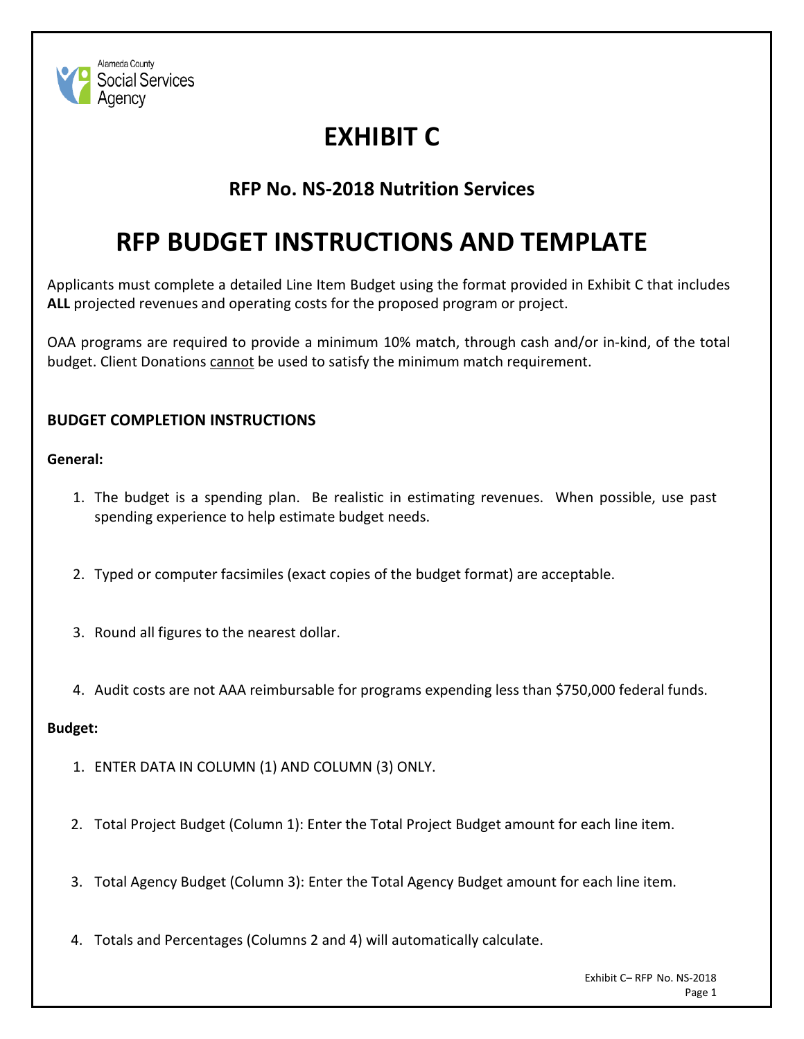Alameda County Social Services Agency

# EXHIBIT C

### RFP No. NS-2018 Nutrition Services

## RFP BUDGET INSTRUCTIONS AND TEMPLATE

Applicants must complete a detailed Line Item Budget using the format provided in Exhibit C that includes **ALL** projected revenues and operating costs for the proposed program or project.

OAA programs are required to provide a minimum 10% match, through cash and/or in-kind, of the total budget. Client Donations cannot be used to satisfy the minimum match requirement.

### BUDGET COMPLETION INSTRUCTIONS

**General:**

1. The budget is a spending plan. Be realistic in estimating revenues. When possible, use past spending experience to help estimate budget needs.
2. Typed or computer facsimiles (exact copies of the budget format) are acceptable.
3. Round all figures to the nearest dollar.
4. Audit costs are not AAA reimbursable for programs expending less than $750,000 federal funds.

**Budget:**

1. ENTER DATA IN COLUMN (1) AND COLUMN (3) ONLY.
2. Total Project Budget (Column 1): Enter the Total Project Budget amount for each line item.
3. Total Agency Budget (Column 3): Enter the Total Agency Budget amount for each line item.
4. Totals and Percentages (Columns 2 and 4) will automatically calculate.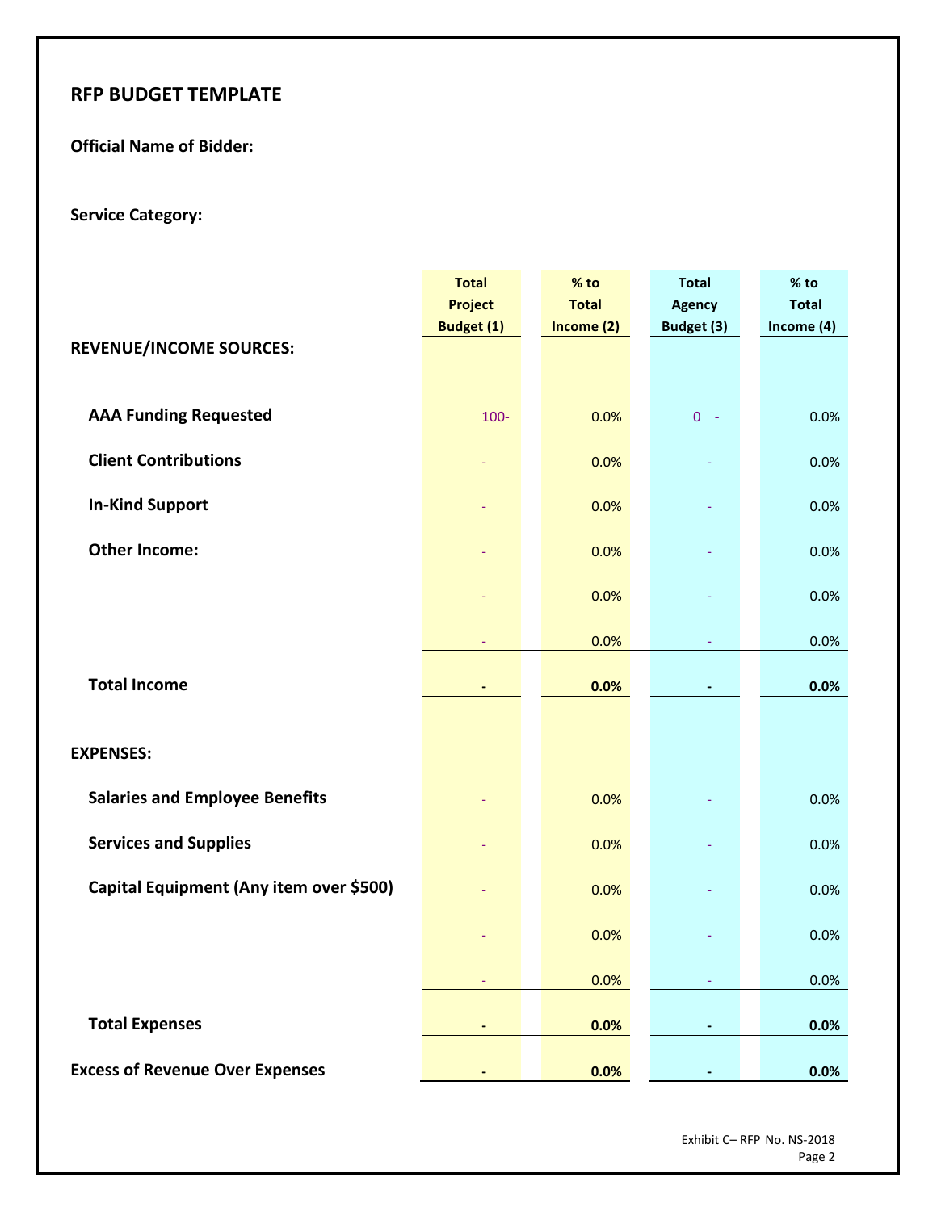## RFP BUDGET TEMPLATE

**Official Name of Bidder:**

**Service Category:**

| | Total Project Budget (1) | % to Total Income (2) | Total Agency Budget (3) | % to Total Income (4) |
|---|---|---|---|---|
| **REVENUE/INCOME SOURCES:** | | | | |
| **AAA Funding Requested** | 100- | 0.0% | 0 - | 0.0% |
| **Client Contributions** | - | 0.0% | - | 0.0% |
| **In-Kind Support** | - | 0.0% | - | 0.0% |
| **Other Income:** | - | 0.0% | - | 0.0% |
| | - | 0.0% | - | 0.0% |
| | - | 0.0% | - | 0.0% |
| **Total Income** | **-** | **0.0%** | **-** | **0.0%** |
| **EXPENSES:** | | | | |
| **Salaries and Employee Benefits** | - | 0.0% | - | 0.0% |
| **Services and Supplies** | - | 0.0% | - | 0.0% |
| **Capital Equipment (Any item over $500)** | - | 0.0% | - | 0.0% |
| | - | 0.0% | - | 0.0% |
| | - | 0.0% | - | 0.0% |
| **Total Expenses** | **-** | **0.0%** | **-** | **0.0%** |
| **Excess of Revenue Over Expenses** | **-** | **0.0%** | **-** | **0.0%** |

Exhibit C– RFP No. NS-2018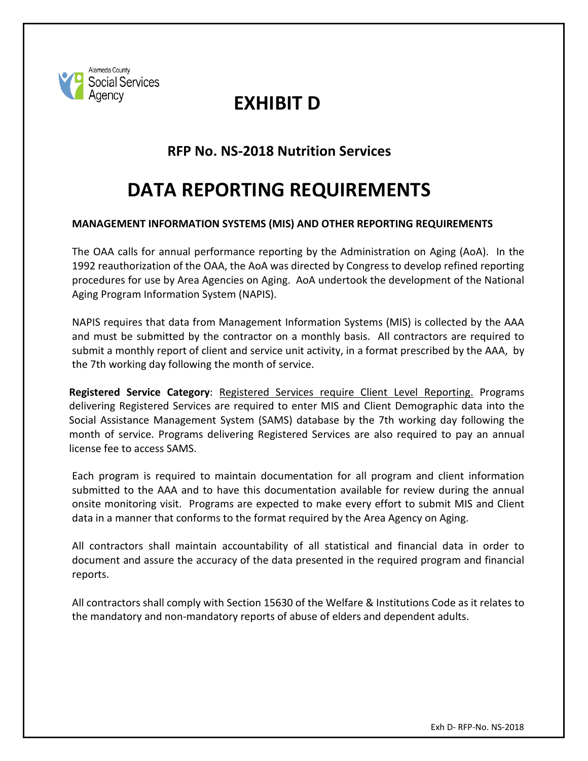Alameda County Social Services Agency

# EXHIBIT D

## RFP No. NS-2018 Nutrition Services

# DATA REPORTING REQUIREMENTS

### MANAGEMENT INFORMATION SYSTEMS (MIS) AND OTHER REPORTING REQUIREMENTS

The OAA calls for annual performance reporting by the Administration on Aging (AoA). In the 1992 reauthorization of the OAA, the AoA was directed by Congress to develop refined reporting procedures for use by Area Agencies on Aging. AoA undertook the development of the National Aging Program Information System (NAPIS).

NAPIS requires that data from Management Information Systems (MIS) is collected by the AAA and must be submitted by the contractor on a monthly basis. All contractors are required to submit a monthly report of client and service unit activity, in a format prescribed by the AAA, by the 7th working day following the month of service.

**Registered Service Category**: Registered Services require Client Level Reporting. Programs delivering Registered Services are required to enter MIS and Client Demographic data into the Social Assistance Management System (SAMS) database by the 7th working day following the month of service. Programs delivering Registered Services are also required to pay an annual license fee to access SAMS.

Each program is required to maintain documentation for all program and client information submitted to the AAA and to have this documentation available for review during the annual onsite monitoring visit. Programs are expected to make every effort to submit MIS and Client data in a manner that conforms to the format required by the Area Agency on Aging.

All contractors shall maintain accountability of all statistical and financial data in order to document and assure the accuracy of the data presented in the required program and financial reports.

All contractors shall comply with Section 15630 of the Welfare & Institutions Code as it relates to the mandatory and non-mandatory reports of abuse of elders and dependent adults.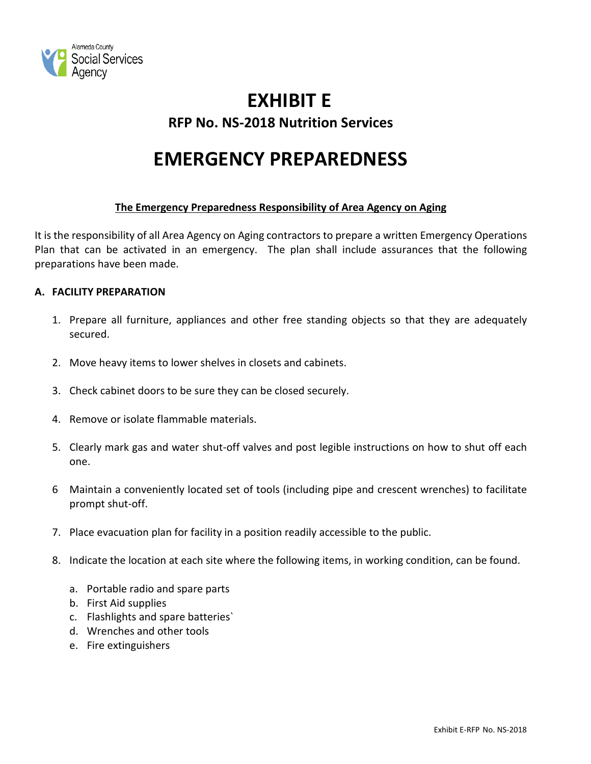# EXHIBIT E

## RFP No. NS-2018 Nutrition Services

# EMERGENCY PREPAREDNESS

**The Emergency Preparedness Responsibility of Area Agency on Aging**

It is the responsibility of all Area Agency on Aging contractors to prepare a written Emergency Operations Plan that can be activated in an emergency. The plan shall include assurances that the following preparations have been made.

**A. FACILITY PREPARATION**

1. Prepare all furniture, appliances and other free standing objects so that they are adequately secured.

2. Move heavy items to lower shelves in closets and cabinets.

3. Check cabinet doors to be sure they can be closed securely.

4. Remove or isolate flammable materials.

5. Clearly mark gas and water shut-off valves and post legible instructions on how to shut off each one.

6 Maintain a conveniently located set of tools (including pipe and crescent wrenches) to facilitate prompt shut-off.

7. Place evacuation plan for facility in a position readily accessible to the public.

8. Indicate the location at each site where the following items, in working condition, can be found.

   a. Portable radio and spare parts
   b. First Aid supplies
   c. Flashlights and spare batteries`
   d. Wrenches and other tools
   e. Fire extinguishers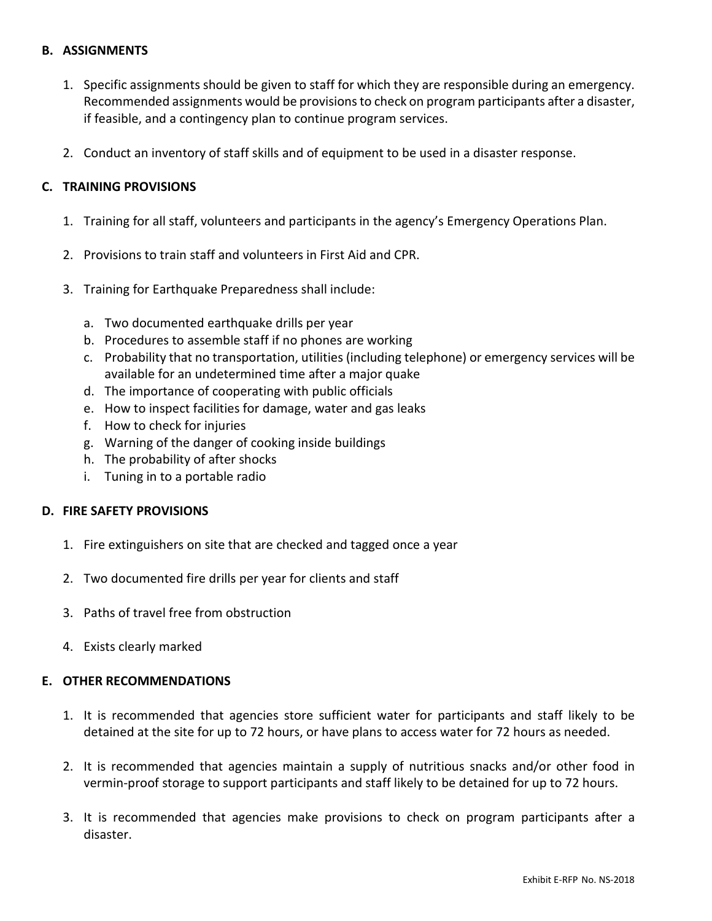### B. ASSIGNMENTS

1. Specific assignments should be given to staff for which they are responsible during an emergency. Recommended assignments would be provisions to check on program participants after a disaster, if feasible, and a contingency plan to continue program services.

2. Conduct an inventory of staff skills and of equipment to be used in a disaster response.

### C. TRAINING PROVISIONS

1. Training for all staff, volunteers and participants in the agency's Emergency Operations Plan.

2. Provisions to train staff and volunteers in First Aid and CPR.

3. Training for Earthquake Preparedness shall include:

   a. Two documented earthquake drills per year
   b. Procedures to assemble staff if no phones are working
   c. Probability that no transportation, utilities (including telephone) or emergency services will be available for an undetermined time after a major quake
   d. The importance of cooperating with public officials
   e. How to inspect facilities for damage, water and gas leaks
   f. How to check for injuries
   g. Warning of the danger of cooking inside buildings
   h. The probability of after shocks
   i. Tuning in to a portable radio

### D. FIRE SAFETY PROVISIONS

1. Fire extinguishers on site that are checked and tagged once a year

2. Two documented fire drills per year for clients and staff

3. Paths of travel free from obstruction

4. Exists clearly marked

### E. OTHER RECOMMENDATIONS

1. It is recommended that agencies store sufficient water for participants and staff likely to be detained at the site for up to 72 hours, or have plans to access water for 72 hours as needed.

2. It is recommended that agencies maintain a supply of nutritious snacks and/or other food in vermin-proof storage to support participants and staff likely to be detained for up to 72 hours.

3. It is recommended that agencies make provisions to check on program participants after a disaster.

Exhibit E-RFP No. NS-2018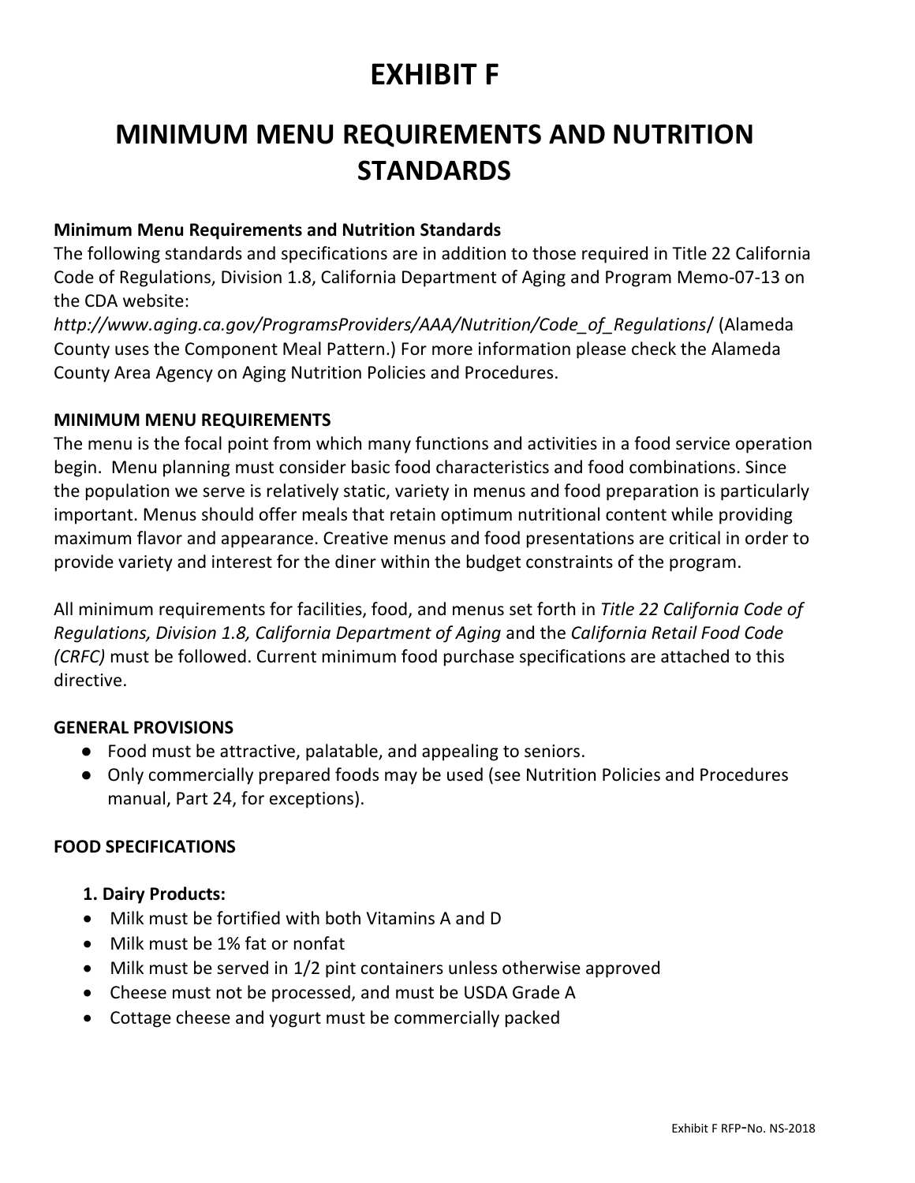# EXHIBIT F

# MINIMUM MENU REQUIREMENTS AND NUTRITION STANDARDS

**Minimum Menu Requirements and Nutrition Standards**

The following standards and specifications are in addition to those required in Title 22 California Code of Regulations, Division 1.8, California Department of Aging and Program Memo-07-13 on the CDA website:

*http://www.aging.ca.gov/ProgramsProviders/AAA/Nutrition/Code_of_Regulations*/ (Alameda County uses the Component Meal Pattern.) For more information please check the Alameda County Area Agency on Aging Nutrition Policies and Procedures.

**MINIMUM MENU REQUIREMENTS**

The menu is the focal point from which many functions and activities in a food service operation begin. Menu planning must consider basic food characteristics and food combinations. Since the population we serve is relatively static, variety in menus and food preparation is particularly important. Menus should offer meals that retain optimum nutritional content while providing maximum flavor and appearance. Creative menus and food presentations are critical in order to provide variety and interest for the diner within the budget constraints of the program.

All minimum requirements for facilities, food, and menus set forth in *Title 22 California Code of Regulations, Division 1.8, California Department of Aging* and the *California Retail Food Code (CRFC)* must be followed. Current minimum food purchase specifications are attached to this directive.

**GENERAL PROVISIONS**

- Food must be attractive, palatable, and appealing to seniors.
- Only commercially prepared foods may be used (see Nutrition Policies and Procedures manual, Part 24, for exceptions).

**FOOD SPECIFICATIONS**

**1. Dairy Products:**

- Milk must be fortified with both Vitamins A and D
- Milk must be 1% fat or nonfat
- Milk must be served in 1/2 pint containers unless otherwise approved
- Cheese must not be processed, and must be USDA Grade A
- Cottage cheese and yogurt must be commercially packed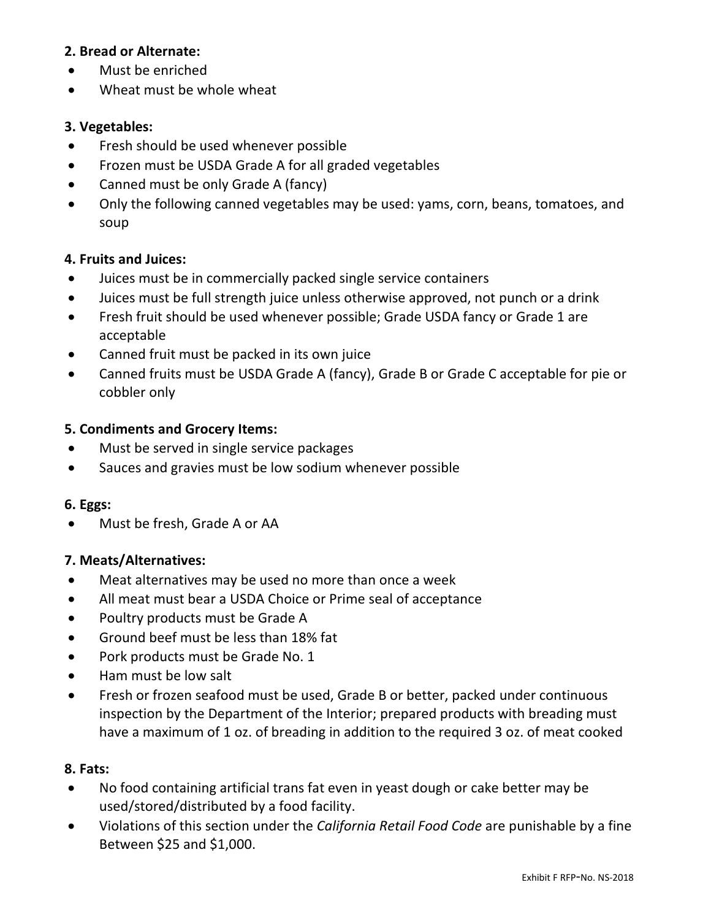**2. Bread or Alternate:**

- Must be enriched
- Wheat must be whole wheat

**3. Vegetables:**

- Fresh should be used whenever possible
- Frozen must be USDA Grade A for all graded vegetables
- Canned must be only Grade A (fancy)
- Only the following canned vegetables may be used: yams, corn, beans, tomatoes, and soup

**4. Fruits and Juices:**

- Juices must be in commercially packed single service containers
- Juices must be full strength juice unless otherwise approved, not punch or a drink
- Fresh fruit should be used whenever possible; Grade USDA fancy or Grade 1 are acceptable
- Canned fruit must be packed in its own juice
- Canned fruits must be USDA Grade A (fancy), Grade B or Grade C acceptable for pie or cobbler only

**5. Condiments and Grocery Items:**

- Must be served in single service packages
- Sauces and gravies must be low sodium whenever possible

**6. Eggs:**

- Must be fresh, Grade A or AA

**7. Meats/Alternatives:**

- Meat alternatives may be used no more than once a week
- All meat must bear a USDA Choice or Prime seal of acceptance
- Poultry products must be Grade A
- Ground beef must be less than 18% fat
- Pork products must be Grade No. 1
- Ham must be low salt
- Fresh or frozen seafood must be used, Grade B or better, packed under continuous inspection by the Department of the Interior; prepared products with breading must have a maximum of 1 oz. of breading in addition to the required 3 oz. of meat cooked

**8. Fats:**

- No food containing artificial trans fat even in yeast dough or cake better may be used/stored/distributed by a food facility.
- Violations of this section under the *California Retail Food Code* are punishable by a fine Between $25 and $1,000.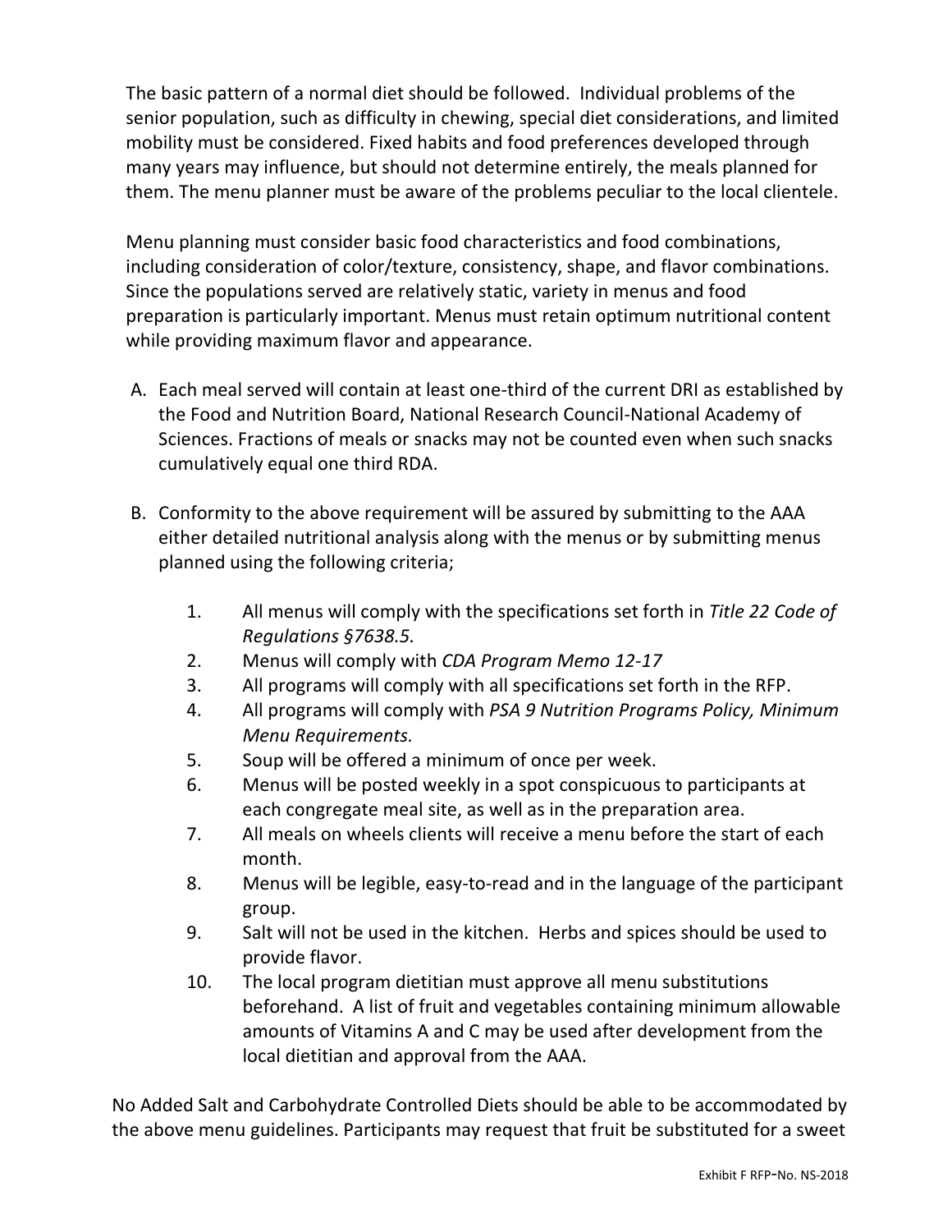The basic pattern of a normal diet should be followed. Individual problems of the senior population, such as difficulty in chewing, special diet considerations, and limited mobility must be considered. Fixed habits and food preferences developed through many years may influence, but should not determine entirely, the meals planned for them. The menu planner must be aware of the problems peculiar to the local clientele.

Menu planning must consider basic food characteristics and food combinations, including consideration of color/texture, consistency, shape, and flavor combinations. Since the populations served are relatively static, variety in menus and food preparation is particularly important. Menus must retain optimum nutritional content while providing maximum flavor and appearance.

A. Each meal served will contain at least one-third of the current DRI as established by the Food and Nutrition Board, National Research Council-National Academy of Sciences. Fractions of meals or snacks may not be counted even when such snacks cumulatively equal one third RDA.

B. Conformity to the above requirement will be assured by submitting to the AAA either detailed nutritional analysis along with the menus or by submitting menus planned using the following criteria;

   1. All menus will comply with the specifications set forth in *Title 22 Code of Regulations §7638.5.*
   2. Menus will comply with *CDA Program Memo 12-17*
   3. All programs will comply with all specifications set forth in the RFP.
   4. All programs will comply with *PSA 9 Nutrition Programs Policy, Minimum Menu Requirements.*
   5. Soup will be offered a minimum of once per week.
   6. Menus will be posted weekly in a spot conspicuous to participants at each congregate meal site, as well as in the preparation area.
   7. All meals on wheels clients will receive a menu before the start of each month.
   8. Menus will be legible, easy-to-read and in the language of the participant group.
   9. Salt will not be used in the kitchen. Herbs and spices should be used to provide flavor.
   10. The local program dietitian must approve all menu substitutions beforehand. A list of fruit and vegetables containing minimum allowable amounts of Vitamins A and C may be used after development from the local dietitian and approval from the AAA.

No Added Salt and Carbohydrate Controlled Diets should be able to be accommodated by the above menu guidelines. Participants may request that fruit be substituted for a sweet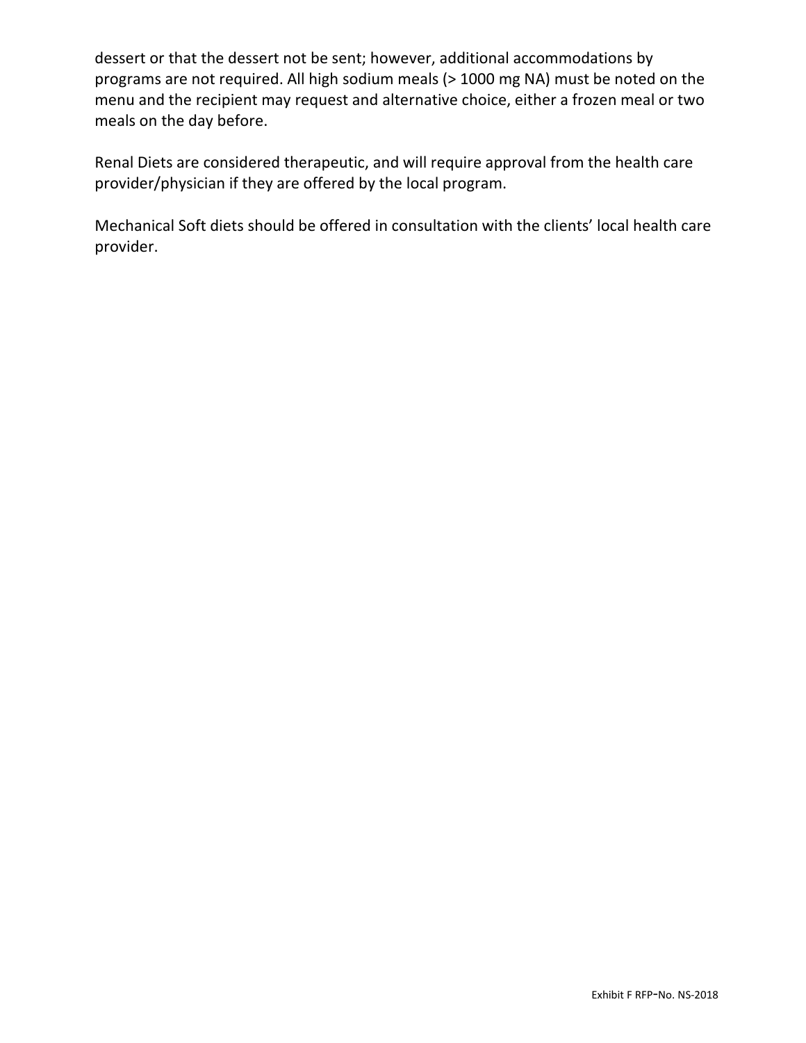dessert or that the dessert not be sent; however, additional accommodations by programs are not required. All high sodium meals (> 1000 mg NA) must be noted on the menu and the recipient may request and alternative choice, either a frozen meal or two meals on the day before.

Renal Diets are considered therapeutic, and will require approval from the health care provider/physician if they are offered by the local program.

Mechanical Soft diets should be offered in consultation with the clients' local health care provider.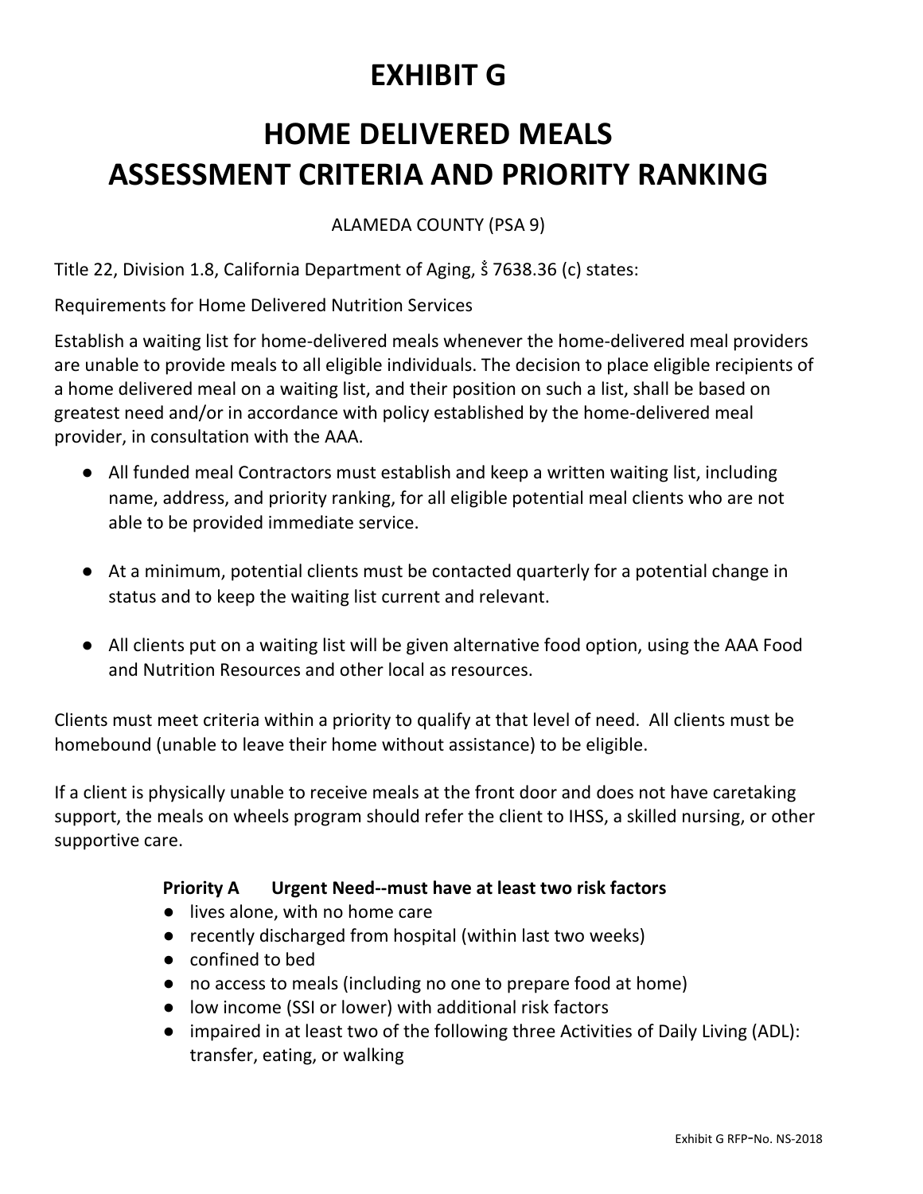# EXHIBIT G

# HOME DELIVERED MEALS ASSESSMENT CRITERIA AND PRIORITY RANKING

ALAMEDA COUNTY (PSA 9)

Title 22, Division 1.8, California Department of Aging, § 7638.36 (c) states:

Requirements for Home Delivered Nutrition Services

Establish a waiting list for home-delivered meals whenever the home-delivered meal providers are unable to provide meals to all eligible individuals. The decision to place eligible recipients of a home delivered meal on a waiting list, and their position on such a list, shall be based on greatest need and/or in accordance with policy established by the home-delivered meal provider, in consultation with the AAA.

- All funded meal Contractors must establish and keep a written waiting list, including name, address, and priority ranking, for all eligible potential meal clients who are not able to be provided immediate service.
- At a minimum, potential clients must be contacted quarterly for a potential change in status and to keep the waiting list current and relevant.
- All clients put on a waiting list will be given alternative food option, using the AAA Food and Nutrition Resources and other local as resources.

Clients must meet criteria within a priority to qualify at that level of need. All clients must be homebound (unable to leave their home without assistance) to be eligible.

If a client is physically unable to receive meals at the front door and does not have caretaking support, the meals on wheels program should refer the client to IHSS, a skilled nursing, or other supportive care.

**Priority A Urgent Need--must have at least two risk factors**

- lives alone, with no home care
- recently discharged from hospital (within last two weeks)
- confined to bed
- no access to meals (including no one to prepare food at home)
- low income (SSI or lower) with additional risk factors
- impaired in at least two of the following three Activities of Daily Living (ADL): transfer, eating, or walking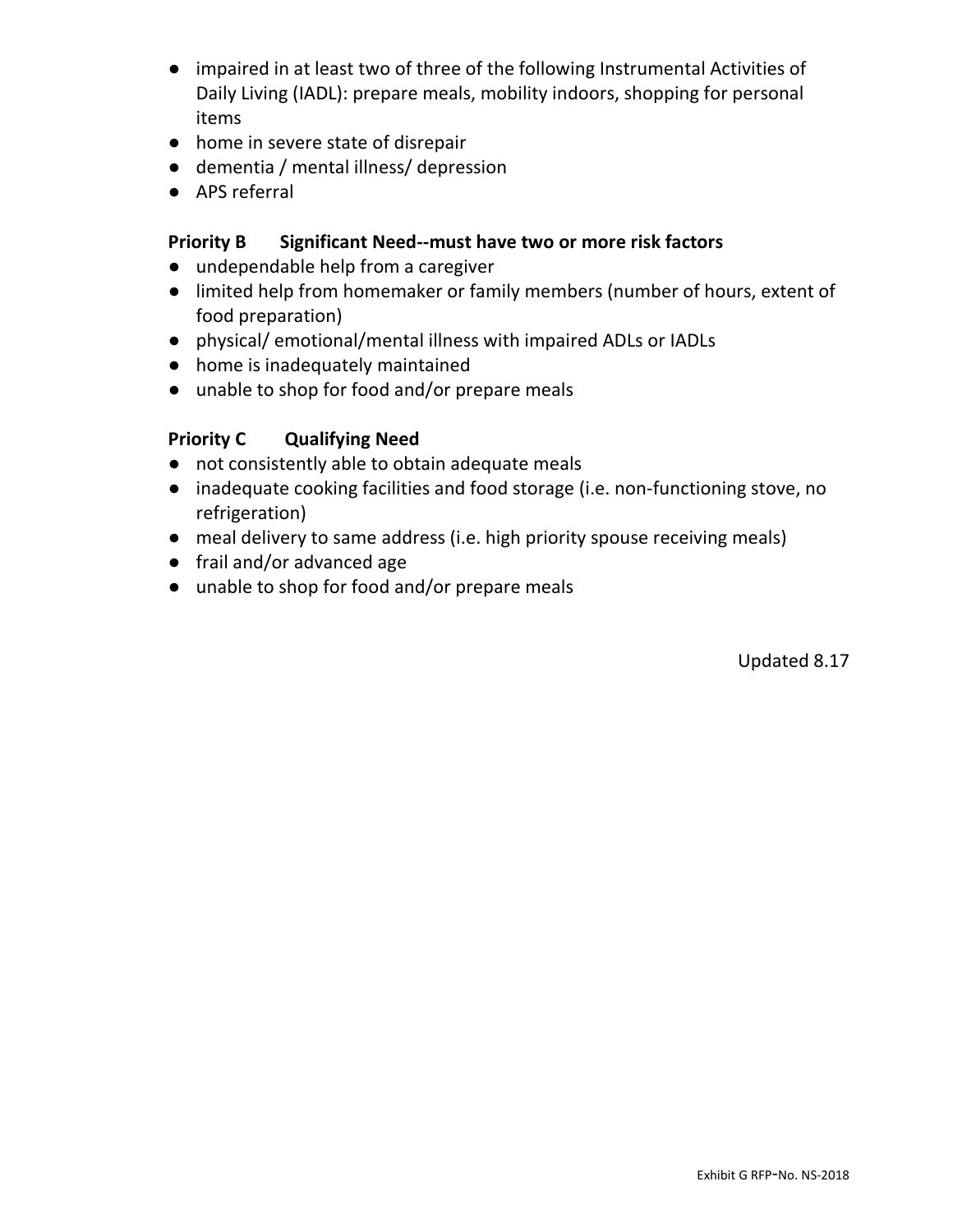- impaired in at least two of three of the following Instrumental Activities of Daily Living (IADL): prepare meals, mobility indoors, shopping for personal items
- home in severe state of disrepair
- dementia / mental illness/ depression
- APS referral

**Priority B Significant Need--must have two or more risk factors**

- undependable help from a caregiver
- limited help from homemaker or family members (number of hours, extent of food preparation)
- physical/ emotional/mental illness with impaired ADLs or IADLs
- home is inadequately maintained
- unable to shop for food and/or prepare meals

**Priority C Qualifying Need**

- not consistently able to obtain adequate meals
- inadequate cooking facilities and food storage (i.e. non-functioning stove, no refrigeration)
- meal delivery to same address (i.e. high priority spouse receiving meals)
- frail and/or advanced age
- unable to shop for food and/or prepare meals

Updated 8.17

Exhibit G RFP-No. NS-2018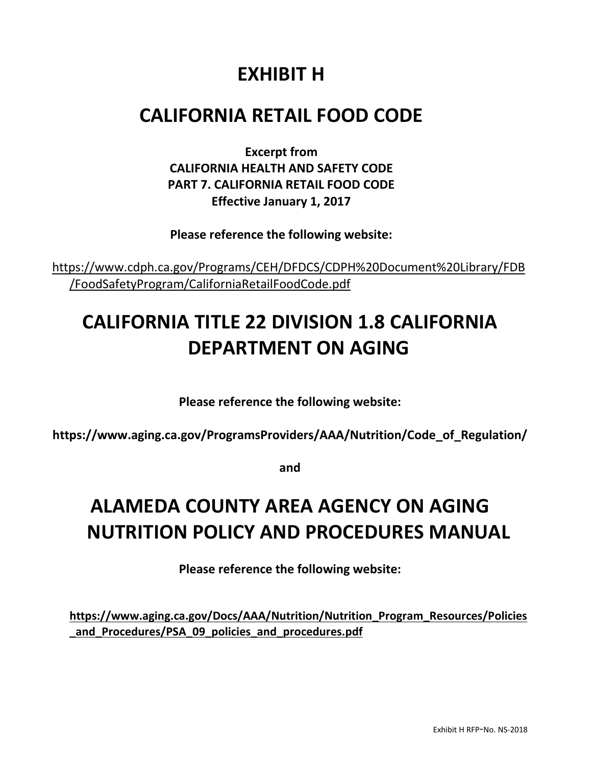# EXHIBIT H

# CALIFORNIA RETAIL FOOD CODE

**Excerpt from**
**CALIFORNIA HEALTH AND SAFETY CODE**
**PART 7. CALIFORNIA RETAIL FOOD CODE**
**Effective January 1, 2017**

**Please reference the following website:**

https://www.cdph.ca.gov/Programs/CEH/DFDCS/CDPH%20Document%20Library/FDB/FoodSafetyProgram/CaliforniaRetailFoodCode.pdf

# CALIFORNIA TITLE 22 DIVISION 1.8 CALIFORNIA DEPARTMENT ON AGING

**Please reference the following website:**

**https://www.aging.ca.gov/ProgramsProviders/AAA/Nutrition/Code_of_Regulation/**

**and**

# ALAMEDA COUNTY AREA AGENCY ON AGING NUTRITION POLICY AND PROCEDURES MANUAL

**Please reference the following website:**

**https://www.aging.ca.gov/Docs/AAA/Nutrition/Nutrition_Program_Resources/Policies_and_Procedures/PSA_09_policies_and_procedures.pdf**

Exhibit H RFP-No. NS-2018